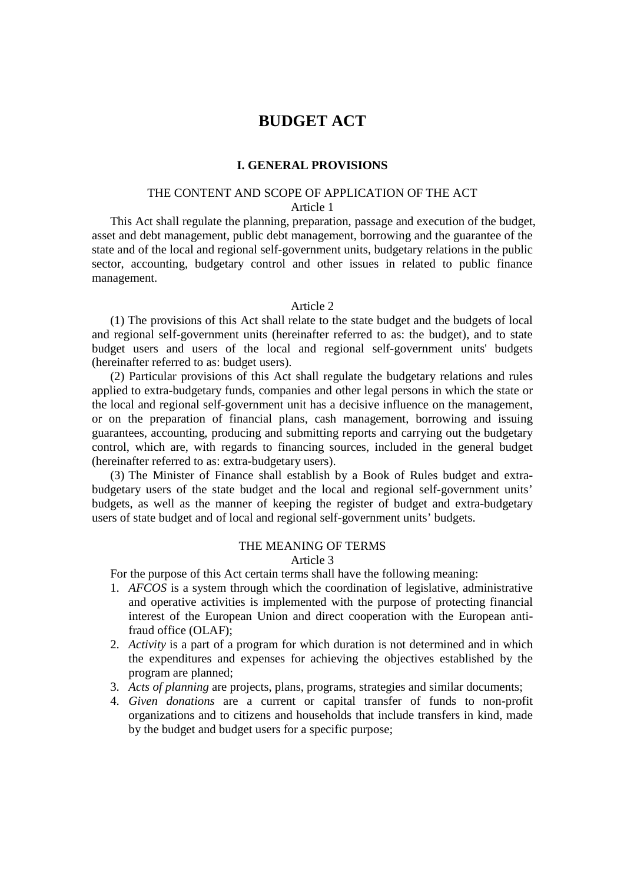# BUDGET ACT

## I. GENERAL PROVISIONS

### THE CONTENT AND SCOPE OF APPLICATION OF THE ACT

Article 1

This Act shall regulate the planning, preparation, passage and execution of the budget, asset and debt management, public debt management, borrowing and the guarantee of the state and of the local and regional self-government units, budgetary relations in the public sector, accounting, budgetary control and other issues in related to public finance management.

Article 2

(1) The provisions of this Act shall relate to the state budget and the budgets of local and regional self-government units (hereinafter referred to as: the budget), and to state budget users and users of the local and regional self-government units' budgets (hereinafter referred to as: budget users).

(2) Particular provisions of this Act shall regulate the budgetary relations and rules applied to extra-budgetary funds, companies and other legal persons in which the state or the local and regional self-government unit has a decisive influence on the management, or on the preparation of financial plans, cash management, borrowing and issuing guarantees, accounting, producing and submitting reports and carrying out the budgetary control, which are, with regards to financing sources, included in the general budget (hereinafter referred to as: extra-budgetary users).

(3) The Minister of Finance shall establish by a Book of Rules budget and extra-budgetary users of the state budget and the local and regional self-government units' budgets, as well as the manner of keeping the register of budget and extra-budgetary users of state budget and of local and regional self-government units' budgets.

### THE MEANING OF TERMS

Article 3

For the purpose of this Act certain terms shall have the following meaning:

1. *AFCOS* is a system through which the coordination of legislative, administrative and operative activities is implemented with the purpose of protecting financial interest of the European Union and direct cooperation with the European anti-fraud office (OLAF);
2. *Activity* is a part of a program for which duration is not determined and in which the expenditures and expenses for achieving the objectives established by the program are planned;
3. *Acts of planning* are projects, plans, programs, strategies and similar documents;
4. *Given donations* are a current or capital transfer of funds to non-profit organizations and to citizens and households that include transfers in kind, made by the budget and budget users for a specific purpose;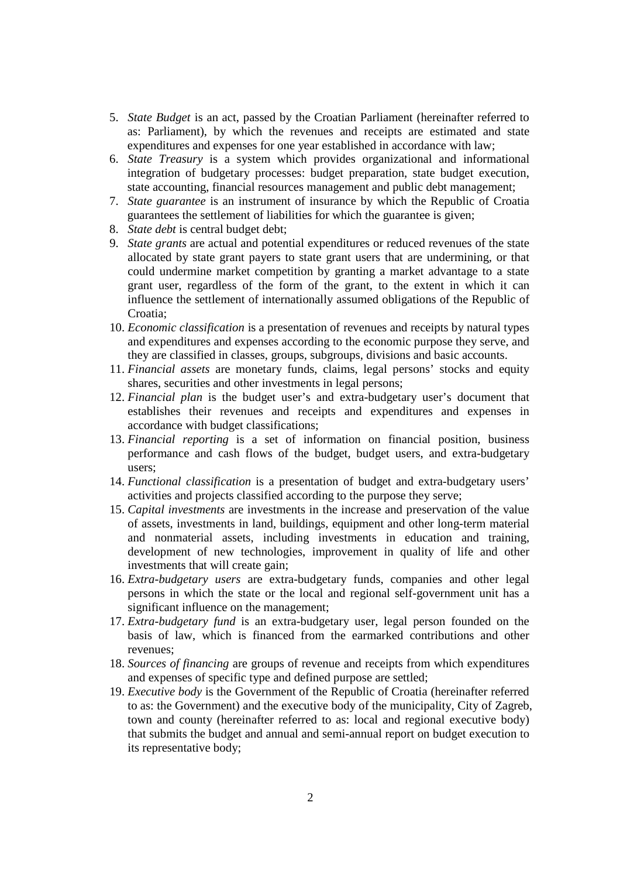5. *State Budget* is an act, passed by the Croatian Parliament (hereinafter referred to as: Parliament), by which the revenues and receipts are estimated and state expenditures and expenses for one year established in accordance with law;
6. *State Treasury* is a system which provides organizational and informational integration of budgetary processes: budget preparation, state budget execution, state accounting, financial resources management and public debt management;
7. *State guarantee* is an instrument of insurance by which the Republic of Croatia guarantees the settlement of liabilities for which the guarantee is given;
8. *State debt* is central budget debt;
9. *State grants* are actual and potential expenditures or reduced revenues of the state allocated by state grant payers to state grant users that are undermining, or that could undermine market competition by granting a market advantage to a state grant user, regardless of the form of the grant, to the extent in which it can influence the settlement of internationally assumed obligations of the Republic of Croatia;
10. *Economic classification* is a presentation of revenues and receipts by natural types and expenditures and expenses according to the economic purpose they serve, and they are classified in classes, groups, subgroups, divisions and basic accounts.
11. *Financial assets* are monetary funds, claims, legal persons' stocks and equity shares, securities and other investments in legal persons;
12. *Financial plan* is the budget user's and extra-budgetary user's document that establishes their revenues and receipts and expenditures and expenses in accordance with budget classifications;
13. *Financial reporting* is a set of information on financial position, business performance and cash flows of the budget, budget users, and extra-budgetary users;
14. *Functional classification* is a presentation of budget and extra-budgetary users' activities and projects classified according to the purpose they serve;
15. *Capital investments* are investments in the increase and preservation of the value of assets, investments in land, buildings, equipment and other long-term material and nonmaterial assets, including investments in education and training, development of new technologies, improvement in quality of life and other investments that will create gain;
16. *Extra-budgetary users* are extra-budgetary funds, companies and other legal persons in which the state or the local and regional self-government unit has a significant influence on the management;
17. *Extra-budgetary fund* is an extra-budgetary user, legal person founded on the basis of law, which is financed from the earmarked contributions and other revenues;
18. *Sources of financing* are groups of revenue and receipts from which expenditures and expenses of specific type and defined purpose are settled;
19. *Executive body* is the Government of the Republic of Croatia (hereinafter referred to as: the Government) and the executive body of the municipality, City of Zagreb, town and county (hereinafter referred to as: local and regional executive body) that submits the budget and annual and semi-annual report on budget execution to its representative body;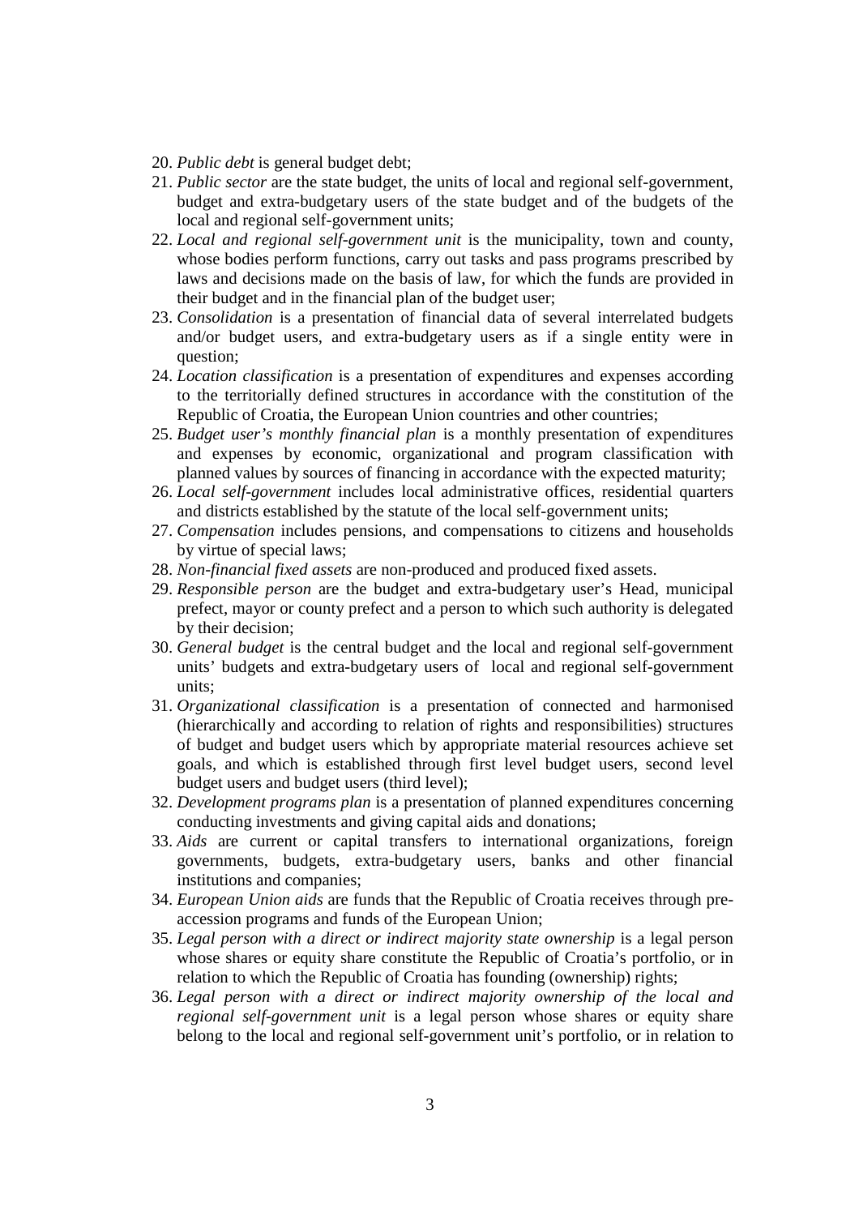20. *Public debt* is general budget debt;
21. *Public sector* are the state budget, the units of local and regional self-government, budget and extra-budgetary users of the state budget and of the budgets of the local and regional self-government units;
22. *Local and regional self-government unit* is the municipality, town and county, whose bodies perform functions, carry out tasks and pass programs prescribed by laws and decisions made on the basis of law, for which the funds are provided in their budget and in the financial plan of the budget user;
23. *Consolidation* is a presentation of financial data of several interrelated budgets and/or budget users, and extra-budgetary users as if a single entity were in question;
24. *Location classification* is a presentation of expenditures and expenses according to the territorially defined structures in accordance with the constitution of the Republic of Croatia, the European Union countries and other countries;
25. *Budget user's monthly financial plan* is a monthly presentation of expenditures and expenses by economic, organizational and program classification with planned values by sources of financing in accordance with the expected maturity;
26. *Local self-government* includes local administrative offices, residential quarters and districts established by the statute of the local self-government units;
27. *Compensation* includes pensions, and compensations to citizens and households by virtue of special laws;
28. *Non-financial fixed assets* are non-produced and produced fixed assets.
29. *Responsible person* are the budget and extra-budgetary user's Head, municipal prefect, mayor or county prefect and a person to which such authority is delegated by their decision;
30. *General budget* is the central budget and the local and regional self-government units' budgets and extra-budgetary users of local and regional self-government units;
31. *Organizational classification* is a presentation of connected and harmonised (hierarchically and according to relation of rights and responsibilities) structures of budget and budget users which by appropriate material resources achieve set goals, and which is established through first level budget users, second level budget users and budget users (third level);
32. *Development programs plan* is a presentation of planned expenditures concerning conducting investments and giving capital aids and donations;
33. *Aids* are current or capital transfers to international organizations, foreign governments, budgets, extra-budgetary users, banks and other financial institutions and companies;
34. *European Union aids* are funds that the Republic of Croatia receives through pre-accession programs and funds of the European Union;
35. *Legal person with a direct or indirect majority state ownership* is a legal person whose shares or equity share constitute the Republic of Croatia's portfolio, or in relation to which the Republic of Croatia has founding (ownership) rights;
36. *Legal person with a direct or indirect majority ownership of the local and regional self-government unit* is a legal person whose shares or equity share belong to the local and regional self-government unit's portfolio, or in relation to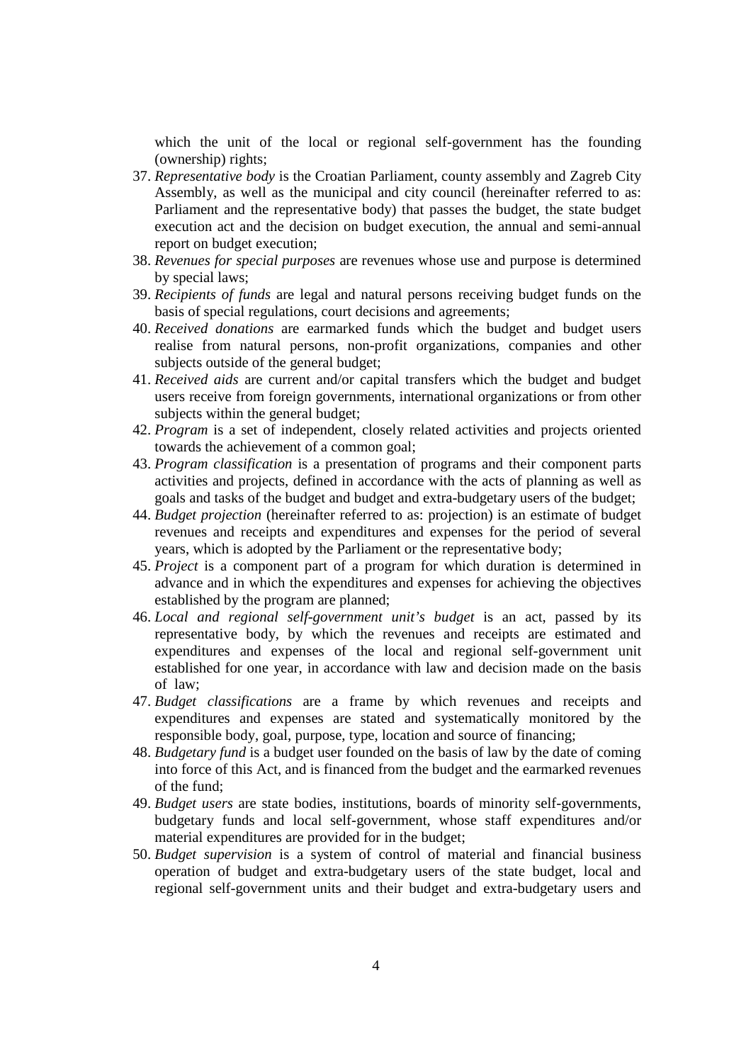which the unit of the local or regional self-government has the founding (ownership) rights;

37. *Representative body* is the Croatian Parliament, county assembly and Zagreb City Assembly, as well as the municipal and city council (hereinafter referred to as: Parliament and the representative body) that passes the budget, the state budget execution act and the decision on budget execution, the annual and semi-annual report on budget execution;
38. *Revenues for special purposes* are revenues whose use and purpose is determined by special laws;
39. *Recipients of funds* are legal and natural persons receiving budget funds on the basis of special regulations, court decisions and agreements;
40. *Received donations* are earmarked funds which the budget and budget users realise from natural persons, non-profit organizations, companies and other subjects outside of the general budget;
41. *Received aids* are current and/or capital transfers which the budget and budget users receive from foreign governments, international organizations or from other subjects within the general budget;
42. *Program* is a set of independent, closely related activities and projects oriented towards the achievement of a common goal;
43. *Program classification* is a presentation of programs and their component parts activities and projects, defined in accordance with the acts of planning as well as goals and tasks of the budget and budget and extra-budgetary users of the budget;
44. *Budget projection* (hereinafter referred to as: projection) is an estimate of budget revenues and receipts and expenditures and expenses for the period of several years, which is adopted by the Parliament or the representative body;
45. *Project* is a component part of a program for which duration is determined in advance and in which the expenditures and expenses for achieving the objectives established by the program are planned;
46. *Local and regional self-government unit's budget* is an act, passed by its representative body, by which the revenues and receipts are estimated and expenditures and expenses of the local and regional self-government unit established for one year, in accordance with law and decision made on the basis of law;
47. *Budget classifications* are a frame by which revenues and receipts and expenditures and expenses are stated and systematically monitored by the responsible body, goal, purpose, type, location and source of financing;
48. *Budgetary fund* is a budget user founded on the basis of law by the date of coming into force of this Act, and is financed from the budget and the earmarked revenues of the fund;
49. *Budget users* are state bodies, institutions, boards of minority self-governments, budgetary funds and local self-government, whose staff expenditures and/or material expenditures are provided for in the budget;
50. *Budget supervision* is a system of control of material and financial business operation of budget and extra-budgetary users of the state budget, local and regional self-government units and their budget and extra-budgetary users and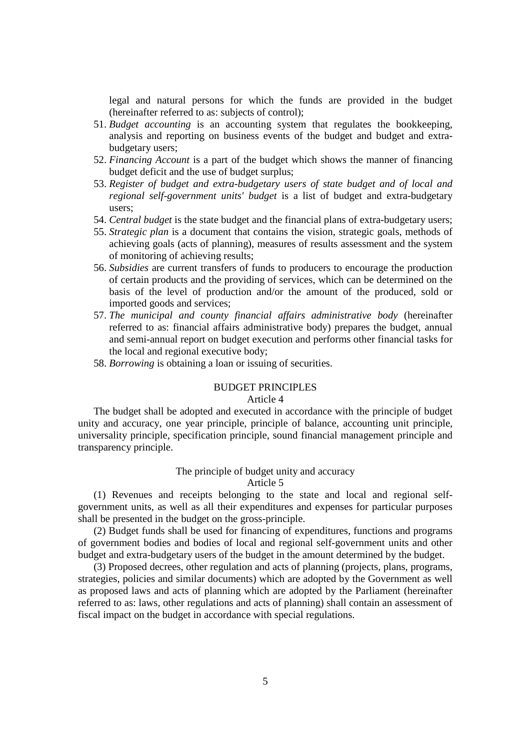legal and natural persons for which the funds are provided in the budget (hereinafter referred to as: subjects of control);

51. *Budget accounting* is an accounting system that regulates the bookkeeping, analysis and reporting on business events of the budget and budget and extra-budgetary users;
52. *Financing Account* is a part of the budget which shows the manner of financing budget deficit and the use of budget surplus;
53. *Register of budget and extra-budgetary users of state budget and of local and regional self-government units' budget* is a list of budget and extra-budgetary users;
54. *Central budget* is the state budget and the financial plans of extra-budgetary users;
55. *Strategic plan* is a document that contains the vision, strategic goals, methods of achieving goals (acts of planning), measures of results assessment and the system of monitoring of achieving results;
56. *Subsidies* are current transfers of funds to producers to encourage the production of certain products and the providing of services, which can be determined on the basis of the level of production and/or the amount of the produced, sold or imported goods and services;
57. *The municipal and county financial affairs administrative body* (hereinafter referred to as: financial affairs administrative body) prepares the budget, annual and semi-annual report on budget execution and performs other financial tasks for the local and regional executive body;
58. *Borrowing* is obtaining a loan or issuing of securities.

## BUDGET PRINCIPLES

### Article 4

The budget shall be adopted and executed in accordance with the principle of budget unity and accuracy, one year principle, principle of balance, accounting unit principle, universality principle, specification principle, sound financial management principle and transparency principle.

### The principle of budget unity and accuracy

### Article 5

(1) Revenues and receipts belonging to the state and local and regional self-government units, as well as all their expenditures and expenses for particular purposes shall be presented in the budget on the gross-principle.

(2) Budget funds shall be used for financing of expenditures, functions and programs of government bodies and bodies of local and regional self-government units and other budget and extra-budgetary users of the budget in the amount determined by the budget.

(3) Proposed decrees, other regulation and acts of planning (projects, plans, programs, strategies, policies and similar documents) which are adopted by the Government as well as proposed laws and acts of planning which are adopted by the Parliament (hereinafter referred to as: laws, other regulations and acts of planning) shall contain an assessment of fiscal impact on the budget in accordance with special regulations.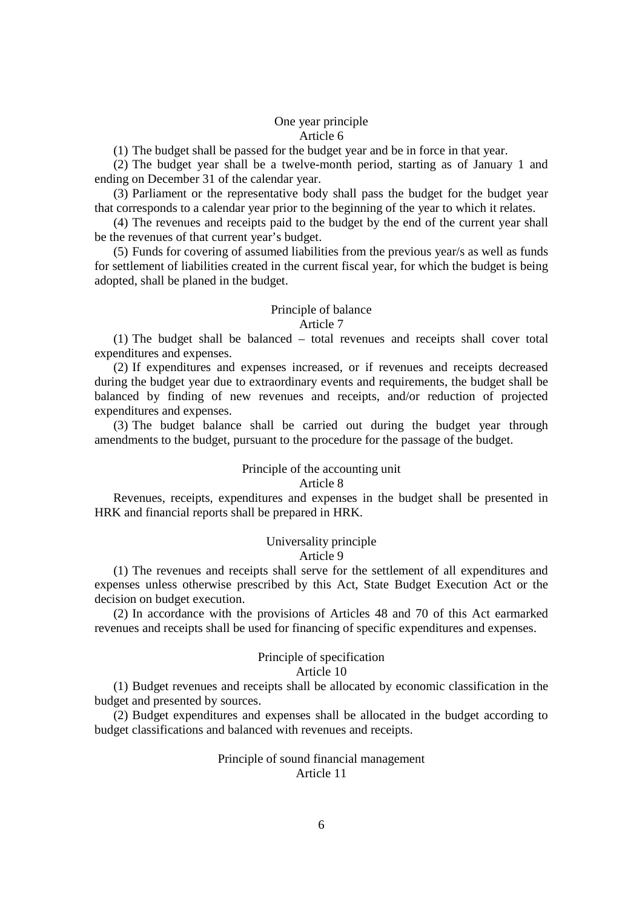### One year principle
### Article 6

(1) The budget shall be passed for the budget year and be in force in that year.

(2) The budget year shall be a twelve-month period, starting as of January 1 and ending on December 31 of the calendar year.

(3) Parliament or the representative body shall pass the budget for the budget year that corresponds to a calendar year prior to the beginning of the year to which it relates.

(4) The revenues and receipts paid to the budget by the end of the current year shall be the revenues of that current year's budget.

(5) Funds for covering of assumed liabilities from the previous year/s as well as funds for settlement of liabilities created in the current fiscal year, for which the budget is being adopted, shall be planed in the budget.

### Principle of balance
### Article 7

(1) The budget shall be balanced – total revenues and receipts shall cover total expenditures and expenses.

(2) If expenditures and expenses increased, or if revenues and receipts decreased during the budget year due to extraordinary events and requirements, the budget shall be balanced by finding of new revenues and receipts, and/or reduction of projected expenditures and expenses.

(3) The budget balance shall be carried out during the budget year through amendments to the budget, pursuant to the procedure for the passage of the budget.

### Principle of the accounting unit
### Article 8

Revenues, receipts, expenditures and expenses in the budget shall be presented in HRK and financial reports shall be prepared in HRK.

### Universality principle
### Article 9

(1) The revenues and receipts shall serve for the settlement of all expenditures and expenses unless otherwise prescribed by this Act, State Budget Execution Act or the decision on budget execution.

(2) In accordance with the provisions of Articles 48 and 70 of this Act earmarked revenues and receipts shall be used for financing of specific expenditures and expenses.

### Principle of specification
### Article 10

(1) Budget revenues and receipts shall be allocated by economic classification in the budget and presented by sources.

(2) Budget expenditures and expenses shall be allocated in the budget according to budget classifications and balanced with revenues and receipts.

### Principle of sound financial management
### Article 11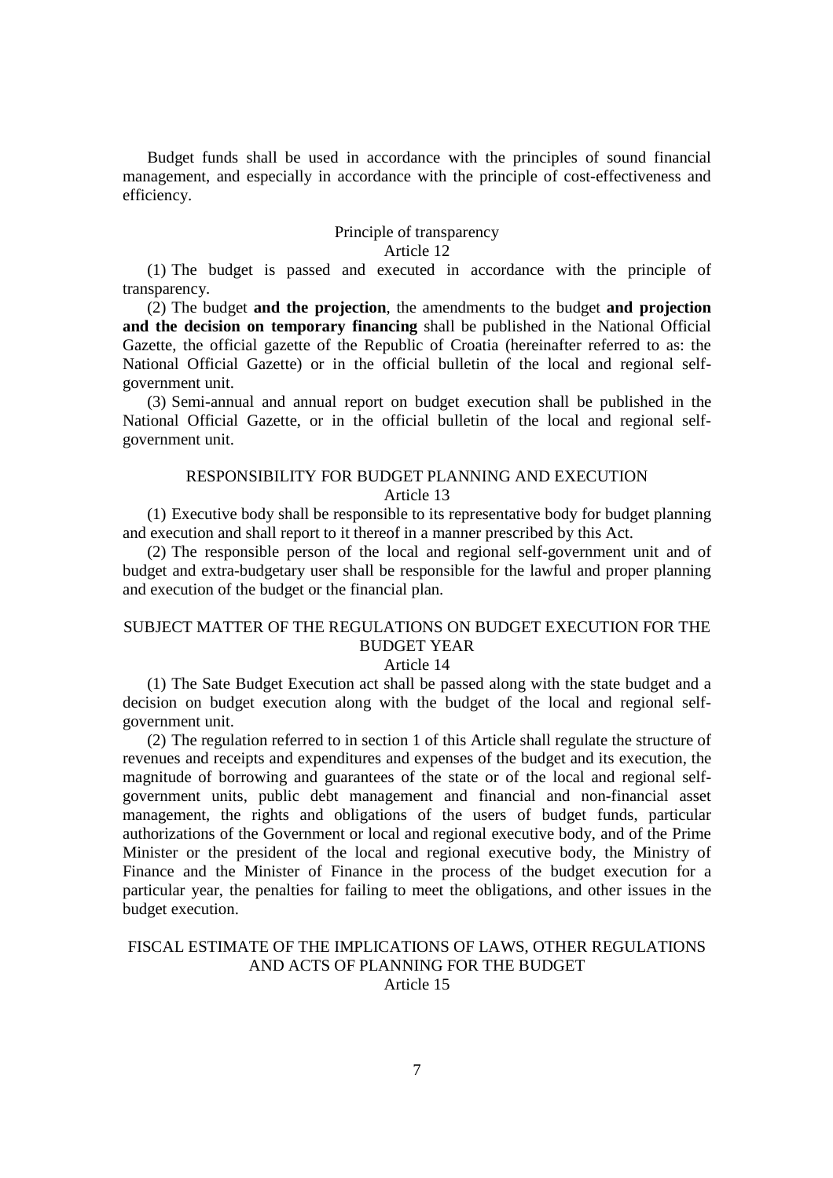Budget funds shall be used in accordance with the principles of sound financial management, and especially in accordance with the principle of cost-effectiveness and efficiency.

### Principle of transparency
### Article 12

(1) The budget is passed and executed in accordance with the principle of transparency.

(2) The budget **and the projection**, the amendments to the budget **and projection and the decision on temporary financing** shall be published in the National Official Gazette, the official gazette of the Republic of Croatia (hereinafter referred to as: the National Official Gazette) or in the official bulletin of the local and regional self-government unit.

(3) Semi-annual and annual report on budget execution shall be published in the National Official Gazette, or in the official bulletin of the local and regional self-government unit.

### RESPONSIBILITY FOR BUDGET PLANNING AND EXECUTION
### Article 13

(1) Executive body shall be responsible to its representative body for budget planning and execution and shall report to it thereof in a manner prescribed by this Act.

(2) The responsible person of the local and regional self-government unit and of budget and extra-budgetary user shall be responsible for the lawful and proper planning and execution of the budget or the financial plan.

### SUBJECT MATTER OF THE REGULATIONS ON BUDGET EXECUTION FOR THE BUDGET YEAR
### Article 14

(1) The Sate Budget Execution act shall be passed along with the state budget and a decision on budget execution along with the budget of the local and regional self-government unit.

(2) The regulation referred to in section 1 of this Article shall regulate the structure of revenues and receipts and expenditures and expenses of the budget and its execution, the magnitude of borrowing and guarantees of the state or of the local and regional self-government units, public debt management and financial and non-financial asset management, the rights and obligations of the users of budget funds, particular authorizations of the Government or local and regional executive body, and of the Prime Minister or the president of the local and regional executive body, the Ministry of Finance and the Minister of Finance in the process of the budget execution for a particular year, the penalties for failing to meet the obligations, and other issues in the budget execution.

### FISCAL ESTIMATE OF THE IMPLICATIONS OF LAWS, OTHER REGULATIONS AND ACTS OF PLANNING FOR THE BUDGET
### Article 15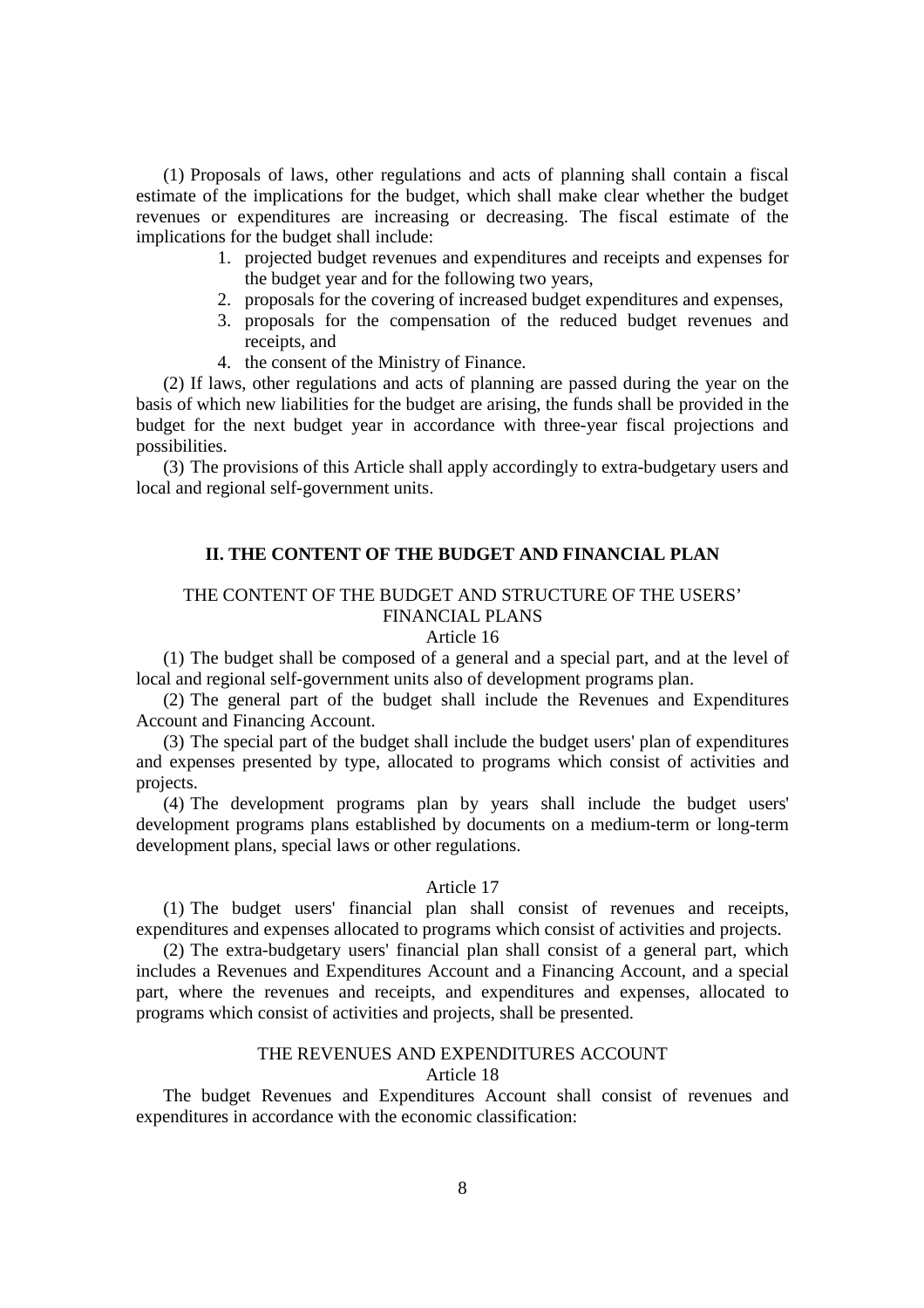(1) Proposals of laws, other regulations and acts of planning shall contain a fiscal estimate of the implications for the budget, which shall make clear whether the budget revenues or expenditures are increasing or decreasing. The fiscal estimate of the implications for the budget shall include:

1. projected budget revenues and expenditures and receipts and expenses for the budget year and for the following two years,
2. proposals for the covering of increased budget expenditures and expenses,
3. proposals for the compensation of the reduced budget revenues and receipts, and
4. the consent of the Ministry of Finance.

(2) If laws, other regulations and acts of planning are passed during the year on the basis of which new liabilities for the budget are arising, the funds shall be provided in the budget for the next budget year in accordance with three-year fiscal projections and possibilities.

(3) The provisions of this Article shall apply accordingly to extra-budgetary users and local and regional self-government units.

## II. THE CONTENT OF THE BUDGET AND FINANCIAL PLAN

### THE CONTENT OF THE BUDGET AND STRUCTURE OF THE USERS' FINANCIAL PLANS

Article 16

(1) The budget shall be composed of a general and a special part, and at the level of local and regional self-government units also of development programs plan.

(2) The general part of the budget shall include the Revenues and Expenditures Account and Financing Account.

(3) The special part of the budget shall include the budget users' plan of expenditures and expenses presented by type, allocated to programs which consist of activities and projects.

(4) The development programs plan by years shall include the budget users' development programs plans established by documents on a medium-term or long-term development plans, special laws or other regulations.

Article 17

(1) The budget users' financial plan shall consist of revenues and receipts, expenditures and expenses allocated to programs which consist of activities and projects.

(2) The extra-budgetary users' financial plan shall consist of a general part, which includes a Revenues and Expenditures Account and a Financing Account, and a special part, where the revenues and receipts, and expenditures and expenses, allocated to programs which consist of activities and projects, shall be presented.

### THE REVENUES AND EXPENDITURES ACCOUNT

Article 18

The budget Revenues and Expenditures Account shall consist of revenues and expenditures in accordance with the economic classification: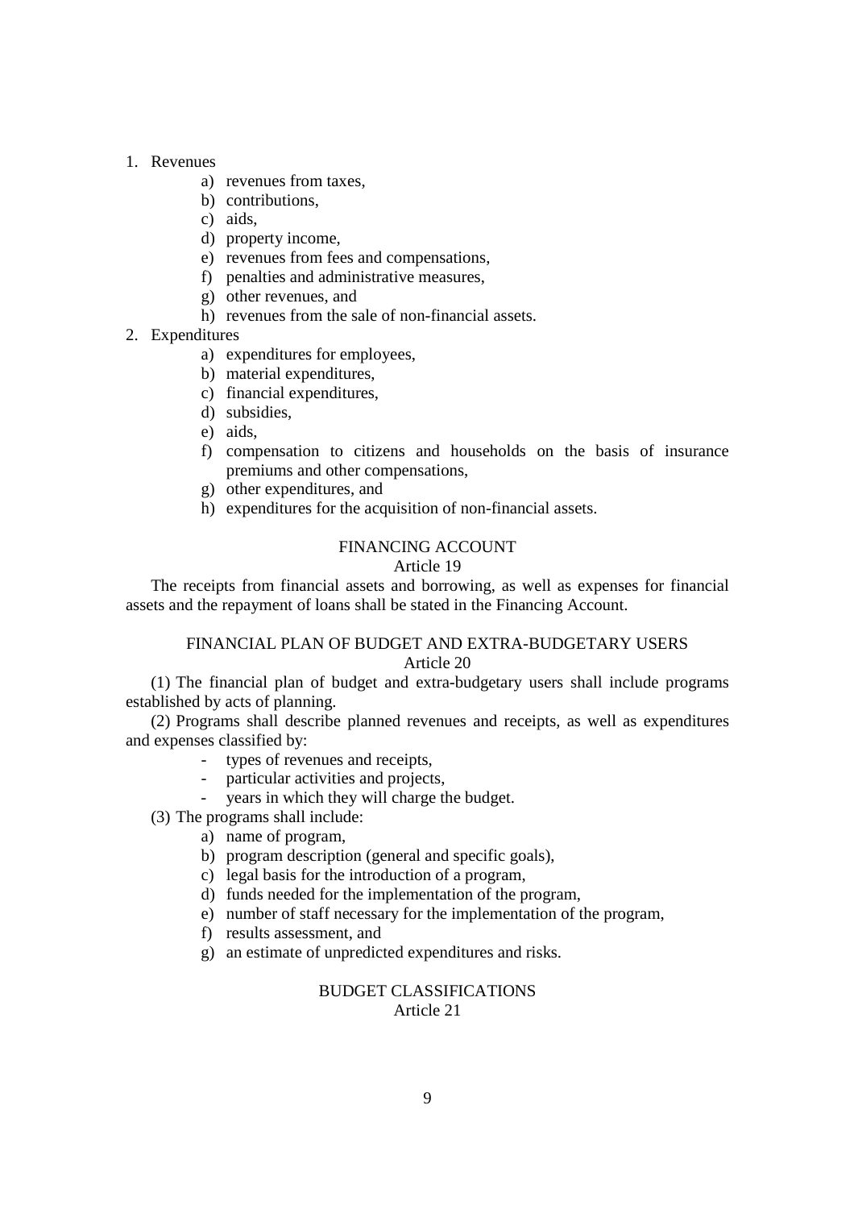1. Revenues
    a) revenues from taxes,
    b) contributions,
    c) aids,
    d) property income,
    e) revenues from fees and compensations,
    f) penalties and administrative measures,
    g) other revenues, and
    h) revenues from the sale of non-financial assets.
2. Expenditures
    a) expenditures for employees,
    b) material expenditures,
    c) financial expenditures,
    d) subsidies,
    e) aids,
    f) compensation to citizens and households on the basis of insurance premiums and other compensations,
    g) other expenditures, and
    h) expenditures for the acquisition of non-financial assets.

### FINANCING ACCOUNT
### Article 19

The receipts from financial assets and borrowing, as well as expenses for financial assets and the repayment of loans shall be stated in the Financing Account.

### FINANCIAL PLAN OF BUDGET AND EXTRA-BUDGETARY USERS
### Article 20

(1) The financial plan of budget and extra-budgetary users shall include programs established by acts of planning.

(2) Programs shall describe planned revenues and receipts, as well as expenditures and expenses classified by:

- types of revenues and receipts,
- particular activities and projects,
- years in which they will charge the budget.

(3) The programs shall include:

a) name of program,
b) program description (general and specific goals),
c) legal basis for the introduction of a program,
d) funds needed for the implementation of the program,
e) number of staff necessary for the implementation of the program,
f) results assessment, and
g) an estimate of unpredicted expenditures and risks.

### BUDGET CLASSIFICATIONS
### Article 21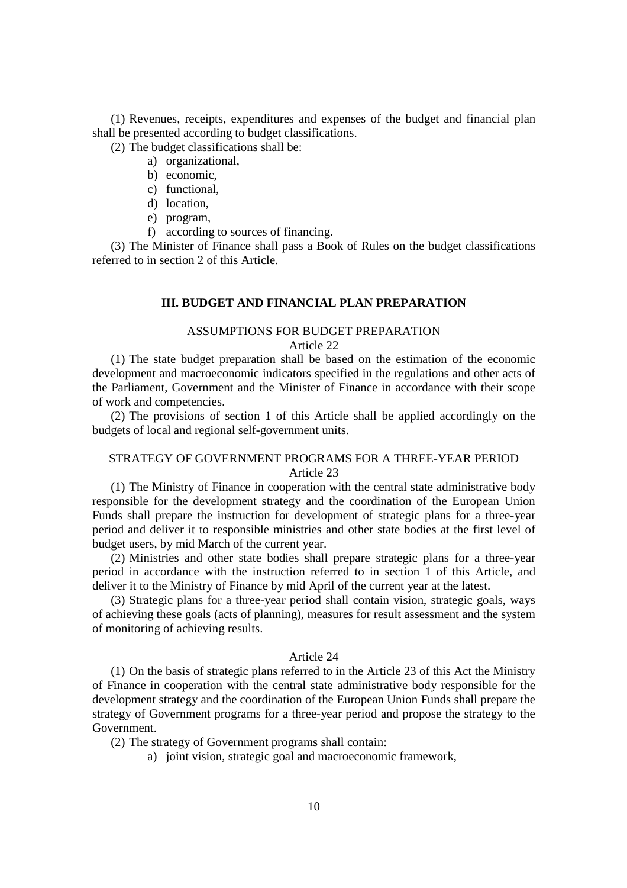(1) Revenues, receipts, expenditures and expenses of the budget and financial plan shall be presented according to budget classifications.

(2) The budget classifications shall be:

a) organizational,
b) economic,
c) functional,
d) location,
e) program,
f) according to sources of financing.

(3) The Minister of Finance shall pass a Book of Rules on the budget classifications referred to in section 2 of this Article.

## III. BUDGET AND FINANCIAL PLAN PREPARATION

### ASSUMPTIONS FOR BUDGET PREPARATION

Article 22

(1) The state budget preparation shall be based on the estimation of the economic development and macroeconomic indicators specified in the regulations and other acts of the Parliament, Government and the Minister of Finance in accordance with their scope of work and competencies.

(2) The provisions of section 1 of this Article shall be applied accordingly on the budgets of local and regional self-government units.

### STRATEGY OF GOVERNMENT PROGRAMS FOR A THREE-YEAR PERIOD

Article 23

(1) The Ministry of Finance in cooperation with the central state administrative body responsible for the development strategy and the coordination of the European Union Funds shall prepare the instruction for development of strategic plans for a three-year period and deliver it to responsible ministries and other state bodies at the first level of budget users, by mid March of the current year.

(2) Ministries and other state bodies shall prepare strategic plans for a three-year period in accordance with the instruction referred to in section 1 of this Article, and deliver it to the Ministry of Finance by mid April of the current year at the latest.

(3) Strategic plans for a three-year period shall contain vision, strategic goals, ways of achieving these goals (acts of planning), measures for result assessment and the system of monitoring of achieving results.

Article 24

(1) On the basis of strategic plans referred to in the Article 23 of this Act the Ministry of Finance in cooperation with the central state administrative body responsible for the development strategy and the coordination of the European Union Funds shall prepare the strategy of Government programs for a three-year period and propose the strategy to the Government.

(2) The strategy of Government programs shall contain:

a) joint vision, strategic goal and macroeconomic framework,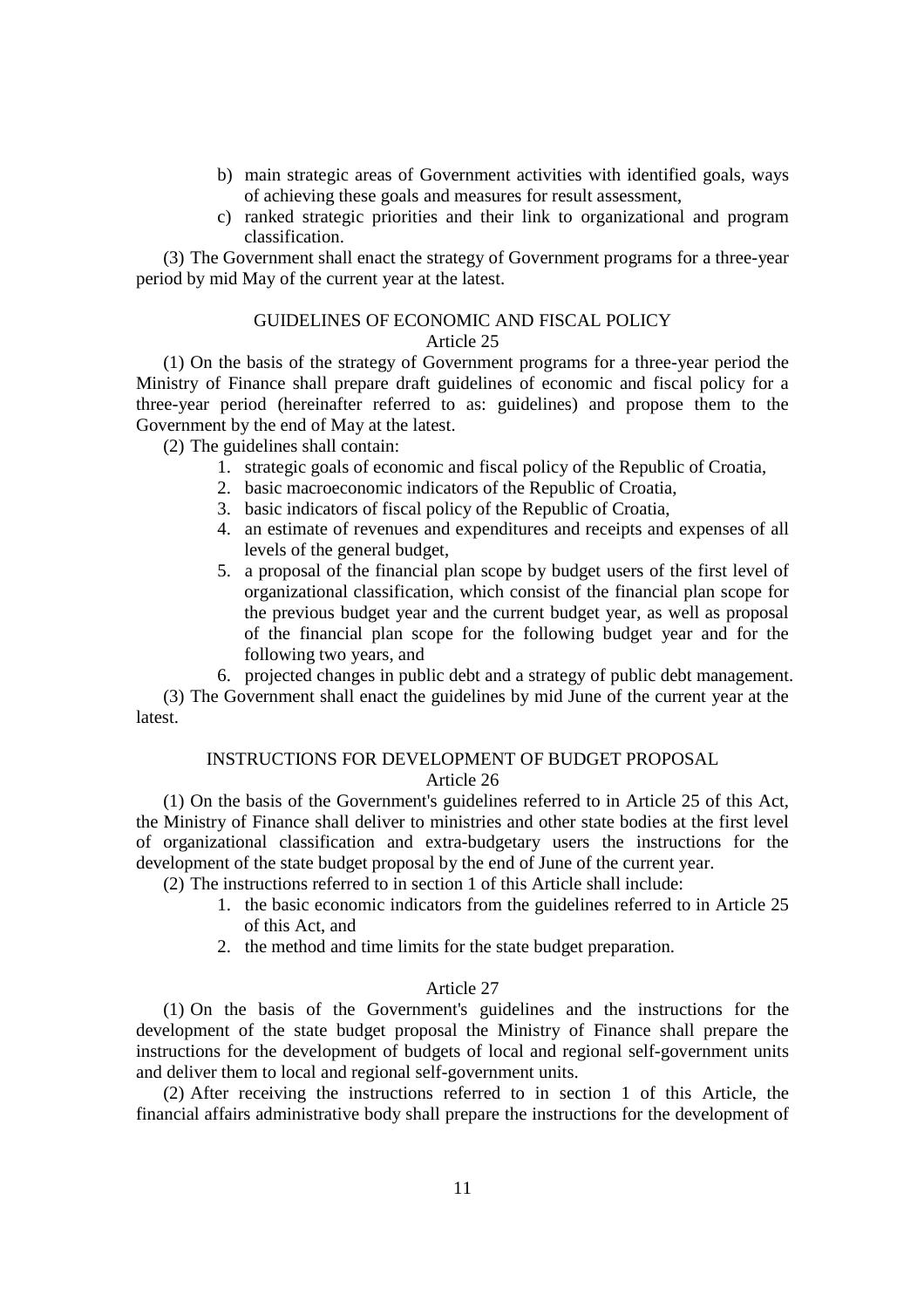b) main strategic areas of Government activities with identified goals, ways of achieving these goals and measures for result assessment,

c) ranked strategic priorities and their link to organizational and program classification.

(3) The Government shall enact the strategy of Government programs for a three-year period by mid May of the current year at the latest.

### GUIDELINES OF ECONOMIC AND FISCAL POLICY

Article 25

(1) On the basis of the strategy of Government programs for a three-year period the Ministry of Finance shall prepare draft guidelines of economic and fiscal policy for a three-year period (hereinafter referred to as: guidelines) and propose them to the Government by the end of May at the latest.

(2) The guidelines shall contain:

1. strategic goals of economic and fiscal policy of the Republic of Croatia,
2. basic macroeconomic indicators of the Republic of Croatia,
3. basic indicators of fiscal policy of the Republic of Croatia,
4. an estimate of revenues and expenditures and receipts and expenses of all levels of the general budget,
5. a proposal of the financial plan scope by budget users of the first level of organizational classification, which consist of the financial plan scope for the previous budget year and the current budget year, as well as proposal of the financial plan scope for the following budget year and for the following two years, and
6. projected changes in public debt and a strategy of public debt management.

(3) The Government shall enact the guidelines by mid June of the current year at the latest.

### INSTRUCTIONS FOR DEVELOPMENT OF BUDGET PROPOSAL

Article 26

(1) On the basis of the Government's guidelines referred to in Article 25 of this Act, the Ministry of Finance shall deliver to ministries and other state bodies at the first level of organizational classification and extra-budgetary users the instructions for the development of the state budget proposal by the end of June of the current year.

(2) The instructions referred to in section 1 of this Article shall include:

1. the basic economic indicators from the guidelines referred to in Article 25 of this Act, and
2. the method and time limits for the state budget preparation.

Article 27

(1) On the basis of the Government's guidelines and the instructions for the development of the state budget proposal the Ministry of Finance shall prepare the instructions for the development of budgets of local and regional self-government units and deliver them to local and regional self-government units.

(2) After receiving the instructions referred to in section 1 of this Article, the financial affairs administrative body shall prepare the instructions for the development of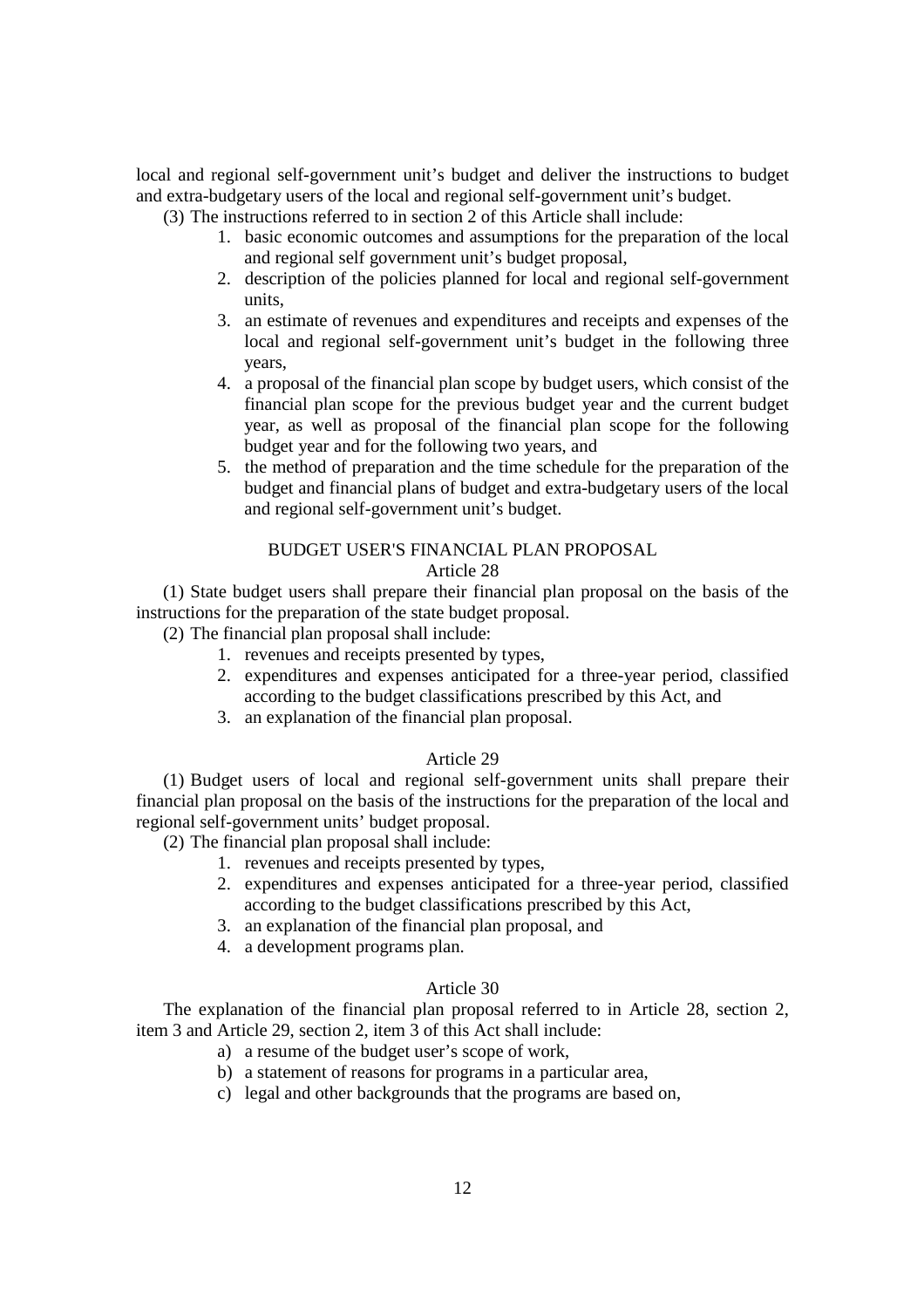local and regional self-government unit's budget and deliver the instructions to budget and extra-budgetary users of the local and regional self-government unit's budget.

(3) The instructions referred to in section 2 of this Article shall include:

1. basic economic outcomes and assumptions for the preparation of the local and regional self government unit's budget proposal,
2. description of the policies planned for local and regional self-government units,
3. an estimate of revenues and expenditures and receipts and expenses of the local and regional self-government unit's budget in the following three years,
4. a proposal of the financial plan scope by budget users, which consist of the financial plan scope for the previous budget year and the current budget year, as well as proposal of the financial plan scope for the following budget year and for the following two years, and
5. the method of preparation and the time schedule for the preparation of the budget and financial plans of budget and extra-budgetary users of the local and regional self-government unit's budget.

## BUDGET USER'S FINANCIAL PLAN PROPOSAL

### Article 28

(1) State budget users shall prepare their financial plan proposal on the basis of the instructions for the preparation of the state budget proposal.

(2) The financial plan proposal shall include:

1. revenues and receipts presented by types,
2. expenditures and expenses anticipated for a three-year period, classified according to the budget classifications prescribed by this Act, and
3. an explanation of the financial plan proposal.

### Article 29

(1) Budget users of local and regional self-government units shall prepare their financial plan proposal on the basis of the instructions for the preparation of the local and regional self-government units' budget proposal.

(2) The financial plan proposal shall include:

1. revenues and receipts presented by types,
2. expenditures and expenses anticipated for a three-year period, classified according to the budget classifications prescribed by this Act,
3. an explanation of the financial plan proposal, and
4. a development programs plan.

### Article 30

The explanation of the financial plan proposal referred to in Article 28, section 2, item 3 and Article 29, section 2, item 3 of this Act shall include:

a) a resume of the budget user's scope of work,
b) a statement of reasons for programs in a particular area,
c) legal and other backgrounds that the programs are based on,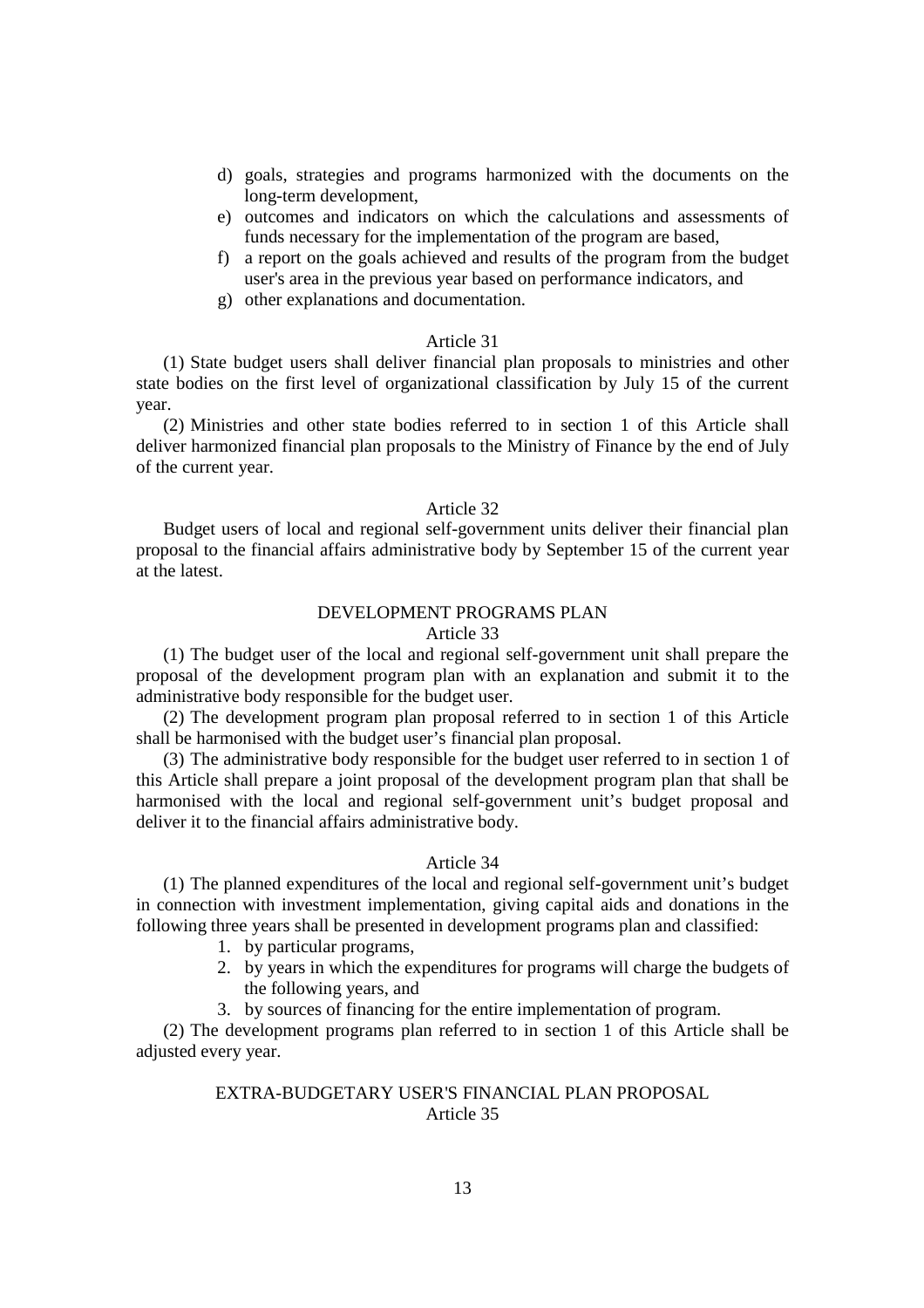d) goals, strategies and programs harmonized with the documents on the long-term development,
e) outcomes and indicators on which the calculations and assessments of funds necessary for the implementation of the program are based,
f) a report on the goals achieved and results of the program from the budget user's area in the previous year based on performance indicators, and
g) other explanations and documentation.

Article 31

(1) State budget users shall deliver financial plan proposals to ministries and other state bodies on the first level of organizational classification by July 15 of the current year.

(2) Ministries and other state bodies referred to in section 1 of this Article shall deliver harmonized financial plan proposals to the Ministry of Finance by the end of July of the current year.

Article 32

Budget users of local and regional self-government units deliver their financial plan proposal to the financial affairs administrative body by September 15 of the current year at the latest.

## DEVELOPMENT PROGRAMS PLAN

Article 33

(1) The budget user of the local and regional self-government unit shall prepare the proposal of the development program plan with an explanation and submit it to the administrative body responsible for the budget user.

(2) The development program plan proposal referred to in section 1 of this Article shall be harmonised with the budget user's financial plan proposal.

(3) The administrative body responsible for the budget user referred to in section 1 of this Article shall prepare a joint proposal of the development program plan that shall be harmonised with the local and regional self-government unit's budget proposal and deliver it to the financial affairs administrative body.

Article 34

(1) The planned expenditures of the local and regional self-government unit's budget in connection with investment implementation, giving capital aids and donations in the following three years shall be presented in development programs plan and classified:

1. by particular programs,
2. by years in which the expenditures for programs will charge the budgets of the following years, and
3. by sources of financing for the entire implementation of program.

(2) The development programs plan referred to in section 1 of this Article shall be adjusted every year.

## EXTRA-BUDGETARY USER'S FINANCIAL PLAN PROPOSAL

Article 35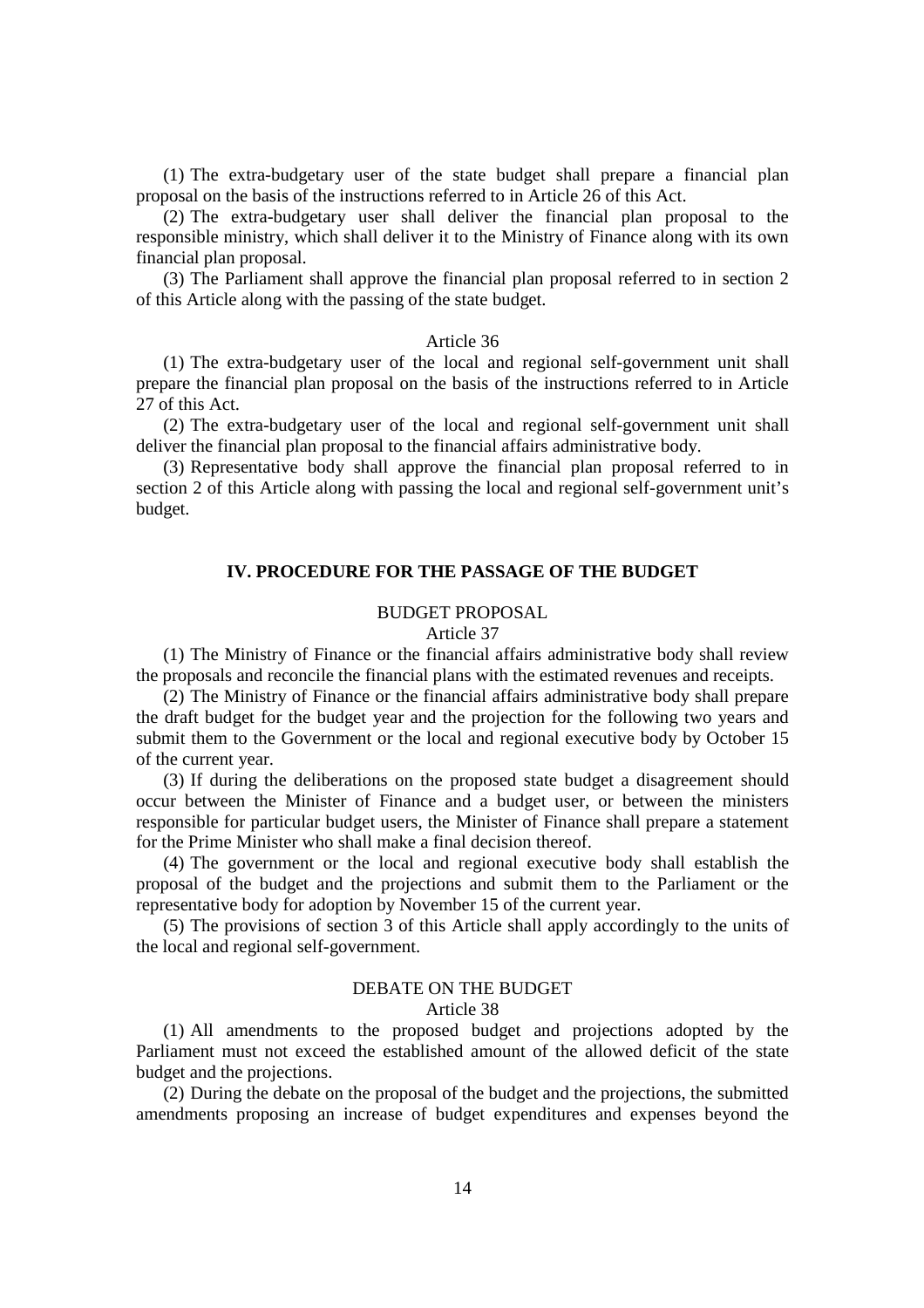(1) The extra-budgetary user of the state budget shall prepare a financial plan proposal on the basis of the instructions referred to in Article 26 of this Act.

(2) The extra-budgetary user shall deliver the financial plan proposal to the responsible ministry, which shall deliver it to the Ministry of Finance along with its own financial plan proposal.

(3) The Parliament shall approve the financial plan proposal referred to in section 2 of this Article along with the passing of the state budget.

Article 36

(1) The extra-budgetary user of the local and regional self-government unit shall prepare the financial plan proposal on the basis of the instructions referred to in Article 27 of this Act.

(2) The extra-budgetary user of the local and regional self-government unit shall deliver the financial plan proposal to the financial affairs administrative body.

(3) Representative body shall approve the financial plan proposal referred to in section 2 of this Article along with passing the local and regional self-government unit's budget.

## IV. PROCEDURE FOR THE PASSAGE OF THE BUDGET

BUDGET PROPOSAL

Article 37

(1) The Ministry of Finance or the financial affairs administrative body shall review the proposals and reconcile the financial plans with the estimated revenues and receipts.

(2) The Ministry of Finance or the financial affairs administrative body shall prepare the draft budget for the budget year and the projection for the following two years and submit them to the Government or the local and regional executive body by October 15 of the current year.

(3) If during the deliberations on the proposed state budget a disagreement should occur between the Minister of Finance and a budget user, or between the ministers responsible for particular budget users, the Minister of Finance shall prepare a statement for the Prime Minister who shall make a final decision thereof.

(4) The government or the local and regional executive body shall establish the proposal of the budget and the projections and submit them to the Parliament or the representative body for adoption by November 15 of the current year.

(5) The provisions of section 3 of this Article shall apply accordingly to the units of the local and regional self-government.

DEBATE ON THE BUDGET

Article 38

(1) All amendments to the proposed budget and projections adopted by the Parliament must not exceed the established amount of the allowed deficit of the state budget and the projections.

(2) During the debate on the proposal of the budget and the projections, the submitted amendments proposing an increase of budget expenditures and expenses beyond the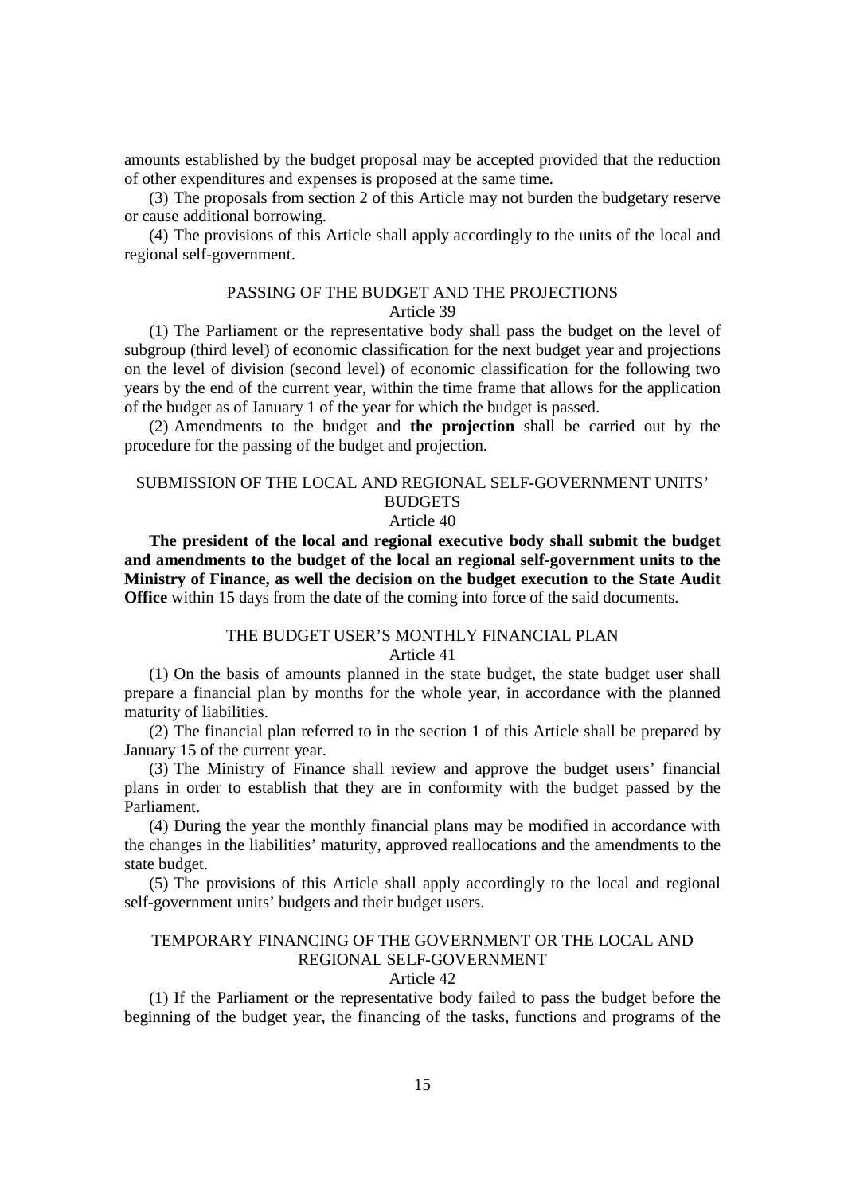amounts established by the budget proposal may be accepted provided that the reduction of other expenditures and expenses is proposed at the same time.

(3) The proposals from section 2 of this Article may not burden the budgetary reserve or cause additional borrowing.

(4) The provisions of this Article shall apply accordingly to the units of the local and regional self-government.

### PASSING OF THE BUDGET AND THE PROJECTIONS

#### Article 39

(1) The Parliament or the representative body shall pass the budget on the level of subgroup (third level) of economic classification for the next budget year and projections on the level of division (second level) of economic classification for the following two years by the end of the current year, within the time frame that allows for the application of the budget as of January 1 of the year for which the budget is passed.

(2) Amendments to the budget and **the projection** shall be carried out by the procedure for the passing of the budget and projection.

### SUBMISSION OF THE LOCAL AND REGIONAL SELF-GOVERNMENT UNITS' BUDGETS

#### Article 40

**The president of the local and regional executive body shall submit the budget and amendments to the budget of the local an regional self-government units to the Ministry of Finance, as well the decision on the budget execution to the State Audit Office** within 15 days from the date of the coming into force of the said documents.

### THE BUDGET USER'S MONTHLY FINANCIAL PLAN

#### Article 41

(1) On the basis of amounts planned in the state budget, the state budget user shall prepare a financial plan by months for the whole year, in accordance with the planned maturity of liabilities.

(2) The financial plan referred to in the section 1 of this Article shall be prepared by January 15 of the current year.

(3) The Ministry of Finance shall review and approve the budget users' financial plans in order to establish that they are in conformity with the budget passed by the Parliament.

(4) During the year the monthly financial plans may be modified in accordance with the changes in the liabilities' maturity, approved reallocations and the amendments to the state budget.

(5) The provisions of this Article shall apply accordingly to the local and regional self-government units' budgets and their budget users.

### TEMPORARY FINANCING OF THE GOVERNMENT OR THE LOCAL AND REGIONAL SELF-GOVERNMENT

#### Article 42

(1) If the Parliament or the representative body failed to pass the budget before the beginning of the budget year, the financing of the tasks, functions and programs of the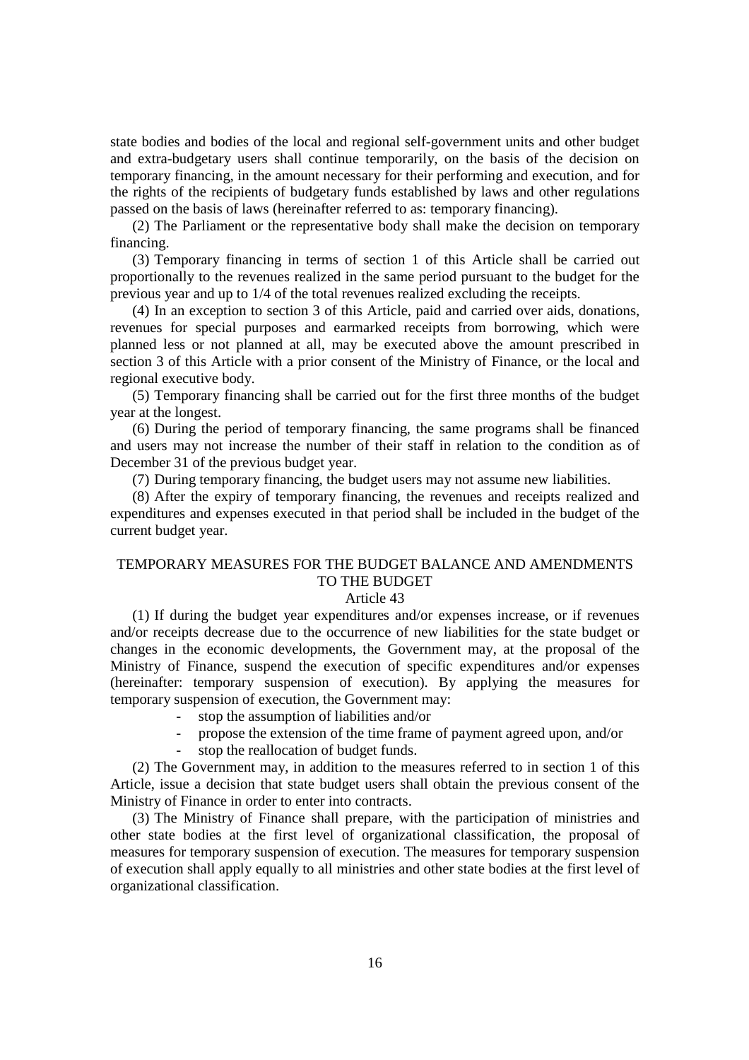state bodies and bodies of the local and regional self-government units and other budget and extra-budgetary users shall continue temporarily, on the basis of the decision on temporary financing, in the amount necessary for their performing and execution, and for the rights of the recipients of budgetary funds established by laws and other regulations passed on the basis of laws (hereinafter referred to as: temporary financing).

(2) The Parliament or the representative body shall make the decision on temporary financing.

(3) Temporary financing in terms of section 1 of this Article shall be carried out proportionally to the revenues realized in the same period pursuant to the budget for the previous year and up to 1/4 of the total revenues realized excluding the receipts.

(4) In an exception to section 3 of this Article, paid and carried over aids, donations, revenues for special purposes and earmarked receipts from borrowing, which were planned less or not planned at all, may be executed above the amount prescribed in section 3 of this Article with a prior consent of the Ministry of Finance, or the local and regional executive body.

(5) Temporary financing shall be carried out for the first three months of the budget year at the longest.

(6) During the period of temporary financing, the same programs shall be financed and users may not increase the number of their staff in relation to the condition as of December 31 of the previous budget year.

(7) During temporary financing, the budget users may not assume new liabilities.

(8) After the expiry of temporary financing, the revenues and receipts realized and expenditures and expenses executed in that period shall be included in the budget of the current budget year.

## TEMPORARY MEASURES FOR THE BUDGET BALANCE AND AMENDMENTS TO THE BUDGET

### Article 43

(1) If during the budget year expenditures and/or expenses increase, or if revenues and/or receipts decrease due to the occurrence of new liabilities for the state budget or changes in the economic developments, the Government may, at the proposal of the Ministry of Finance, suspend the execution of specific expenditures and/or expenses (hereinafter: temporary suspension of execution). By applying the measures for temporary suspension of execution, the Government may:

- stop the assumption of liabilities and/or
- propose the extension of the time frame of payment agreed upon, and/or
- stop the reallocation of budget funds.

(2) The Government may, in addition to the measures referred to in section 1 of this Article, issue a decision that state budget users shall obtain the previous consent of the Ministry of Finance in order to enter into contracts.

(3) The Ministry of Finance shall prepare, with the participation of ministries and other state bodies at the first level of organizational classification, the proposal of measures for temporary suspension of execution. The measures for temporary suspension of execution shall apply equally to all ministries and other state bodies at the first level of organizational classification.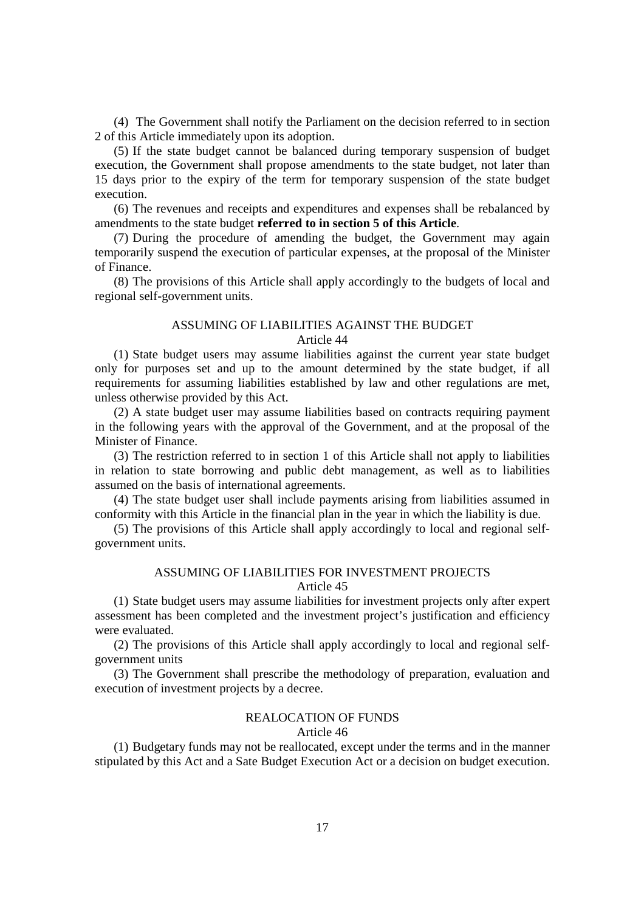(4) The Government shall notify the Parliament on the decision referred to in section 2 of this Article immediately upon its adoption.

(5) If the state budget cannot be balanced during temporary suspension of budget execution, the Government shall propose amendments to the state budget, not later than 15 days prior to the expiry of the term for temporary suspension of the state budget execution.

(6) The revenues and receipts and expenditures and expenses shall be rebalanced by amendments to the state budget **referred to in section 5 of this Article**.

(7) During the procedure of amending the budget, the Government may again temporarily suspend the execution of particular expenses, at the proposal of the Minister of Finance.

(8) The provisions of this Article shall apply accordingly to the budgets of local and regional self-government units.

### ASSUMING OF LIABILITIES AGAINST THE BUDGET
### Article 44

(1) State budget users may assume liabilities against the current year state budget only for purposes set and up to the amount determined by the state budget, if all requirements for assuming liabilities established by law and other regulations are met, unless otherwise provided by this Act.

(2) A state budget user may assume liabilities based on contracts requiring payment in the following years with the approval of the Government, and at the proposal of the Minister of Finance.

(3) The restriction referred to in section 1 of this Article shall not apply to liabilities in relation to state borrowing and public debt management, as well as to liabilities assumed on the basis of international agreements.

(4) The state budget user shall include payments arising from liabilities assumed in conformity with this Article in the financial plan in the year in which the liability is due.

(5) The provisions of this Article shall apply accordingly to local and regional self-government units.

### ASSUMING OF LIABILITIES FOR INVESTMENT PROJECTS
### Article 45

(1) State budget users may assume liabilities for investment projects only after expert assessment has been completed and the investment project's justification and efficiency were evaluated.

(2) The provisions of this Article shall apply accordingly to local and regional self-government units

(3) The Government shall prescribe the methodology of preparation, evaluation and execution of investment projects by a decree.

### REALOCATION OF FUNDS
### Article 46

(1) Budgetary funds may not be reallocated, except under the terms and in the manner stipulated by this Act and a Sate Budget Execution Act or a decision on budget execution.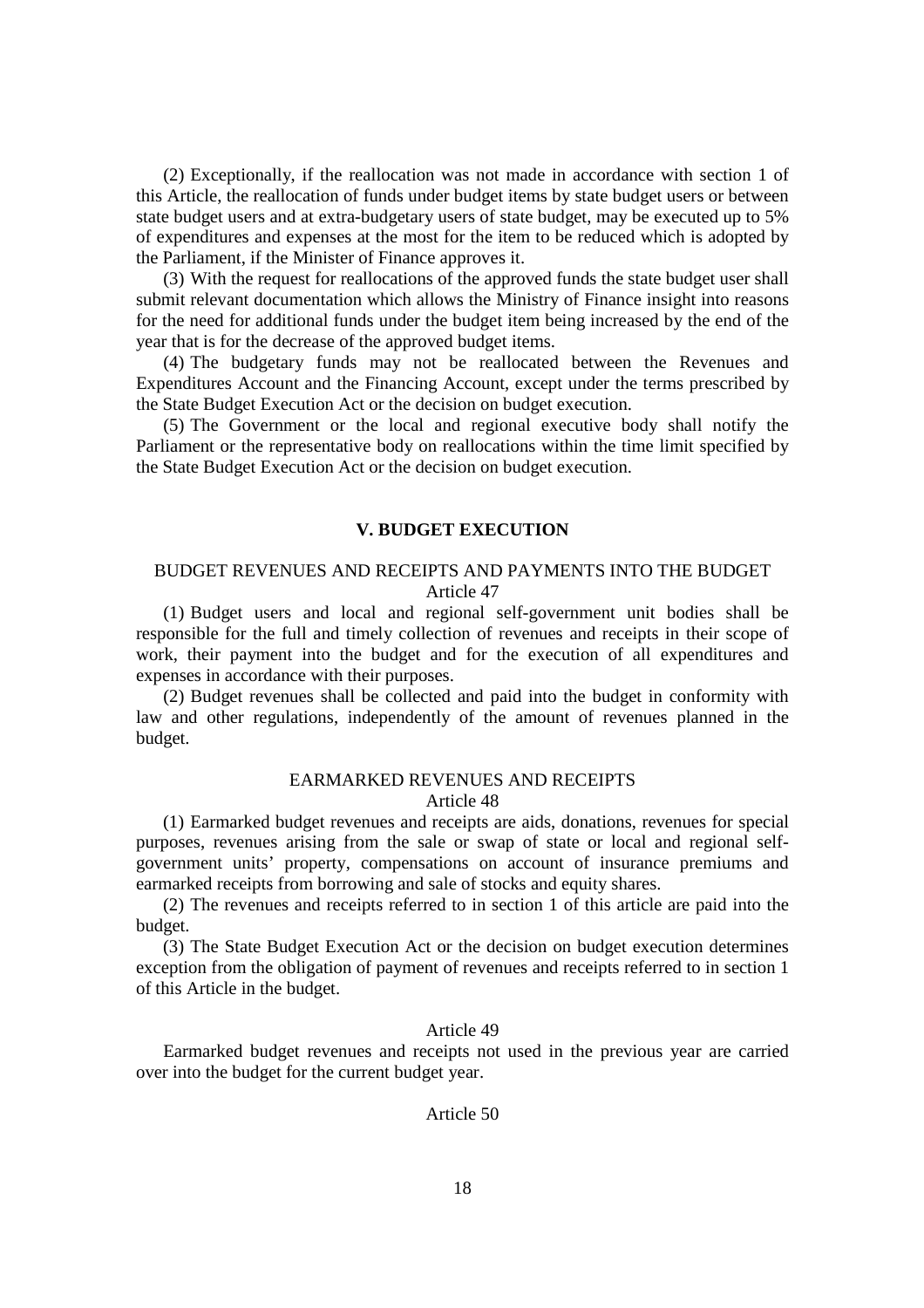(2) Exceptionally, if the reallocation was not made in accordance with section 1 of this Article, the reallocation of funds under budget items by state budget users or between state budget users and at extra-budgetary users of state budget, may be executed up to 5% of expenditures and expenses at the most for the item to be reduced which is adopted by the Parliament, if the Minister of Finance approves it.

(3) With the request for reallocations of the approved funds the state budget user shall submit relevant documentation which allows the Ministry of Finance insight into reasons for the need for additional funds under the budget item being increased by the end of the year that is for the decrease of the approved budget items.

(4) The budgetary funds may not be reallocated between the Revenues and Expenditures Account and the Financing Account, except under the terms prescribed by the State Budget Execution Act or the decision on budget execution.

(5) The Government or the local and regional executive body shall notify the Parliament or the representative body on reallocations within the time limit specified by the State Budget Execution Act or the decision on budget execution.

## V. BUDGET EXECUTION

### BUDGET REVENUES AND RECEIPTS AND PAYMENTS INTO THE BUDGET

Article 47

(1) Budget users and local and regional self-government unit bodies shall be responsible for the full and timely collection of revenues and receipts in their scope of work, their payment into the budget and for the execution of all expenditures and expenses in accordance with their purposes.

(2) Budget revenues shall be collected and paid into the budget in conformity with law and other regulations, independently of the amount of revenues planned in the budget.

### EARMARKED REVENUES AND RECEIPTS

Article 48

(1) Earmarked budget revenues and receipts are aids, donations, revenues for special purposes, revenues arising from the sale or swap of state or local and regional self-government units' property, compensations on account of insurance premiums and earmarked receipts from borrowing and sale of stocks and equity shares.

(2) The revenues and receipts referred to in section 1 of this article are paid into the budget.

(3) The State Budget Execution Act or the decision on budget execution determines exception from the obligation of payment of revenues and receipts referred to in section 1 of this Article in the budget.

Article 49

Earmarked budget revenues and receipts not used in the previous year are carried over into the budget for the current budget year.

Article 50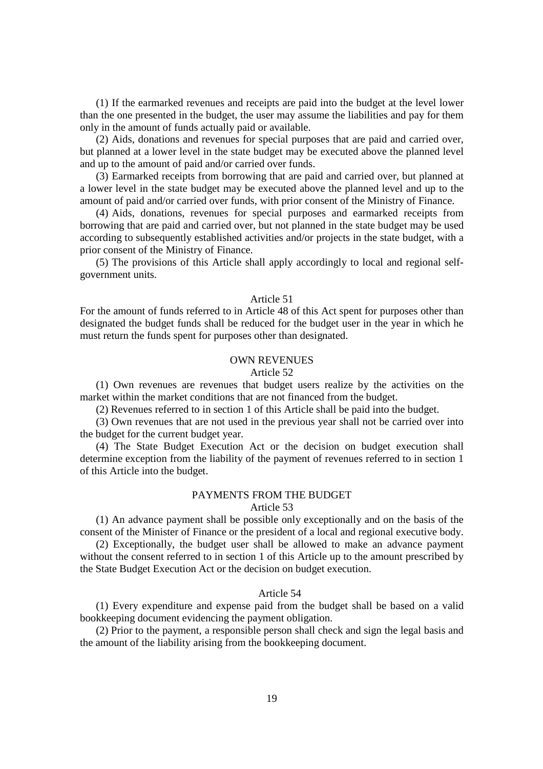(1) If the earmarked revenues and receipts are paid into the budget at the level lower than the one presented in the budget, the user may assume the liabilities and pay for them only in the amount of funds actually paid or available.

(2) Aids, donations and revenues for special purposes that are paid and carried over, but planned at a lower level in the state budget may be executed above the planned level and up to the amount of paid and/or carried over funds.

(3) Earmarked receipts from borrowing that are paid and carried over, but planned at a lower level in the state budget may be executed above the planned level and up to the amount of paid and/or carried over funds, with prior consent of the Ministry of Finance.

(4) Aids, donations, revenues for special purposes and earmarked receipts from borrowing that are paid and carried over, but not planned in the state budget may be used according to subsequently established activities and/or projects in the state budget, with a prior consent of the Ministry of Finance.

(5) The provisions of this Article shall apply accordingly to local and regional self-government units.

Article 51

For the amount of funds referred to in Article 48 of this Act spent for purposes other than designated the budget funds shall be reduced for the budget user in the year in which he must return the funds spent for purposes other than designated.

OWN REVENUES

Article 52

(1) Own revenues are revenues that budget users realize by the activities on the market within the market conditions that are not financed from the budget.

(2) Revenues referred to in section 1 of this Article shall be paid into the budget.

(3) Own revenues that are not used in the previous year shall not be carried over into the budget for the current budget year.

(4) The State Budget Execution Act or the decision on budget execution shall determine exception from the liability of the payment of revenues referred to in section 1 of this Article into the budget.

PAYMENTS FROM THE BUDGET

Article 53

(1) An advance payment shall be possible only exceptionally and on the basis of the consent of the Minister of Finance or the president of a local and regional executive body.

(2) Exceptionally, the budget user shall be allowed to make an advance payment without the consent referred to in section 1 of this Article up to the amount prescribed by the State Budget Execution Act or the decision on budget execution.

Article 54

(1) Every expenditure and expense paid from the budget shall be based on a valid bookkeeping document evidencing the payment obligation.

(2) Prior to the payment, a responsible person shall check and sign the legal basis and the amount of the liability arising from the bookkeeping document.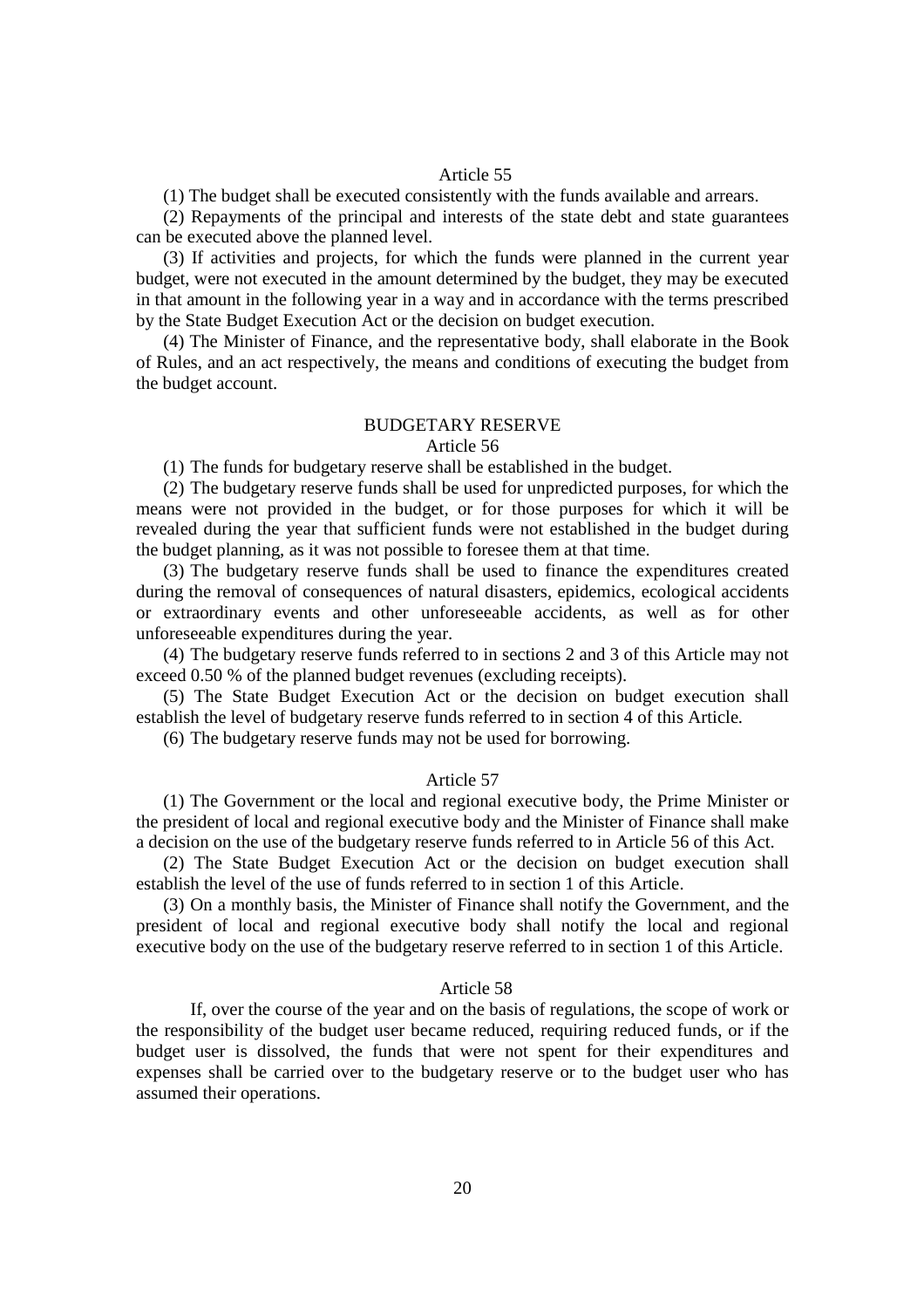## Article 55

(1) The budget shall be executed consistently with the funds available and arrears.

(2) Repayments of the principal and interests of the state debt and state guarantees can be executed above the planned level.

(3) If activities and projects, for which the funds were planned in the current year budget, were not executed in the amount determined by the budget, they may be executed in that amount in the following year in a way and in accordance with the terms prescribed by the State Budget Execution Act or the decision on budget execution.

(4) The Minister of Finance, and the representative body, shall elaborate in the Book of Rules, and an act respectively, the means and conditions of executing the budget from the budget account.

## BUDGETARY RESERVE

## Article 56

(1) The funds for budgetary reserve shall be established in the budget.

(2) The budgetary reserve funds shall be used for unpredicted purposes, for which the means were not provided in the budget, or for those purposes for which it will be revealed during the year that sufficient funds were not established in the budget during the budget planning, as it was not possible to foresee them at that time.

(3) The budgetary reserve funds shall be used to finance the expenditures created during the removal of consequences of natural disasters, epidemics, ecological accidents or extraordinary events and other unforeseeable accidents, as well as for other unforeseeable expenditures during the year.

(4) The budgetary reserve funds referred to in sections 2 and 3 of this Article may not exceed 0.50 % of the planned budget revenues (excluding receipts).

(5) The State Budget Execution Act or the decision on budget execution shall establish the level of budgetary reserve funds referred to in section 4 of this Article.

(6) The budgetary reserve funds may not be used for borrowing.

## Article 57

(1) The Government or the local and regional executive body, the Prime Minister or the president of local and regional executive body and the Minister of Finance shall make a decision on the use of the budgetary reserve funds referred to in Article 56 of this Act.

(2) The State Budget Execution Act or the decision on budget execution shall establish the level of the use of funds referred to in section 1 of this Article.

(3) On a monthly basis, the Minister of Finance shall notify the Government, and the president of local and regional executive body shall notify the local and regional executive body on the use of the budgetary reserve referred to in section 1 of this Article.

## Article 58

If, over the course of the year and on the basis of regulations, the scope of work or the responsibility of the budget user became reduced, requiring reduced funds, or if the budget user is dissolved, the funds that were not spent for their expenditures and expenses shall be carried over to the budgetary reserve or to the budget user who has assumed their operations.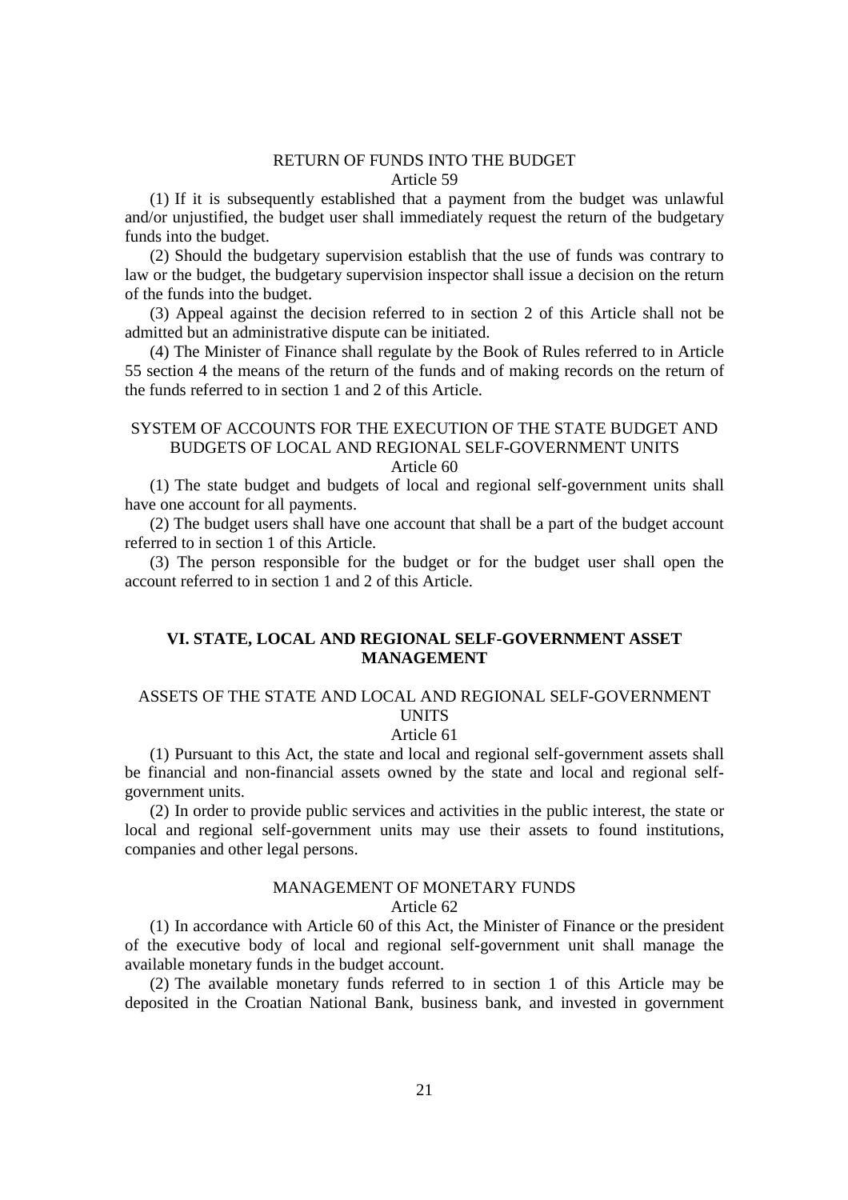RETURN OF FUNDS INTO THE BUDGET
Article 59

(1) If it is subsequently established that a payment from the budget was unlawful and/or unjustified, the budget user shall immediately request the return of the budgetary funds into the budget.

(2) Should the budgetary supervision establish that the use of funds was contrary to law or the budget, the budgetary supervision inspector shall issue a decision on the return of the funds into the budget.

(3) Appeal against the decision referred to in section 2 of this Article shall not be admitted but an administrative dispute can be initiated.

(4) The Minister of Finance shall regulate by the Book of Rules referred to in Article 55 section 4 the means of the return of the funds and of making records on the return of the funds referred to in section 1 and 2 of this Article.

SYSTEM OF ACCOUNTS FOR THE EXECUTION OF THE STATE BUDGET AND BUDGETS OF LOCAL AND REGIONAL SELF-GOVERNMENT UNITS
Article 60

(1) The state budget and budgets of local and regional self-government units shall have one account for all payments.

(2) The budget users shall have one account that shall be a part of the budget account referred to in section 1 of this Article.

(3) The person responsible for the budget or for the budget user shall open the account referred to in section 1 and 2 of this Article.

## VI. STATE, LOCAL AND REGIONAL SELF-GOVERNMENT ASSET MANAGEMENT

ASSETS OF THE STATE AND LOCAL AND REGIONAL SELF-GOVERNMENT UNITS
Article 61

(1) Pursuant to this Act, the state and local and regional self-government assets shall be financial and non-financial assets owned by the state and local and regional self-government units.

(2) In order to provide public services and activities in the public interest, the state or local and regional self-government units may use their assets to found institutions, companies and other legal persons.

MANAGEMENT OF MONETARY FUNDS
Article 62

(1) In accordance with Article 60 of this Act, the Minister of Finance or the president of the executive body of local and regional self-government unit shall manage the available monetary funds in the budget account.

(2) The available monetary funds referred to in section 1 of this Article may be deposited in the Croatian National Bank, business bank, and invested in government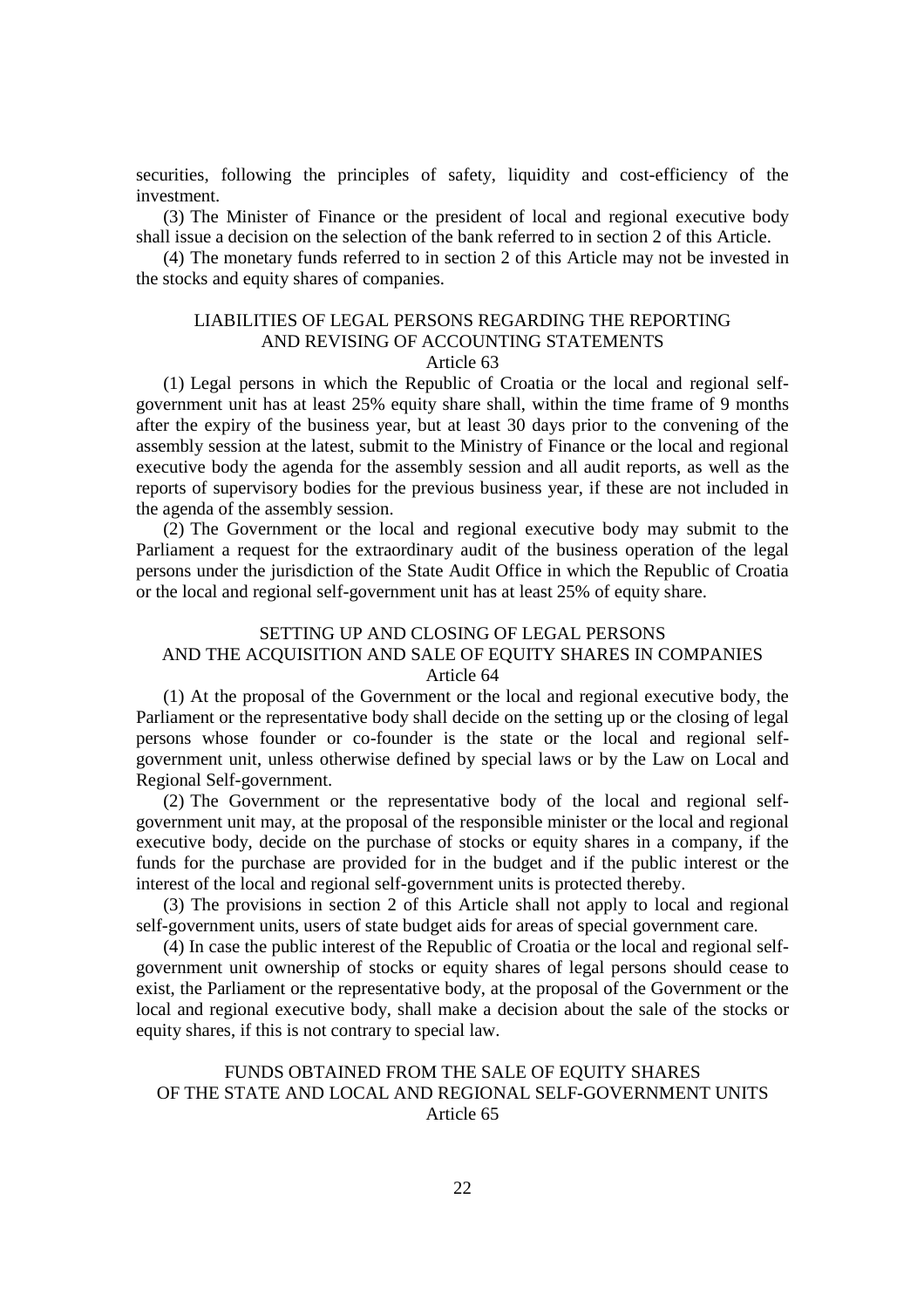securities, following the principles of safety, liquidity and cost-efficiency of the investment.

(3) The Minister of Finance or the president of local and regional executive body shall issue a decision on the selection of the bank referred to in section 2 of this Article.

(4) The monetary funds referred to in section 2 of this Article may not be invested in the stocks and equity shares of companies.

## LIABILITIES OF LEGAL PERSONS REGARDING THE REPORTING AND REVISING OF ACCOUNTING STATEMENTS

### Article 63

(1) Legal persons in which the Republic of Croatia or the local and regional self-government unit has at least 25% equity share shall, within the time frame of 9 months after the expiry of the business year, but at least 30 days prior to the convening of the assembly session at the latest, submit to the Ministry of Finance or the local and regional executive body the agenda for the assembly session and all audit reports, as well as the reports of supervisory bodies for the previous business year, if these are not included in the agenda of the assembly session.

(2) The Government or the local and regional executive body may submit to the Parliament a request for the extraordinary audit of the business operation of the legal persons under the jurisdiction of the State Audit Office in which the Republic of Croatia or the local and regional self-government unit has at least 25% of equity share.

## SETTING UP AND CLOSING OF LEGAL PERSONS AND THE ACQUISITION AND SALE OF EQUITY SHARES IN COMPANIES

### Article 64

(1) At the proposal of the Government or the local and regional executive body, the Parliament or the representative body shall decide on the setting up or the closing of legal persons whose founder or co-founder is the state or the local and regional self-government unit, unless otherwise defined by special laws or by the Law on Local and Regional Self-government.

(2) The Government or the representative body of the local and regional self-government unit may, at the proposal of the responsible minister or the local and regional executive body, decide on the purchase of stocks or equity shares in a company, if the funds for the purchase are provided for in the budget and if the public interest or the interest of the local and regional self-government units is protected thereby.

(3) The provisions in section 2 of this Article shall not apply to local and regional self-government units, users of state budget aids for areas of special government care.

(4) In case the public interest of the Republic of Croatia or the local and regional self-government unit ownership of stocks or equity shares of legal persons should cease to exist, the Parliament or the representative body, at the proposal of the Government or the local and regional executive body, shall make a decision about the sale of the stocks or equity shares, if this is not contrary to special law.

## FUNDS OBTAINED FROM THE SALE OF EQUITY SHARES OF THE STATE AND LOCAL AND REGIONAL SELF-GOVERNMENT UNITS

### Article 65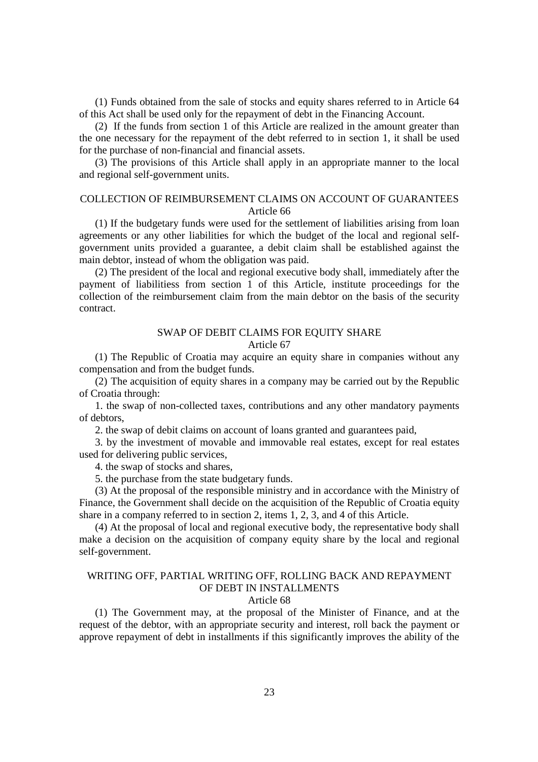(1) Funds obtained from the sale of stocks and equity shares referred to in Article 64 of this Act shall be used only for the repayment of debt in the Financing Account.

(2) If the funds from section 1 of this Article are realized in the amount greater than the one necessary for the repayment of the debt referred to in section 1, it shall be used for the purchase of non-financial and financial assets.

(3) The provisions of this Article shall apply in an appropriate manner to the local and regional self-government units.

### COLLECTION OF REIMBURSEMENT CLAIMS ON ACCOUNT OF GUARANTEES
### Article 66

(1) If the budgetary funds were used for the settlement of liabilities arising from loan agreements or any other liabilities for which the budget of the local and regional self-government units provided a guarantee, a debit claim shall be established against the main debtor, instead of whom the obligation was paid.

(2) The president of the local and regional executive body shall, immediately after the payment of liabilitiess from section 1 of this Article, institute proceedings for the collection of the reimbursement claim from the main debtor on the basis of the security contract.

### SWAP OF DEBIT CLAIMS FOR EQUITY SHARE
### Article 67

(1) The Republic of Croatia may acquire an equity share in companies without any compensation and from the budget funds.

(2) The acquisition of equity shares in a company may be carried out by the Republic of Croatia through:

1. the swap of non-collected taxes, contributions and any other mandatory payments of debtors,

2. the swap of debit claims on account of loans granted and guarantees paid,

3. by the investment of movable and immovable real estates, except for real estates used for delivering public services,

4. the swap of stocks and shares,

5. the purchase from the state budgetary funds.

(3) At the proposal of the responsible ministry and in accordance with the Ministry of Finance, the Government shall decide on the acquisition of the Republic of Croatia equity share in a company referred to in section 2, items 1, 2, 3, and 4 of this Article.

(4) At the proposal of local and regional executive body, the representative body shall make a decision on the acquisition of company equity share by the local and regional self-government.

### WRITING OFF, PARTIAL WRITING OFF, ROLLING BACK AND REPAYMENT OF DEBT IN INSTALLMENTS
### Article 68

(1) The Government may, at the proposal of the Minister of Finance, and at the request of the debtor, with an appropriate security and interest, roll back the payment or approve repayment of debt in installments if this significantly improves the ability of the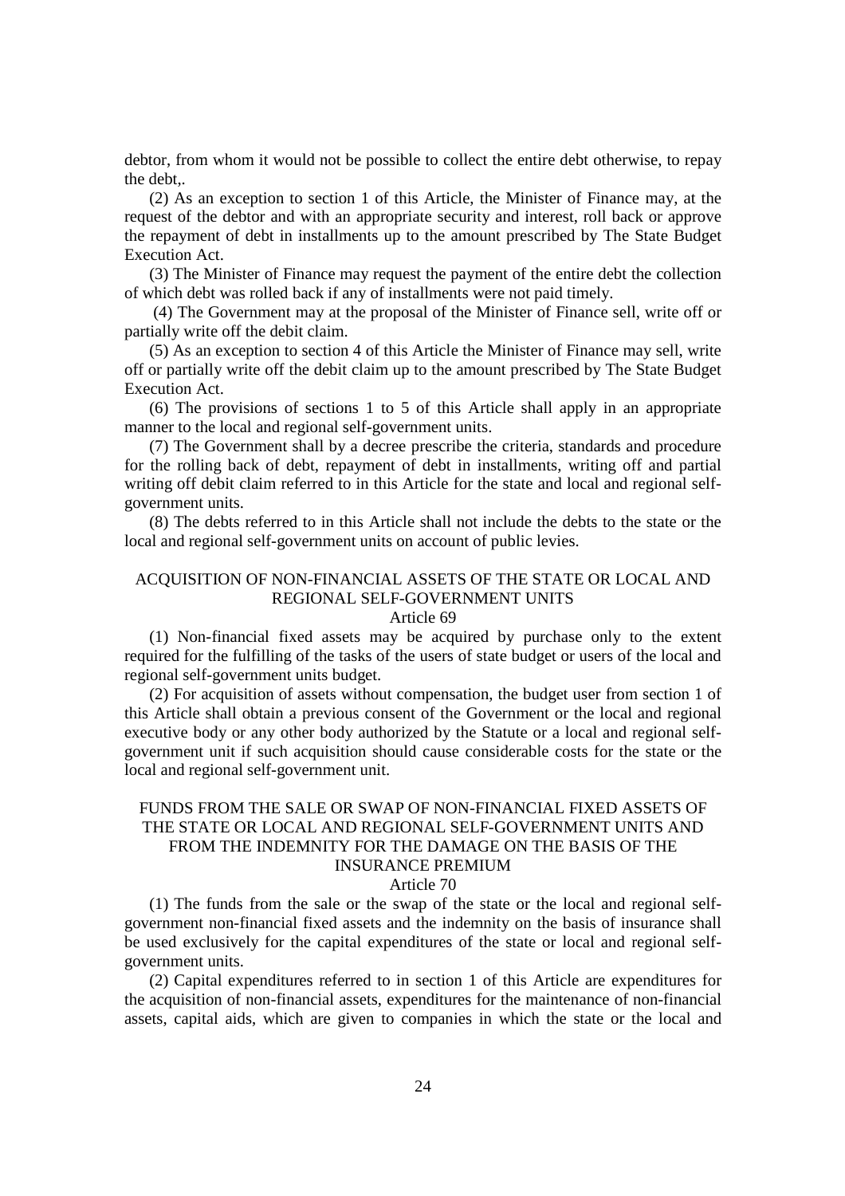debtor, from whom it would not be possible to collect the entire debt otherwise, to repay the debt,.

(2) As an exception to section 1 of this Article, the Minister of Finance may, at the request of the debtor and with an appropriate security and interest, roll back or approve the repayment of debt in installments up to the amount prescribed by The State Budget Execution Act.

(3) The Minister of Finance may request the payment of the entire debt the collection of which debt was rolled back if any of installments were not paid timely.

(4) The Government may at the proposal of the Minister of Finance sell, write off or partially write off the debit claim.

(5) As an exception to section 4 of this Article the Minister of Finance may sell, write off or partially write off the debit claim up to the amount prescribed by The State Budget Execution Act.

(6) The provisions of sections 1 to 5 of this Article shall apply in an appropriate manner to the local and regional self-government units.

(7) The Government shall by a decree prescribe the criteria, standards and procedure for the rolling back of debt, repayment of debt in installments, writing off and partial writing off debit claim referred to in this Article for the state and local and regional self-government units.

(8) The debts referred to in this Article shall not include the debts to the state or the local and regional self-government units on account of public levies.

## ACQUISITION OF NON-FINANCIAL ASSETS OF THE STATE OR LOCAL AND REGIONAL SELF-GOVERNMENT UNITS

### Article 69

(1) Non-financial fixed assets may be acquired by purchase only to the extent required for the fulfilling of the tasks of the users of state budget or users of the local and regional self-government units budget.

(2) For acquisition of assets without compensation, the budget user from section 1 of this Article shall obtain a previous consent of the Government or the local and regional executive body or any other body authorized by the Statute or a local and regional self-government unit if such acquisition should cause considerable costs for the state or the local and regional self-government unit.

## FUNDS FROM THE SALE OR SWAP OF NON-FINANCIAL FIXED ASSETS OF THE STATE OR LOCAL AND REGIONAL SELF-GOVERNMENT UNITS AND FROM THE INDEMNITY FOR THE DAMAGE ON THE BASIS OF THE INSURANCE PREMIUM

### Article 70

(1) The funds from the sale or the swap of the state or the local and regional self-government non-financial fixed assets and the indemnity on the basis of insurance shall be used exclusively for the capital expenditures of the state or local and regional self-government units.

(2) Capital expenditures referred to in section 1 of this Article are expenditures for the acquisition of non-financial assets, expenditures for the maintenance of non-financial assets, capital aids, which are given to companies in which the state or the local and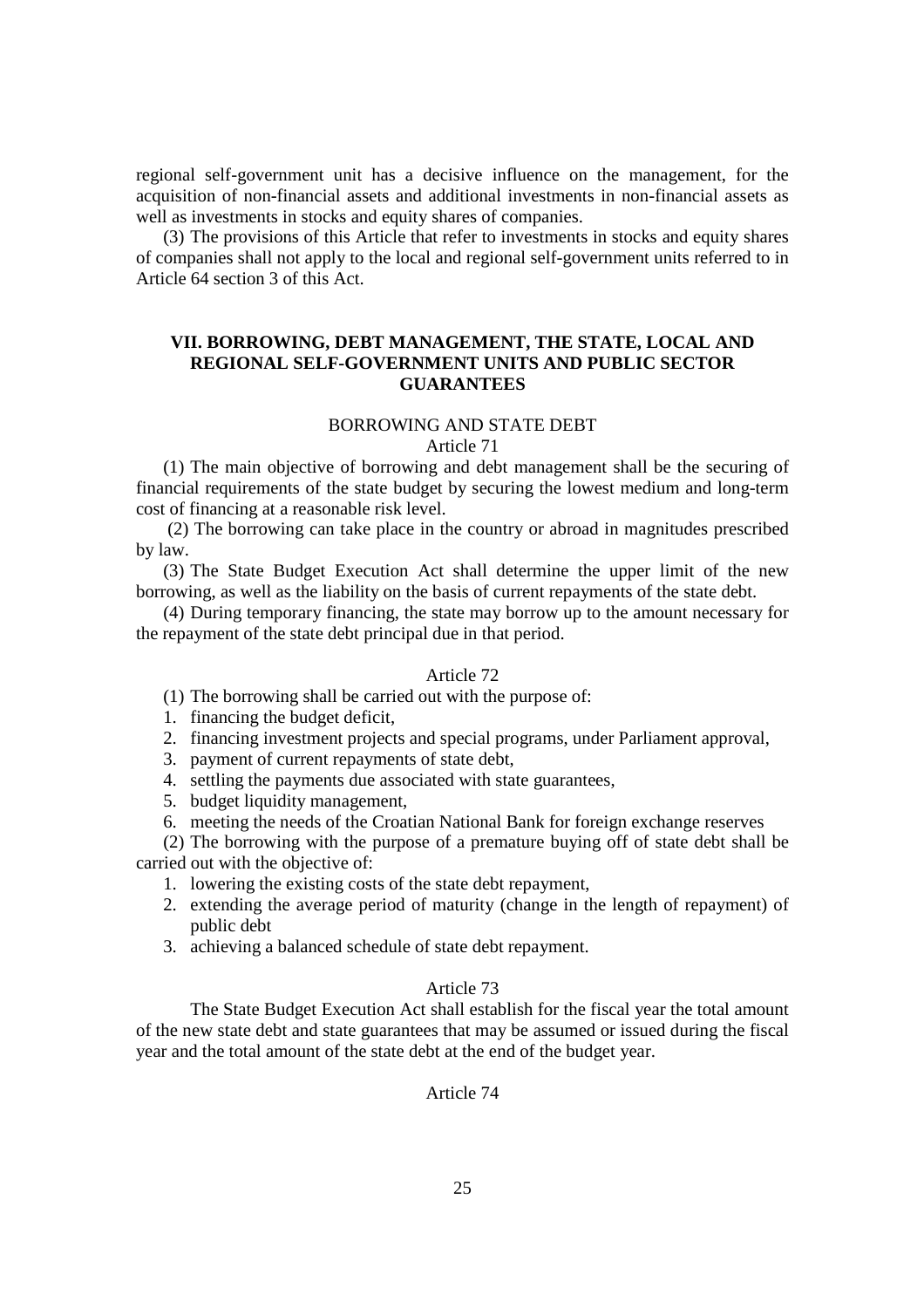regional self-government unit has a decisive influence on the management, for the acquisition of non-financial assets and additional investments in non-financial assets as well as investments in stocks and equity shares of companies.

(3) The provisions of this Article that refer to investments in stocks and equity shares of companies shall not apply to the local and regional self-government units referred to in Article 64 section 3 of this Act.

## VII. BORROWING, DEBT MANAGEMENT, THE STATE, LOCAL AND REGIONAL SELF-GOVERNMENT UNITS AND PUBLIC SECTOR GUARANTEES

### BORROWING AND STATE DEBT

Article 71

(1) The main objective of borrowing and debt management shall be the securing of financial requirements of the state budget by securing the lowest medium and long-term cost of financing at a reasonable risk level.

(2) The borrowing can take place in the country or abroad in magnitudes prescribed by law.

(3) The State Budget Execution Act shall determine the upper limit of the new borrowing, as well as the liability on the basis of current repayments of the state debt.

(4) During temporary financing, the state may borrow up to the amount necessary for the repayment of the state debt principal due in that period.

Article 72

(1) The borrowing shall be carried out with the purpose of:

1. financing the budget deficit,
2. financing investment projects and special programs, under Parliament approval,
3. payment of current repayments of state debt,
4. settling the payments due associated with state guarantees,
5. budget liquidity management,
6. meeting the needs of the Croatian National Bank for foreign exchange reserves

(2) The borrowing with the purpose of a premature buying off of state debt shall be carried out with the objective of:

1. lowering the existing costs of the state debt repayment,
2. extending the average period of maturity (change in the length of repayment) of public debt
3. achieving a balanced schedule of state debt repayment.

Article 73

The State Budget Execution Act shall establish for the fiscal year the total amount of the new state debt and state guarantees that may be assumed or issued during the fiscal year and the total amount of the state debt at the end of the budget year.

Article 74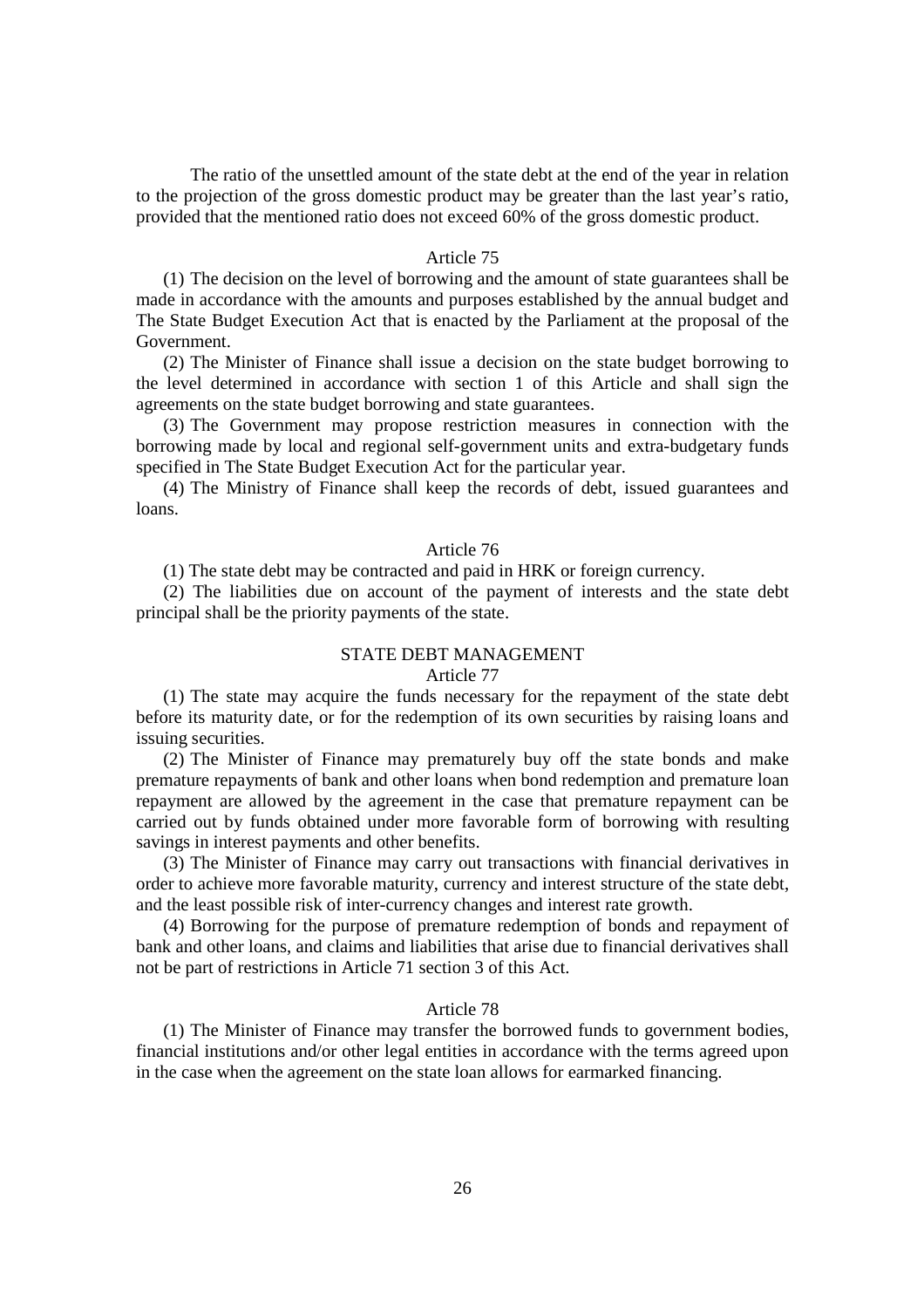The ratio of the unsettled amount of the state debt at the end of the year in relation to the projection of the gross domestic product may be greater than the last year's ratio, provided that the mentioned ratio does not exceed 60% of the gross domestic product.

Article 75

(1) The decision on the level of borrowing and the amount of state guarantees shall be made in accordance with the amounts and purposes established by the annual budget and The State Budget Execution Act that is enacted by the Parliament at the proposal of the Government.

(2) The Minister of Finance shall issue a decision on the state budget borrowing to the level determined in accordance with section 1 of this Article and shall sign the agreements on the state budget borrowing and state guarantees.

(3) The Government may propose restriction measures in connection with the borrowing made by local and regional self-government units and extra-budgetary funds specified in The State Budget Execution Act for the particular year.

(4) The Ministry of Finance shall keep the records of debt, issued guarantees and loans.

Article 76

(1) The state debt may be contracted and paid in HRK or foreign currency.

(2) The liabilities due on account of the payment of interests and the state debt principal shall be the priority payments of the state.

STATE DEBT MANAGEMENT

Article 77

(1) The state may acquire the funds necessary for the repayment of the state debt before its maturity date, or for the redemption of its own securities by raising loans and issuing securities.

(2) The Minister of Finance may prematurely buy off the state bonds and make premature repayments of bank and other loans when bond redemption and premature loan repayment are allowed by the agreement in the case that premature repayment can be carried out by funds obtained under more favorable form of borrowing with resulting savings in interest payments and other benefits.

(3) The Minister of Finance may carry out transactions with financial derivatives in order to achieve more favorable maturity, currency and interest structure of the state debt, and the least possible risk of inter-currency changes and interest rate growth.

(4) Borrowing for the purpose of premature redemption of bonds and repayment of bank and other loans, and claims and liabilities that arise due to financial derivatives shall not be part of restrictions in Article 71 section 3 of this Act.

Article 78

(1) The Minister of Finance may transfer the borrowed funds to government bodies, financial institutions and/or other legal entities in accordance with the terms agreed upon in the case when the agreement on the state loan allows for earmarked financing.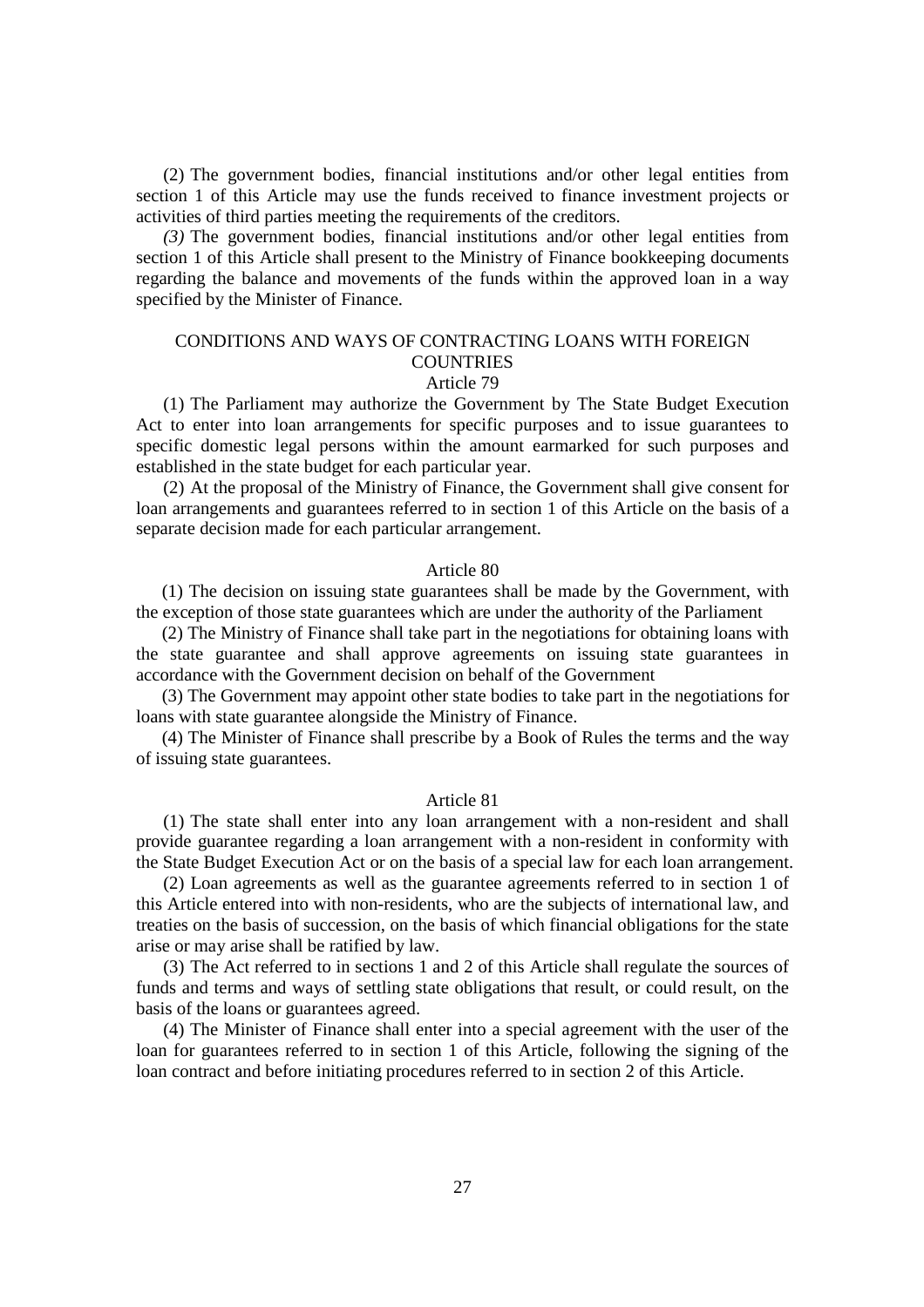(2) The government bodies, financial institutions and/or other legal entities from section 1 of this Article may use the funds received to finance investment projects or activities of third parties meeting the requirements of the creditors.

*(3)* The government bodies, financial institutions and/or other legal entities from section 1 of this Article shall present to the Ministry of Finance bookkeeping documents regarding the balance and movements of the funds within the approved loan in a way specified by the Minister of Finance.

## CONDITIONS AND WAYS OF CONTRACTING LOANS WITH FOREIGN COUNTRIES

### Article 79

(1) The Parliament may authorize the Government by The State Budget Execution Act to enter into loan arrangements for specific purposes and to issue guarantees to specific domestic legal persons within the amount earmarked for such purposes and established in the state budget for each particular year.

(2) At the proposal of the Ministry of Finance, the Government shall give consent for loan arrangements and guarantees referred to in section 1 of this Article on the basis of a separate decision made for each particular arrangement.

### Article 80

(1) The decision on issuing state guarantees shall be made by the Government, with the exception of those state guarantees which are under the authority of the Parliament

(2) The Ministry of Finance shall take part in the negotiations for obtaining loans with the state guarantee and shall approve agreements on issuing state guarantees in accordance with the Government decision on behalf of the Government

(3) The Government may appoint other state bodies to take part in the negotiations for loans with state guarantee alongside the Ministry of Finance.

(4) The Minister of Finance shall prescribe by a Book of Rules the terms and the way of issuing state guarantees.

### Article 81

(1) The state shall enter into any loan arrangement with a non-resident and shall provide guarantee regarding a loan arrangement with a non-resident in conformity with the State Budget Execution Act or on the basis of a special law for each loan arrangement.

(2) Loan agreements as well as the guarantee agreements referred to in section 1 of this Article entered into with non-residents, who are the subjects of international law, and treaties on the basis of succession, on the basis of which financial obligations for the state arise or may arise shall be ratified by law.

(3) The Act referred to in sections 1 and 2 of this Article shall regulate the sources of funds and terms and ways of settling state obligations that result, or could result, on the basis of the loans or guarantees agreed.

(4) The Minister of Finance shall enter into a special agreement with the user of the loan for guarantees referred to in section 1 of this Article, following the signing of the loan contract and before initiating procedures referred to in section 2 of this Article.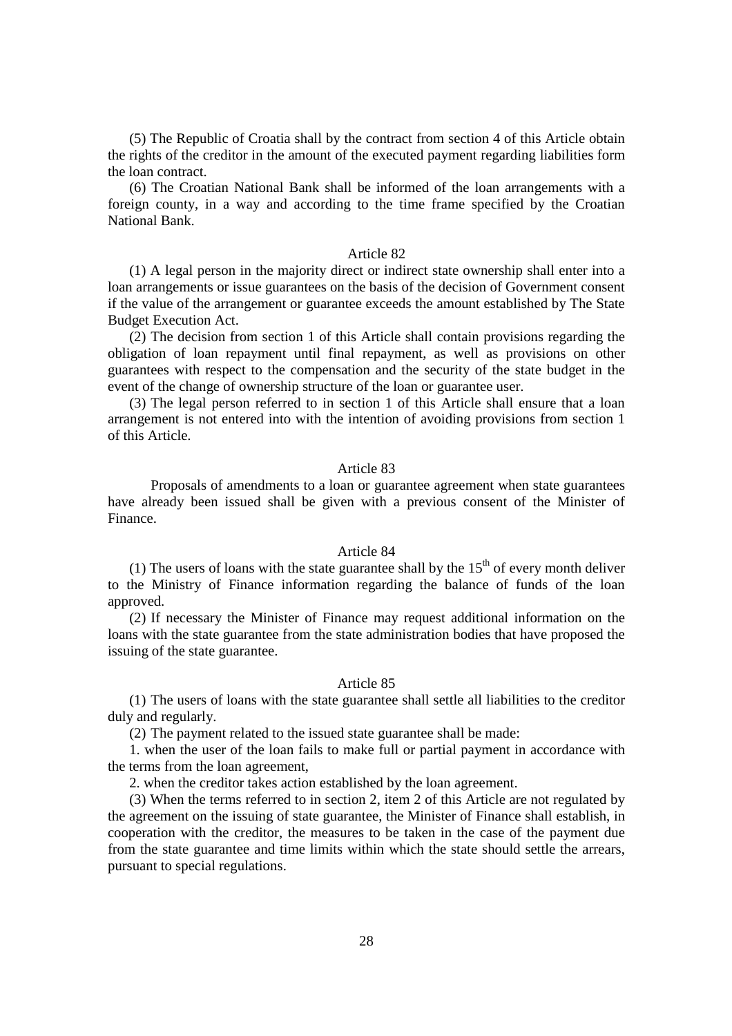(5) The Republic of Croatia shall by the contract from section 4 of this Article obtain the rights of the creditor in the amount of the executed payment regarding liabilities form the loan contract.

(6) The Croatian National Bank shall be informed of the loan arrangements with a foreign county, in a way and according to the time frame specified by the Croatian National Bank.

### Article 82

(1) A legal person in the majority direct or indirect state ownership shall enter into a loan arrangements or issue guarantees on the basis of the decision of Government consent if the value of the arrangement or guarantee exceeds the amount established by The State Budget Execution Act.

(2) The decision from section 1 of this Article shall contain provisions regarding the obligation of loan repayment until final repayment, as well as provisions on other guarantees with respect to the compensation and the security of the state budget in the event of the change of ownership structure of the loan or guarantee user.

(3) The legal person referred to in section 1 of this Article shall ensure that a loan arrangement is not entered into with the intention of avoiding provisions from section 1 of this Article.

### Article 83

Proposals of amendments to a loan or guarantee agreement when state guarantees have already been issued shall be given with a previous consent of the Minister of Finance.

### Article 84

(1) The users of loans with the state guarantee shall by the 15th of every month deliver to the Ministry of Finance information regarding the balance of funds of the loan approved.

(2) If necessary the Minister of Finance may request additional information on the loans with the state guarantee from the state administration bodies that have proposed the issuing of the state guarantee.

### Article 85

(1) The users of loans with the state guarantee shall settle all liabilities to the creditor duly and regularly.

(2) The payment related to the issued state guarantee shall be made:

1. when the user of the loan fails to make full or partial payment in accordance with the terms from the loan agreement,
2. when the creditor takes action established by the loan agreement.

(3) When the terms referred to in section 2, item 2 of this Article are not regulated by the agreement on the issuing of state guarantee, the Minister of Finance shall establish, in cooperation with the creditor, the measures to be taken in the case of the payment due from the state guarantee and time limits within which the state should settle the arrears, pursuant to special regulations.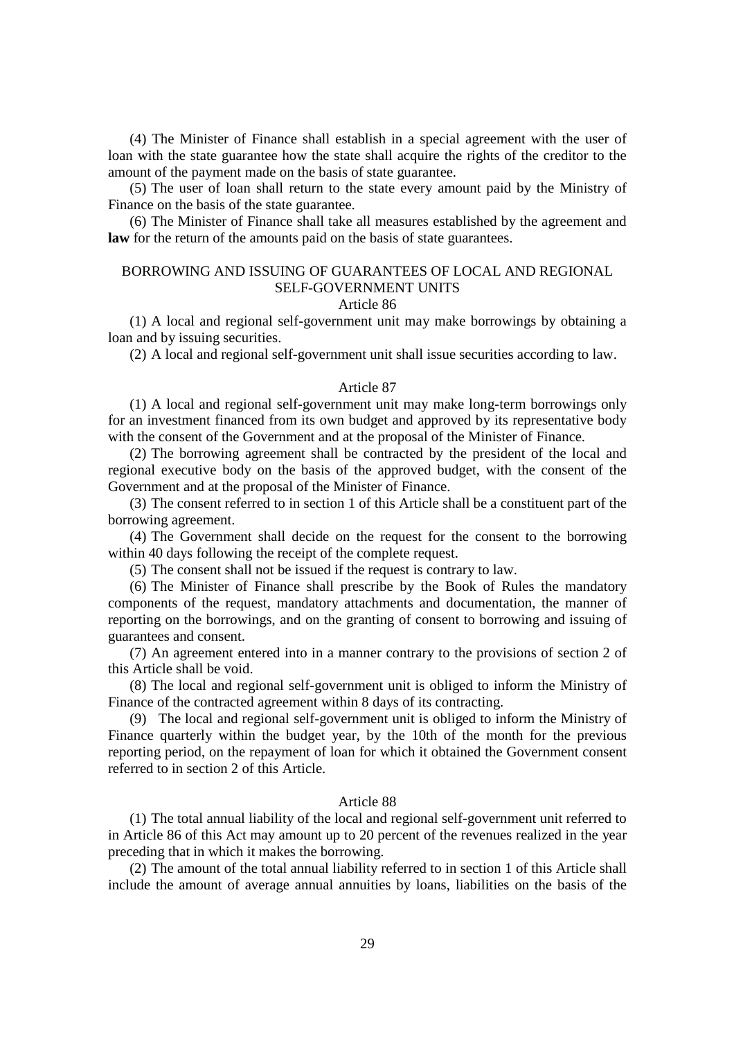(4) The Minister of Finance shall establish in a special agreement with the user of loan with the state guarantee how the state shall acquire the rights of the creditor to the amount of the payment made on the basis of state guarantee.

(5) The user of loan shall return to the state every amount paid by the Ministry of Finance on the basis of the state guarantee.

(6) The Minister of Finance shall take all measures established by the agreement and **law** for the return of the amounts paid on the basis of state guarantees.

## BORROWING AND ISSUING OF GUARANTEES OF LOCAL AND REGIONAL SELF-GOVERNMENT UNITS

### Article 86

(1) A local and regional self-government unit may make borrowings by obtaining a loan and by issuing securities.

(2) A local and regional self-government unit shall issue securities according to law.

### Article 87

(1) A local and regional self-government unit may make long-term borrowings only for an investment financed from its own budget and approved by its representative body with the consent of the Government and at the proposal of the Minister of Finance.

(2) The borrowing agreement shall be contracted by the president of the local and regional executive body on the basis of the approved budget, with the consent of the Government and at the proposal of the Minister of Finance.

(3) The consent referred to in section 1 of this Article shall be a constituent part of the borrowing agreement.

(4) The Government shall decide on the request for the consent to the borrowing within 40 days following the receipt of the complete request.

(5) The consent shall not be issued if the request is contrary to law.

(6) The Minister of Finance shall prescribe by the Book of Rules the mandatory components of the request, mandatory attachments and documentation, the manner of reporting on the borrowings, and on the granting of consent to borrowing and issuing of guarantees and consent.

(7) An agreement entered into in a manner contrary to the provisions of section 2 of this Article shall be void.

(8) The local and regional self-government unit is obliged to inform the Ministry of Finance of the contracted agreement within 8 days of its contracting.

(9) The local and regional self-government unit is obliged to inform the Ministry of Finance quarterly within the budget year, by the 10th of the month for the previous reporting period, on the repayment of loan for which it obtained the Government consent referred to in section 2 of this Article.

### Article 88

(1) The total annual liability of the local and regional self-government unit referred to in Article 86 of this Act may amount up to 20 percent of the revenues realized in the year preceding that in which it makes the borrowing.

(2) The amount of the total annual liability referred to in section 1 of this Article shall include the amount of average annual annuities by loans, liabilities on the basis of the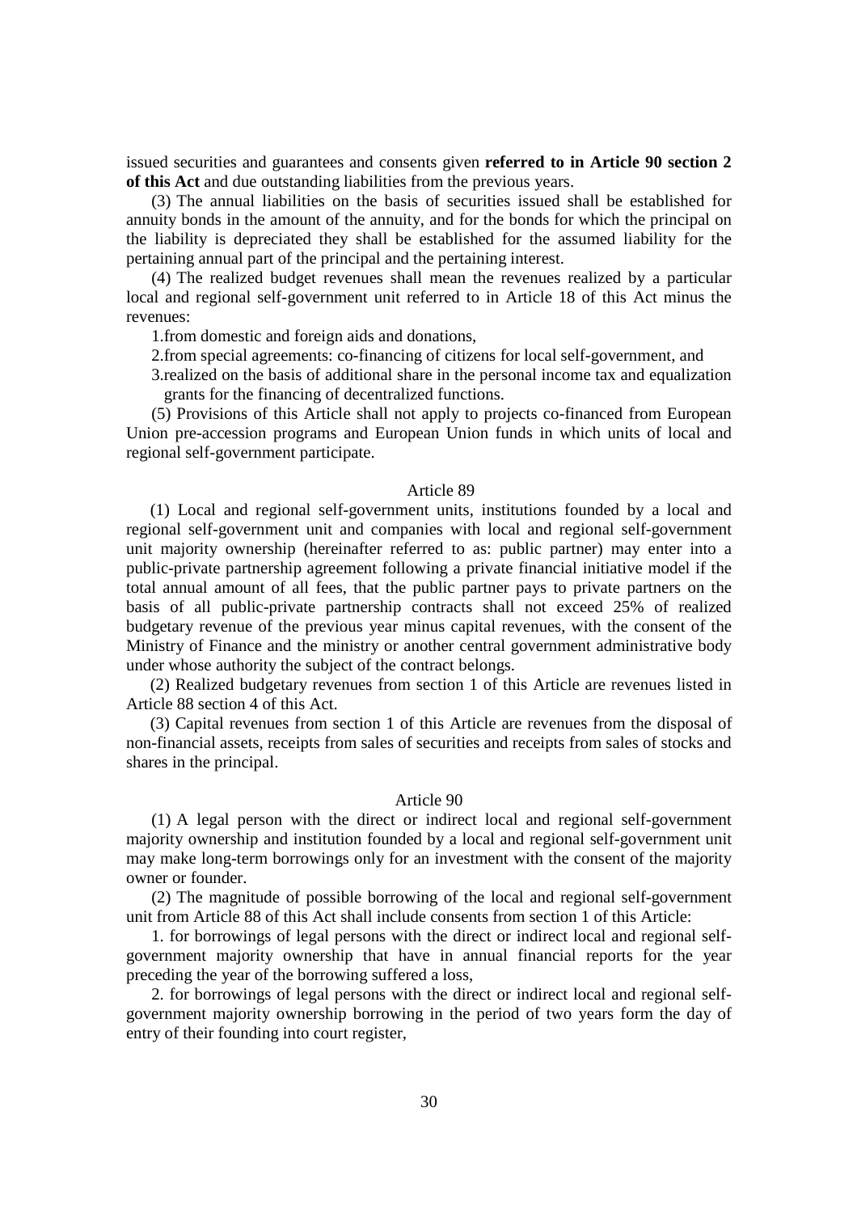issued securities and guarantees and consents given **referred to in Article 90 section 2 of this Act** and due outstanding liabilities from the previous years.

(3) The annual liabilities on the basis of securities issued shall be established for annuity bonds in the amount of the annuity, and for the bonds for which the principal on the liability is depreciated they shall be established for the assumed liability for the pertaining annual part of the principal and the pertaining interest.

(4) The realized budget revenues shall mean the revenues realized by a particular local and regional self-government unit referred to in Article 18 of this Act minus the revenues:

1. from domestic and foreign aids and donations,
2. from special agreements: co-financing of citizens for local self-government, and
3. realized on the basis of additional share in the personal income tax and equalization grants for the financing of decentralized functions.

(5) Provisions of this Article shall not apply to projects co-financed from European Union pre-accession programs and European Union funds in which units of local and regional self-government participate.

### Article 89

(1) Local and regional self-government units, institutions founded by a local and regional self-government unit and companies with local and regional self-government unit majority ownership (hereinafter referred to as: public partner) may enter into a public-private partnership agreement following a private financial initiative model if the total annual amount of all fees, that the public partner pays to private partners on the basis of all public-private partnership contracts shall not exceed 25% of realized budgetary revenue of the previous year minus capital revenues, with the consent of the Ministry of Finance and the ministry or another central government administrative body under whose authority the subject of the contract belongs.

(2) Realized budgetary revenues from section 1 of this Article are revenues listed in Article 88 section 4 of this Act.

(3) Capital revenues from section 1 of this Article are revenues from the disposal of non-financial assets, receipts from sales of securities and receipts from sales of stocks and shares in the principal.

### Article 90

(1) A legal person with the direct or indirect local and regional self-government majority ownership and institution founded by a local and regional self-government unit may make long-term borrowings only for an investment with the consent of the majority owner or founder.

(2) The magnitude of possible borrowing of the local and regional self-government unit from Article 88 of this Act shall include consents from section 1 of this Article:

1. for borrowings of legal persons with the direct or indirect local and regional self-government majority ownership that have in annual financial reports for the year preceding the year of the borrowing suffered a loss,

2. for borrowings of legal persons with the direct or indirect local and regional self-government majority ownership borrowing in the period of two years form the day of entry of their founding into court register,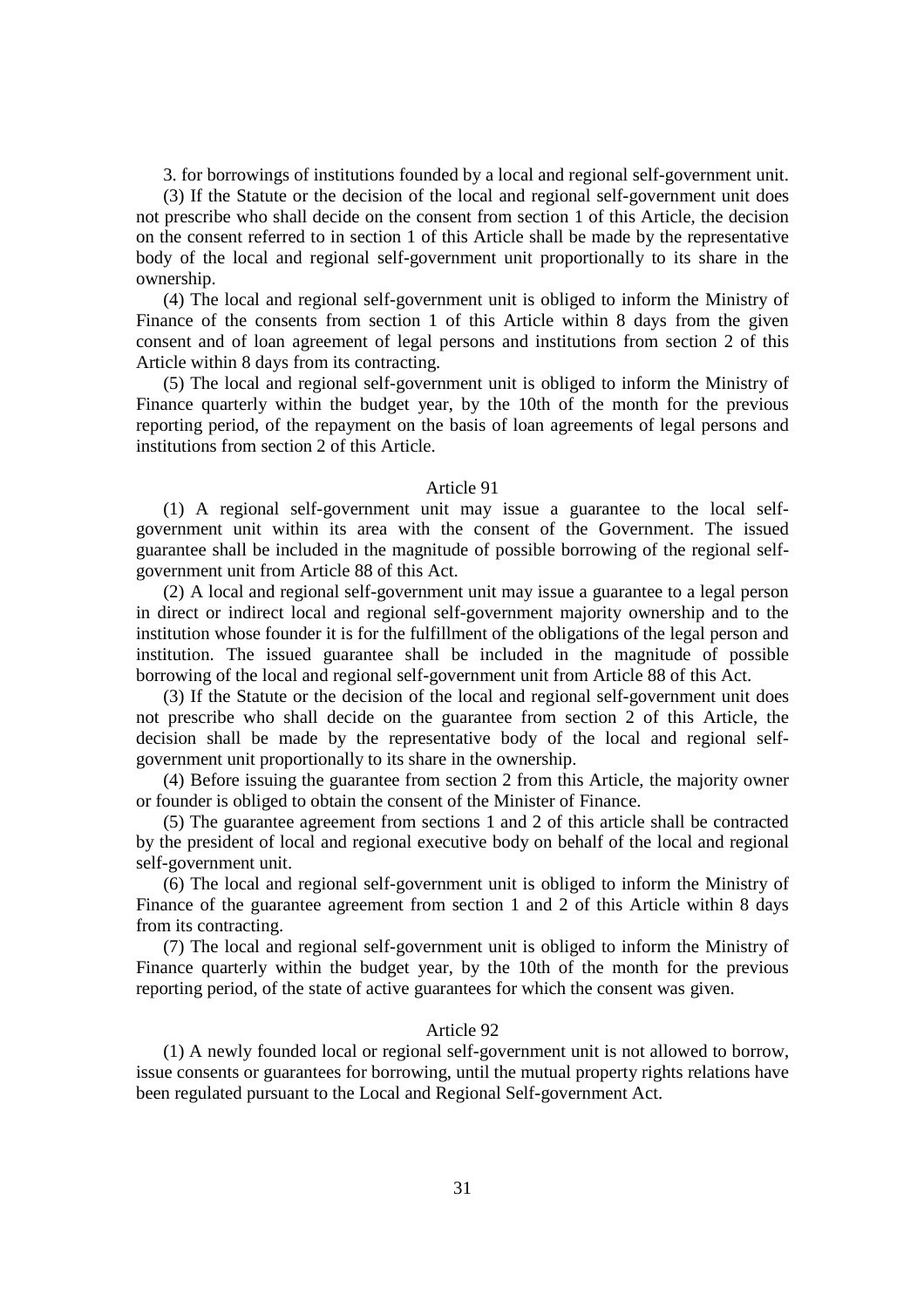3. for borrowings of institutions founded by a local and regional self-government unit.

(3) If the Statute or the decision of the local and regional self-government unit does not prescribe who shall decide on the consent from section 1 of this Article, the decision on the consent referred to in section 1 of this Article shall be made by the representative body of the local and regional self-government unit proportionally to its share in the ownership.

(4) The local and regional self-government unit is obliged to inform the Ministry of Finance of the consents from section 1 of this Article within 8 days from the given consent and of loan agreement of legal persons and institutions from section 2 of this Article within 8 days from its contracting.

(5) The local and regional self-government unit is obliged to inform the Ministry of Finance quarterly within the budget year, by the 10th of the month for the previous reporting period, of the repayment on the basis of loan agreements of legal persons and institutions from section 2 of this Article.

Article 91

(1) A regional self-government unit may issue a guarantee to the local self-government unit within its area with the consent of the Government. The issued guarantee shall be included in the magnitude of possible borrowing of the regional self-government unit from Article 88 of this Act.

(2) A local and regional self-government unit may issue a guarantee to a legal person in direct or indirect local and regional self-government majority ownership and to the institution whose founder it is for the fulfillment of the obligations of the legal person and institution. The issued guarantee shall be included in the magnitude of possible borrowing of the local and regional self-government unit from Article 88 of this Act.

(3) If the Statute or the decision of the local and regional self-government unit does not prescribe who shall decide on the guarantee from section 2 of this Article, the decision shall be made by the representative body of the local and regional self-government unit proportionally to its share in the ownership.

(4) Before issuing the guarantee from section 2 from this Article, the majority owner or founder is obliged to obtain the consent of the Minister of Finance.

(5) The guarantee agreement from sections 1 and 2 of this article shall be contracted by the president of local and regional executive body on behalf of the local and regional self-government unit.

(6) The local and regional self-government unit is obliged to inform the Ministry of Finance of the guarantee agreement from section 1 and 2 of this Article within 8 days from its contracting.

(7) The local and regional self-government unit is obliged to inform the Ministry of Finance quarterly within the budget year, by the 10th of the month for the previous reporting period, of the state of active guarantees for which the consent was given.

Article 92

(1) A newly founded local or regional self-government unit is not allowed to borrow, issue consents or guarantees for borrowing, until the mutual property rights relations have been regulated pursuant to the Local and Regional Self-government Act.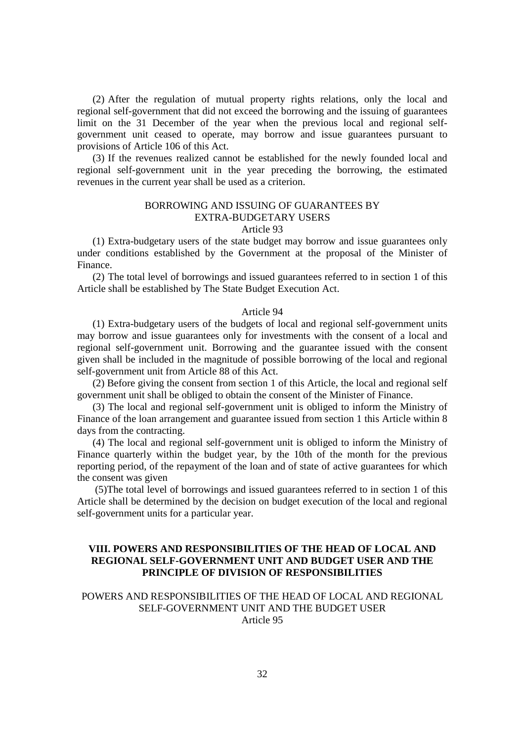(2) After the regulation of mutual property rights relations, only the local and regional self-government that did not exceed the borrowing and the issuing of guarantees limit on the 31 December of the year when the previous local and regional self-government unit ceased to operate, may borrow and issue guarantees pursuant to provisions of Article 106 of this Act.

(3) If the revenues realized cannot be established for the newly founded local and regional self-government unit in the year preceding the borrowing, the estimated revenues in the current year shall be used as a criterion.

BORROWING AND ISSUING OF GUARANTEES BY EXTRA-BUDGETARY USERS

Article 93

(1) Extra-budgetary users of the state budget may borrow and issue guarantees only under conditions established by the Government at the proposal of the Minister of Finance.

(2) The total level of borrowings and issued guarantees referred to in section 1 of this Article shall be established by The State Budget Execution Act.

Article 94

(1) Extra-budgetary users of the budgets of local and regional self-government units may borrow and issue guarantees only for investments with the consent of a local and regional self-government unit. Borrowing and the guarantee issued with the consent given shall be included in the magnitude of possible borrowing of the local and regional self-government unit from Article 88 of this Act.

(2) Before giving the consent from section 1 of this Article, the local and regional self government unit shall be obliged to obtain the consent of the Minister of Finance.

(3) The local and regional self-government unit is obliged to inform the Ministry of Finance of the loan arrangement and guarantee issued from section 1 this Article within 8 days from the contracting.

(4) The local and regional self-government unit is obliged to inform the Ministry of Finance quarterly within the budget year, by the 10th of the month for the previous reporting period, of the repayment of the loan and of state of active guarantees for which the consent was given

(5)The total level of borrowings and issued guarantees referred to in section 1 of this Article shall be determined by the decision on budget execution of the local and regional self-government units for a particular year.

## VIII. POWERS AND RESPONSIBILITIES OF THE HEAD OF LOCAL AND REGIONAL SELF-GOVERNMENT UNIT AND BUDGET USER AND THE PRINCIPLE OF DIVISION OF RESPONSIBILITIES

POWERS AND RESPONSIBILITIES OF THE HEAD OF LOCAL AND REGIONAL SELF-GOVERNMENT UNIT AND THE BUDGET USER

Article 95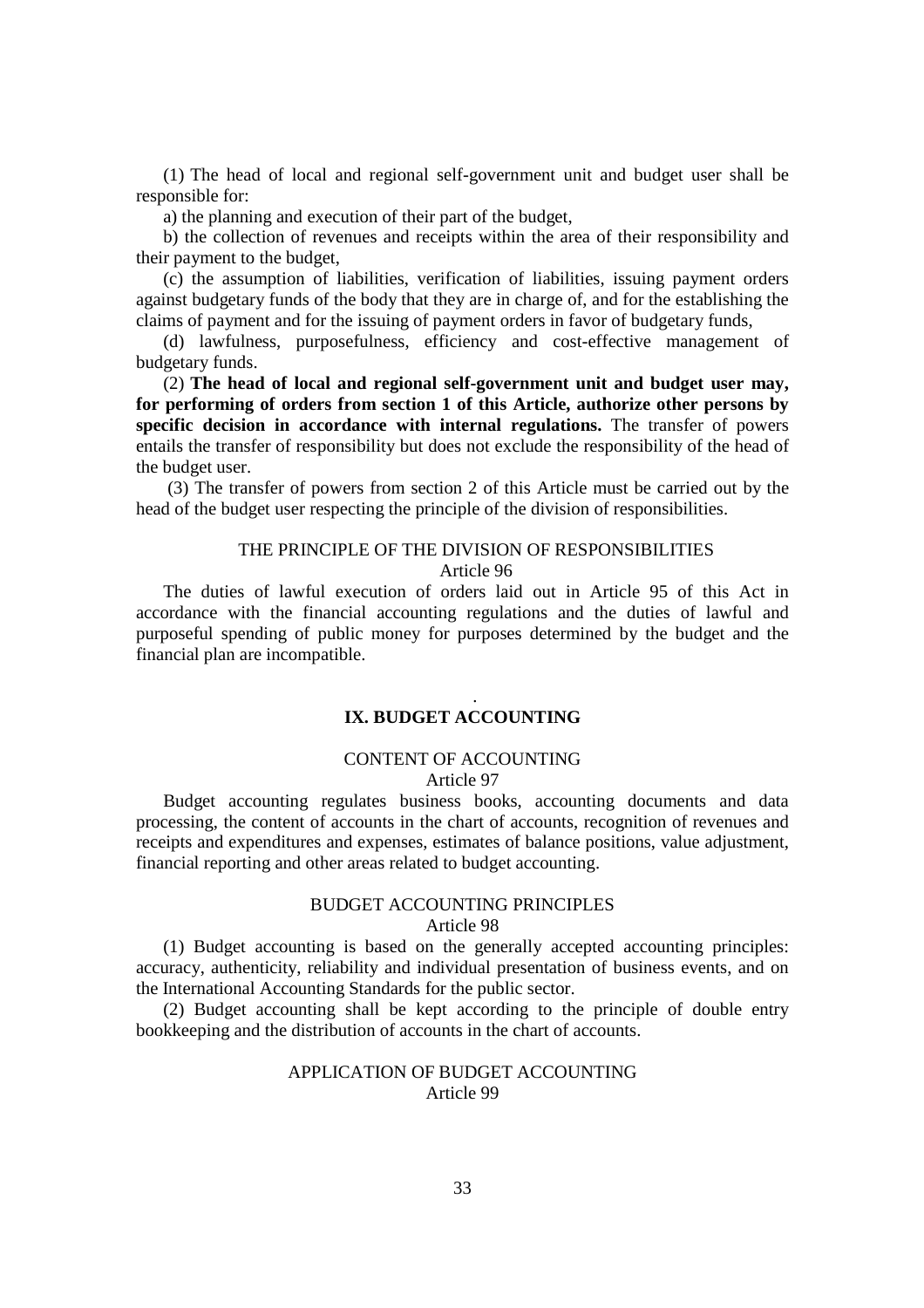(1) The head of local and regional self-government unit and budget user shall be responsible for:

a) the planning and execution of their part of the budget,

b) the collection of revenues and receipts within the area of their responsibility and their payment to the budget,

(c) the assumption of liabilities, verification of liabilities, issuing payment orders against budgetary funds of the body that they are in charge of, and for the establishing the claims of payment and for the issuing of payment orders in favor of budgetary funds,

(d) lawfulness, purposefulness, efficiency and cost-effective management of budgetary funds.

(2) **The head of local and regional self-government unit and budget user may, for performing of orders from section 1 of this Article, authorize other persons by specific decision in accordance with internal regulations.** The transfer of powers entails the transfer of responsibility but does not exclude the responsibility of the head of the budget user.

(3) The transfer of powers from section 2 of this Article must be carried out by the head of the budget user respecting the principle of the division of responsibilities.

### THE PRINCIPLE OF THE DIVISION OF RESPONSIBILITIES
Article 96

The duties of lawful execution of orders laid out in Article 95 of this Act in accordance with the financial accounting regulations and the duties of lawful and purposeful spending of public money for purposes determined by the budget and the financial plan are incompatible.

## IX. BUDGET ACCOUNTING

### CONTENT OF ACCOUNTING
Article 97

Budget accounting regulates business books, accounting documents and data processing, the content of accounts in the chart of accounts, recognition of revenues and receipts and expenditures and expenses, estimates of balance positions, value adjustment, financial reporting and other areas related to budget accounting.

### BUDGET ACCOUNTING PRINCIPLES
Article 98

(1) Budget accounting is based on the generally accepted accounting principles: accuracy, authenticity, reliability and individual presentation of business events, and on the International Accounting Standards for the public sector.

(2) Budget accounting shall be kept according to the principle of double entry bookkeeping and the distribution of accounts in the chart of accounts.

### APPLICATION OF BUDGET ACCOUNTING
Article 99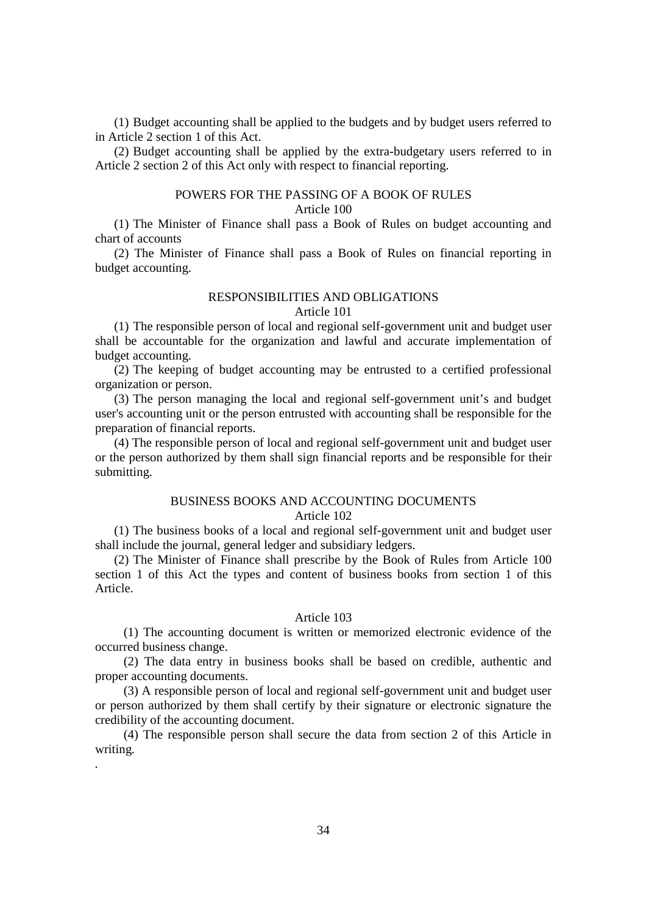(1) Budget accounting shall be applied to the budgets and by budget users referred to in Article 2 section 1 of this Act.

(2) Budget accounting shall be applied by the extra-budgetary users referred to in Article 2 section 2 of this Act only with respect to financial reporting.

### POWERS FOR THE PASSING OF A BOOK OF RULES

Article 100

(1) The Minister of Finance shall pass a Book of Rules on budget accounting and chart of accounts

(2) The Minister of Finance shall pass a Book of Rules on financial reporting in budget accounting.

### RESPONSIBILITIES AND OBLIGATIONS

Article 101

(1) The responsible person of local and regional self-government unit and budget user shall be accountable for the organization and lawful and accurate implementation of budget accounting.

(2) The keeping of budget accounting may be entrusted to a certified professional organization or person.

(3) The person managing the local and regional self-government unit's and budget user's accounting unit or the person entrusted with accounting shall be responsible for the preparation of financial reports.

(4) The responsible person of local and regional self-government unit and budget user or the person authorized by them shall sign financial reports and be responsible for their submitting.

### BUSINESS BOOKS AND ACCOUNTING DOCUMENTS

Article 102

(1) The business books of a local and regional self-government unit and budget user shall include the journal, general ledger and subsidiary ledgers.

(2) The Minister of Finance shall prescribe by the Book of Rules from Article 100 section 1 of this Act the types and content of business books from section 1 of this Article.

Article 103

(1) The accounting document is written or memorized electronic evidence of the occurred business change.

(2) The data entry in business books shall be based on credible, authentic and proper accounting documents.

(3) A responsible person of local and regional self-government unit and budget user or person authorized by them shall certify by their signature or electronic signature the credibility of the accounting document.

(4) The responsible person shall secure the data from section 2 of this Article in writing.

.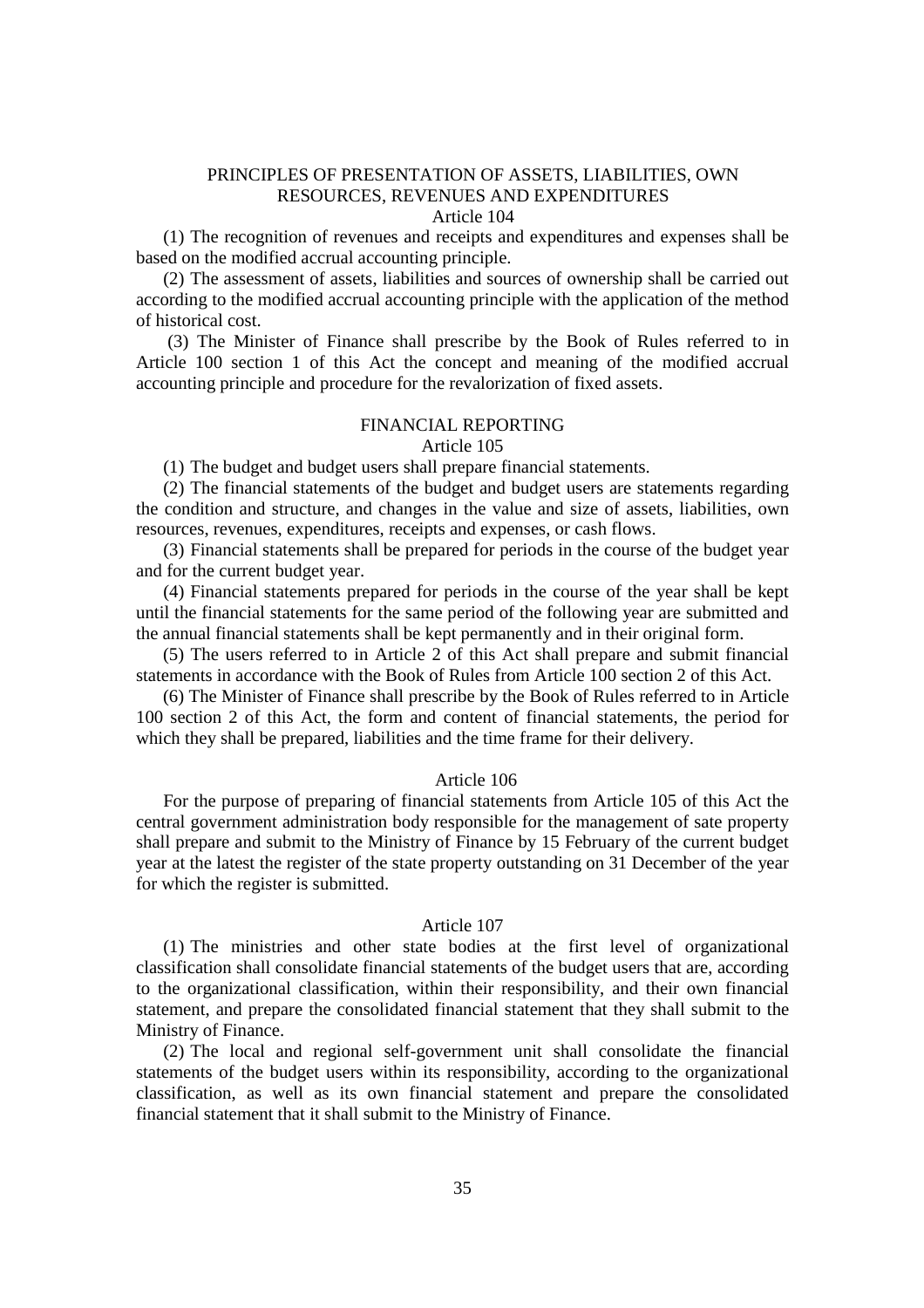## PRINCIPLES OF PRESENTATION OF ASSETS, LIABILITIES, OWN RESOURCES, REVENUES AND EXPENDITURES

Article 104

(1) The recognition of revenues and receipts and expenditures and expenses shall be based on the modified accrual accounting principle.

(2) The assessment of assets, liabilities and sources of ownership shall be carried out according to the modified accrual accounting principle with the application of the method of historical cost.

(3) The Minister of Finance shall prescribe by the Book of Rules referred to in Article 100 section 1 of this Act the concept and meaning of the modified accrual accounting principle and procedure for the revalorization of fixed assets.

## FINANCIAL REPORTING

Article 105

(1) The budget and budget users shall prepare financial statements.

(2) The financial statements of the budget and budget users are statements regarding the condition and structure, and changes in the value and size of assets, liabilities, own resources, revenues, expenditures, receipts and expenses, or cash flows.

(3) Financial statements shall be prepared for periods in the course of the budget year and for the current budget year.

(4) Financial statements prepared for periods in the course of the year shall be kept until the financial statements for the same period of the following year are submitted and the annual financial statements shall be kept permanently and in their original form.

(5) The users referred to in Article 2 of this Act shall prepare and submit financial statements in accordance with the Book of Rules from Article 100 section 2 of this Act.

(6) The Minister of Finance shall prescribe by the Book of Rules referred to in Article 100 section 2 of this Act, the form and content of financial statements, the period for which they shall be prepared, liabilities and the time frame for their delivery.

Article 106

For the purpose of preparing of financial statements from Article 105 of this Act the central government administration body responsible for the management of sate property shall prepare and submit to the Ministry of Finance by 15 February of the current budget year at the latest the register of the state property outstanding on 31 December of the year for which the register is submitted.

Article 107

(1) The ministries and other state bodies at the first level of organizational classification shall consolidate financial statements of the budget users that are, according to the organizational classification, within their responsibility, and their own financial statement, and prepare the consolidated financial statement that they shall submit to the Ministry of Finance.

(2) The local and regional self-government unit shall consolidate the financial statements of the budget users within its responsibility, according to the organizational classification, as well as its own financial statement and prepare the consolidated financial statement that it shall submit to the Ministry of Finance.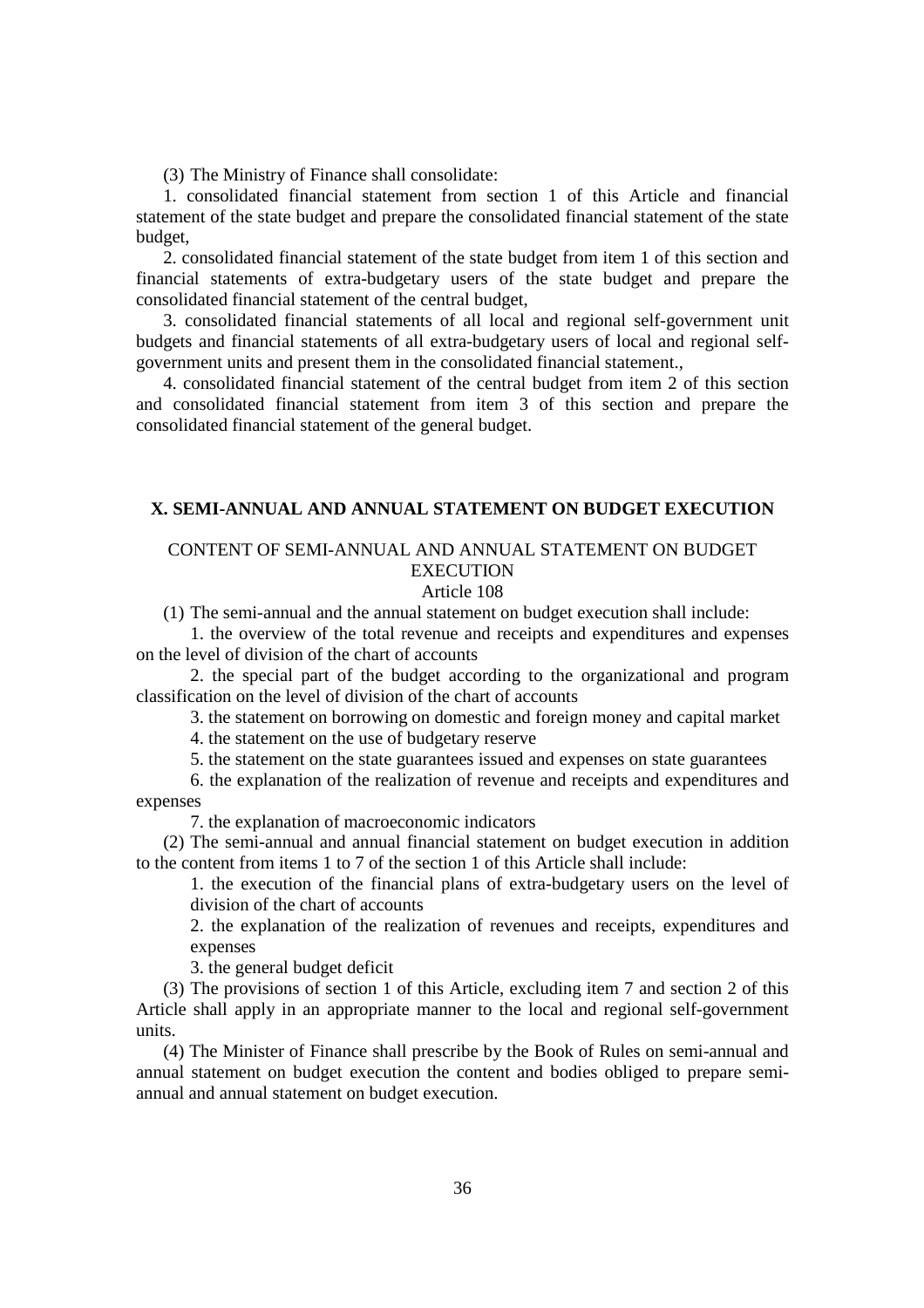(3) The Ministry of Finance shall consolidate:

1. consolidated financial statement from section 1 of this Article and financial statement of the state budget and prepare the consolidated financial statement of the state budget,

2. consolidated financial statement of the state budget from item 1 of this section and financial statements of extra-budgetary users of the state budget and prepare the consolidated financial statement of the central budget,

3. consolidated financial statements of all local and regional self-government unit budgets and financial statements of all extra-budgetary users of local and regional self-government units and present them in the consolidated financial statement.,

4. consolidated financial statement of the central budget from item 2 of this section and consolidated financial statement from item 3 of this section and prepare the consolidated financial statement of the general budget.

## X. SEMI-ANNUAL AND ANNUAL STATEMENT ON BUDGET EXECUTION

### CONTENT OF SEMI-ANNUAL AND ANNUAL STATEMENT ON BUDGET EXECUTION

Article 108

(1) The semi-annual and the annual statement on budget execution shall include:

1. the overview of the total revenue and receipts and expenditures and expenses on the level of division of the chart of accounts

2. the special part of the budget according to the organizational and program classification on the level of division of the chart of accounts

3. the statement on borrowing on domestic and foreign money and capital market

4. the statement on the use of budgetary reserve

5. the statement on the state guarantees issued and expenses on state guarantees

6. the explanation of the realization of revenue and receipts and expenditures and expenses

7. the explanation of macroeconomic indicators

(2) The semi-annual and annual financial statement on budget execution in addition to the content from items 1 to 7 of the section 1 of this Article shall include:

1. the execution of the financial plans of extra-budgetary users on the level of division of the chart of accounts

2. the explanation of the realization of revenues and receipts, expenditures and expenses

3. the general budget deficit

(3) The provisions of section 1 of this Article, excluding item 7 and section 2 of this Article shall apply in an appropriate manner to the local and regional self-government units.

(4) The Minister of Finance shall prescribe by the Book of Rules on semi-annual and annual statement on budget execution the content and bodies obliged to prepare semi-annual and annual statement on budget execution.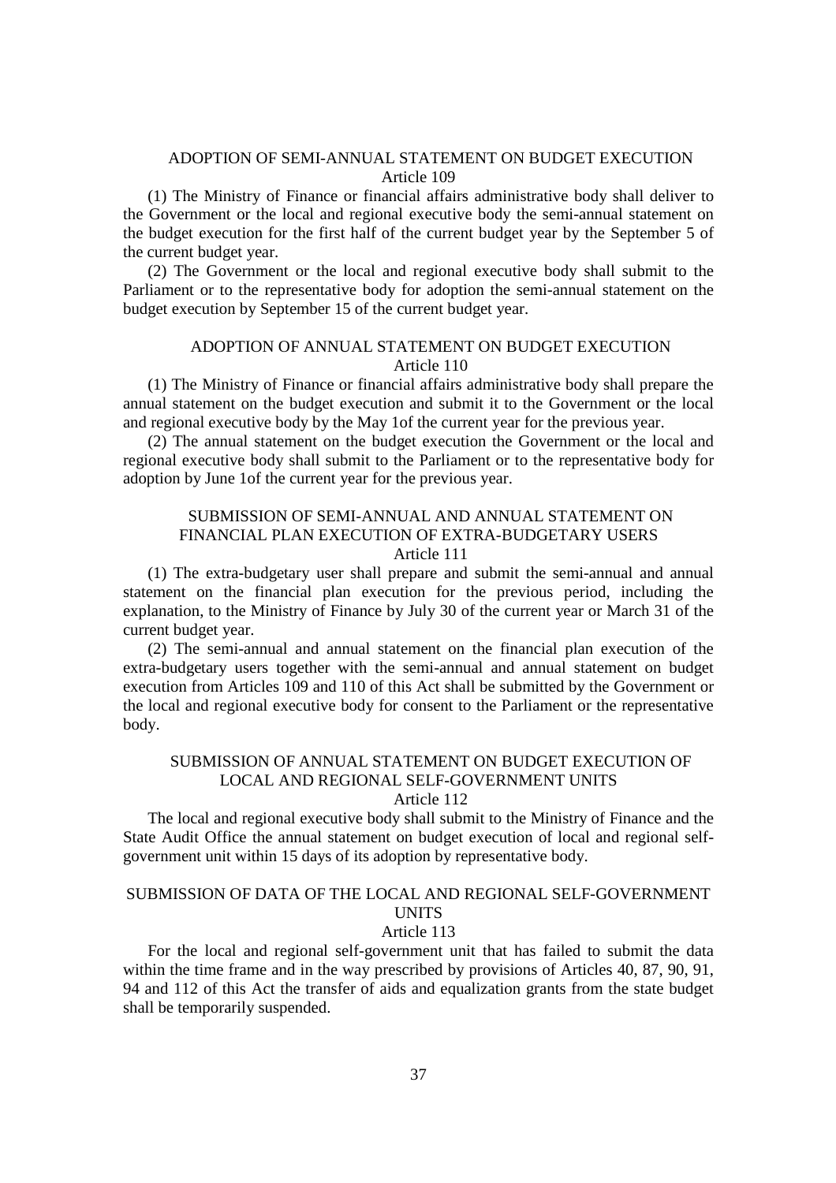## ADOPTION OF SEMI-ANNUAL STATEMENT ON BUDGET EXECUTION
### Article 109

(1) The Ministry of Finance or financial affairs administrative body shall deliver to the Government or the local and regional executive body the semi-annual statement on the budget execution for the first half of the current budget year by the September 5 of the current budget year.

(2) The Government or the local and regional executive body shall submit to the Parliament or to the representative body for adoption the semi-annual statement on the budget execution by September 15 of the current budget year.

## ADOPTION OF ANNUAL STATEMENT ON BUDGET EXECUTION
### Article 110

(1) The Ministry of Finance or financial affairs administrative body shall prepare the annual statement on the budget execution and submit it to the Government or the local and regional executive body by the May 1of the current year for the previous year.

(2) The annual statement on the budget execution the Government or the local and regional executive body shall submit to the Parliament or to the representative body for adoption by June 1of the current year for the previous year.

## SUBMISSION OF SEMI-ANNUAL AND ANNUAL STATEMENT ON FINANCIAL PLAN EXECUTION OF EXTRA-BUDGETARY USERS
### Article 111

(1) The extra-budgetary user shall prepare and submit the semi-annual and annual statement on the financial plan execution for the previous period, including the explanation, to the Ministry of Finance by July 30 of the current year or March 31 of the current budget year.

(2) The semi-annual and annual statement on the financial plan execution of the extra-budgetary users together with the semi-annual and annual statement on budget execution from Articles 109 and 110 of this Act shall be submitted by the Government or the local and regional executive body for consent to the Parliament or the representative body.

## SUBMISSION OF ANNUAL STATEMENT ON BUDGET EXECUTION OF LOCAL AND REGIONAL SELF-GOVERNMENT UNITS
### Article 112

The local and regional executive body shall submit to the Ministry of Finance and the State Audit Office the annual statement on budget execution of local and regional self-government unit within 15 days of its adoption by representative body.

## SUBMISSION OF DATA OF THE LOCAL AND REGIONAL SELF-GOVERNMENT UNITS
### Article 113

For the local and regional self-government unit that has failed to submit the data within the time frame and in the way prescribed by provisions of Articles 40, 87, 90, 91, 94 and 112 of this Act the transfer of aids and equalization grants from the state budget shall be temporarily suspended.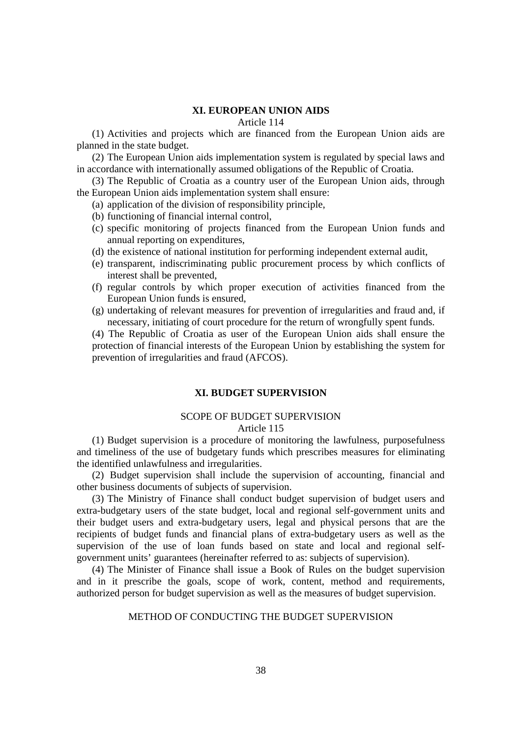## XI. EUROPEAN UNION AIDS

Article 114

(1) Activities and projects which are financed from the European Union aids are planned in the state budget.

(2) The European Union aids implementation system is regulated by special laws and in accordance with internationally assumed obligations of the Republic of Croatia.

(3) The Republic of Croatia as a country user of the European Union aids, through the European Union aids implementation system shall ensure:

(a) application of the division of responsibility principle,

(b) functioning of financial internal control,

(c) specific monitoring of projects financed from the European Union funds and annual reporting on expenditures,

(d) the existence of national institution for performing independent external audit,

(e) transparent, indiscriminating public procurement process by which conflicts of interest shall be prevented,

(f) regular controls by which proper execution of activities financed from the European Union funds is ensured,

(g) undertaking of relevant measures for prevention of irregularities and fraud and, if necessary, initiating of court procedure for the return of wrongfully spent funds.

(4) The Republic of Croatia as user of the European Union aids shall ensure the protection of financial interests of the European Union by establishing the system for prevention of irregularities and fraud (AFCOS).

## XI. BUDGET SUPERVISION

### SCOPE OF BUDGET SUPERVISION

Article 115

(1) Budget supervision is a procedure of monitoring the lawfulness, purposefulness and timeliness of the use of budgetary funds which prescribes measures for eliminating the identified unlawfulness and irregularities.

(2) Budget supervision shall include the supervision of accounting, financial and other business documents of subjects of supervision.

(3) The Ministry of Finance shall conduct budget supervision of budget users and extra-budgetary users of the state budget, local and regional self-government units and their budget users and extra-budgetary users, legal and physical persons that are the recipients of budget funds and financial plans of extra-budgetary users as well as the supervision of the use of loan funds based on state and local and regional self-government units' guarantees (hereinafter referred to as: subjects of supervision).

(4) The Minister of Finance shall issue a Book of Rules on the budget supervision and in it prescribe the goals, scope of work, content, method and requirements, authorized person for budget supervision as well as the measures of budget supervision.

### METHOD OF CONDUCTING THE BUDGET SUPERVISION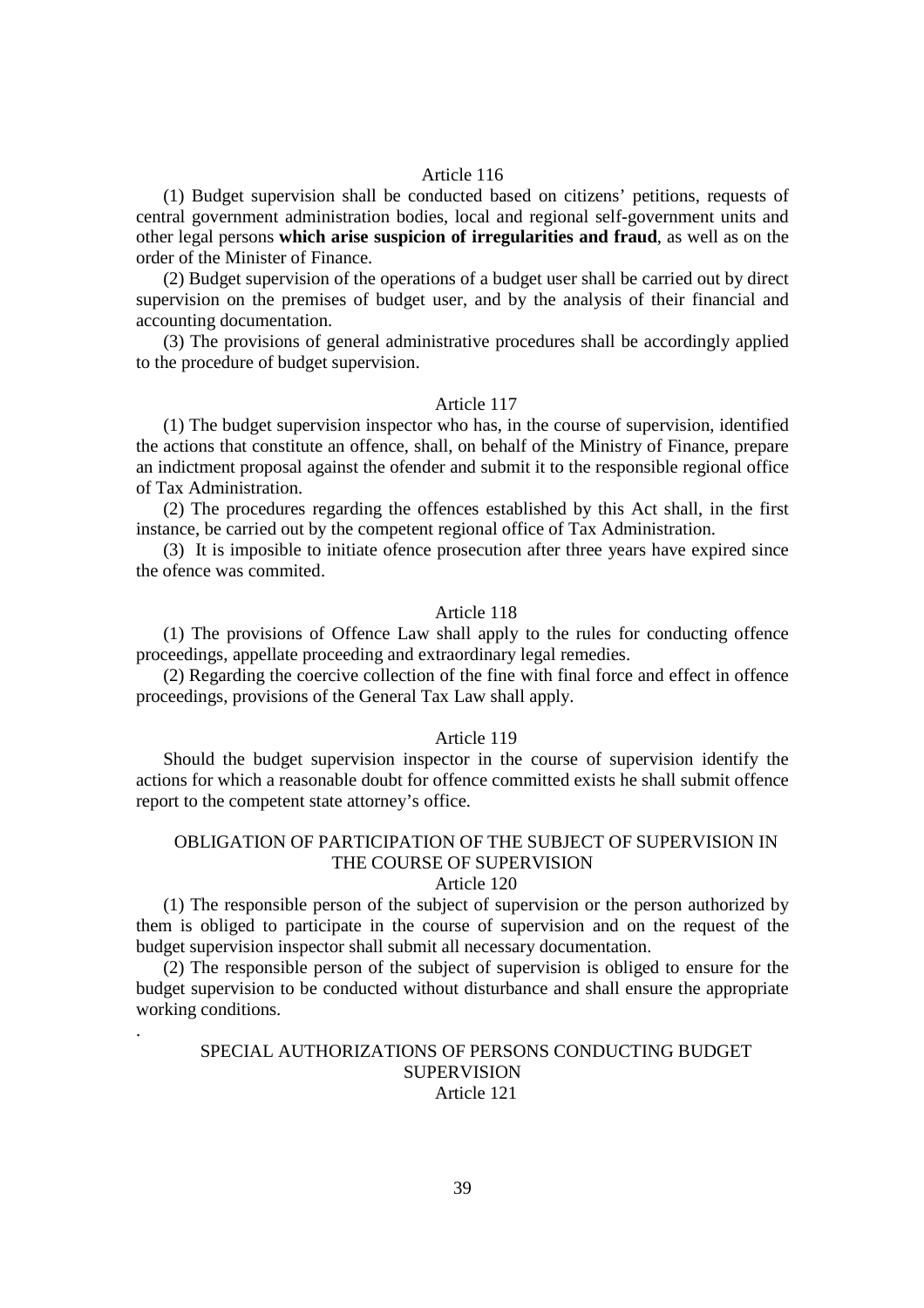Article 116

(1) Budget supervision shall be conducted based on citizens' petitions, requests of central government administration bodies, local and regional self-government units and other legal persons **which arise suspicion of irregularities and fraud**, as well as on the order of the Minister of Finance.

(2) Budget supervision of the operations of a budget user shall be carried out by direct supervision on the premises of budget user, and by the analysis of their financial and accounting documentation.

(3) The provisions of general administrative procedures shall be accordingly applied to the procedure of budget supervision.

Article 117

(1) The budget supervision inspector who has, in the course of supervision, identified the actions that constitute an offence, shall, on behalf of the Ministry of Finance, prepare an indictment proposal against the ofender and submit it to the responsible regional office of Tax Administration.

(2) The procedures regarding the offences established by this Act shall, in the first instance, be carried out by the competent regional office of Tax Administration.

(3) It is imposible to initiate ofence prosecution after three years have expired since the ofence was commited.

Article 118

(1) The provisions of Offence Law shall apply to the rules for conducting offence proceedings, appellate proceeding and extraordinary legal remedies.

(2) Regarding the coercive collection of the fine with final force and effect in offence proceedings, provisions of the General Tax Law shall apply.

Article 119

Should the budget supervision inspector in the course of supervision identify the actions for which a reasonable doubt for offence committed exists he shall submit offence report to the competent state attorney's office.

OBLIGATION OF PARTICIPATION OF THE SUBJECT OF SUPERVISION IN THE COURSE OF SUPERVISION

Article 120

(1) The responsible person of the subject of supervision or the person authorized by them is obliged to participate in the course of supervision and on the request of the budget supervision inspector shall submit all necessary documentation.

(2) The responsible person of the subject of supervision is obliged to ensure for the budget supervision to be conducted without disturbance and shall ensure the appropriate working conditions.

.

SPECIAL AUTHORIZATIONS OF PERSONS CONDUCTING BUDGET SUPERVISION

Article 121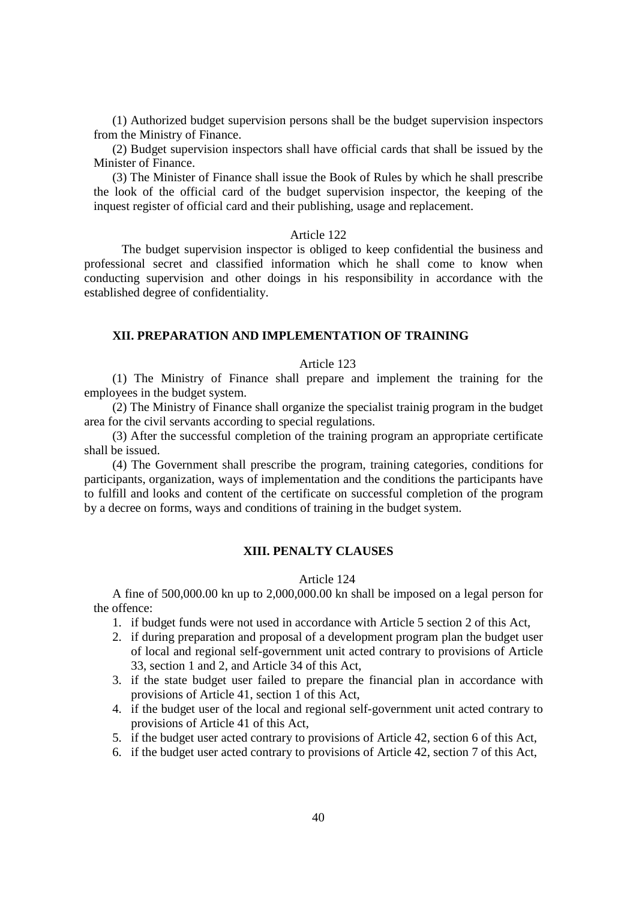(1) Authorized budget supervision persons shall be the budget supervision inspectors from the Ministry of Finance.

(2) Budget supervision inspectors shall have official cards that shall be issued by the Minister of Finance.

(3) The Minister of Finance shall issue the Book of Rules by which he shall prescribe the look of the official card of the budget supervision inspector, the keeping of the inquest register of official card and their publishing, usage and replacement.

Article 122

The budget supervision inspector is obliged to keep confidential the business and professional secret and classified information which he shall come to know when conducting supervision and other doings in his responsibility in accordance with the established degree of confidentiality.

## XII. PREPARATION AND IMPLEMENTATION OF TRAINING

Article 123

(1) The Ministry of Finance shall prepare and implement the training for the employees in the budget system.

(2) The Ministry of Finance shall organize the specialist trainig program in the budget area for the civil servants according to special regulations.

(3) After the successful completion of the training program an appropriate certificate shall be issued.

(4) The Government shall prescribe the program, training categories, conditions for participants, organization, ways of implementation and the conditions the participants have to fulfill and looks and content of the certificate on successful completion of the program by a decree on forms, ways and conditions of training in the budget system.

## XIII. PENALTY CLAUSES

Article 124

A fine of 500,000.00 kn up to 2,000,000.00 kn shall be imposed on a legal person for the offence:

1. if budget funds were not used in accordance with Article 5 section 2 of this Act,
2. if during preparation and proposal of a development program plan the budget user of local and regional self-government unit acted contrary to provisions of Article 33, section 1 and 2, and Article 34 of this Act,
3. if the state budget user failed to prepare the financial plan in accordance with provisions of Article 41, section 1 of this Act,
4. if the budget user of the local and regional self-government unit acted contrary to provisions of Article 41 of this Act,
5. if the budget user acted contrary to provisions of Article 42, section 6 of this Act,
6. if the budget user acted contrary to provisions of Article 42, section 7 of this Act,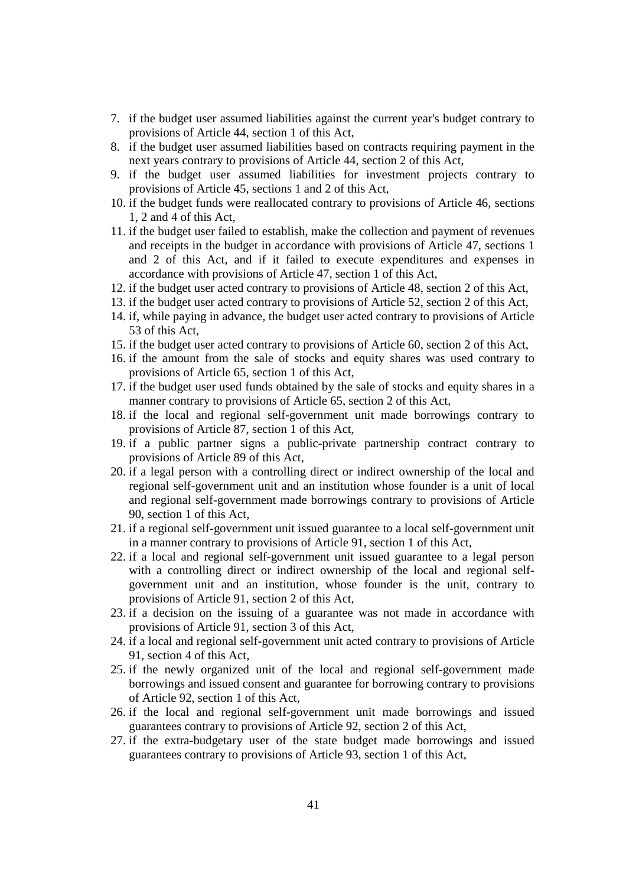7. if the budget user assumed liabilities against the current year's budget contrary to provisions of Article 44, section 1 of this Act,
8. if the budget user assumed liabilities based on contracts requiring payment in the next years contrary to provisions of Article 44, section 2 of this Act,
9. if the budget user assumed liabilities for investment projects contrary to provisions of Article 45, sections 1 and 2 of this Act,
10. if the budget funds were reallocated contrary to provisions of Article 46, sections 1, 2 and 4 of this Act,
11. if the budget user failed to establish, make the collection and payment of revenues and receipts in the budget in accordance with provisions of Article 47, sections 1 and 2 of this Act, and if it failed to execute expenditures and expenses in accordance with provisions of Article 47, section 1 of this Act,
12. if the budget user acted contrary to provisions of Article 48, section 2 of this Act,
13. if the budget user acted contrary to provisions of Article 52, section 2 of this Act,
14. if, while paying in advance, the budget user acted contrary to provisions of Article 53 of this Act,
15. if the budget user acted contrary to provisions of Article 60, section 2 of this Act,
16. if the amount from the sale of stocks and equity shares was used contrary to provisions of Article 65, section 1 of this Act,
17. if the budget user used funds obtained by the sale of stocks and equity shares in a manner contrary to provisions of Article 65, section 2 of this Act,
18. if the local and regional self-government unit made borrowings contrary to provisions of Article 87, section 1 of this Act,
19. if a public partner signs a public-private partnership contract contrary to provisions of Article 89 of this Act,
20. if a legal person with a controlling direct or indirect ownership of the local and regional self-government unit and an institution whose founder is a unit of local and regional self-government made borrowings contrary to provisions of Article 90, section 1 of this Act,
21. if a regional self-government unit issued guarantee to a local self-government unit in a manner contrary to provisions of Article 91, section 1 of this Act,
22. if a local and regional self-government unit issued guarantee to a legal person with a controlling direct or indirect ownership of the local and regional self-government unit and an institution, whose founder is the unit, contrary to provisions of Article 91, section 2 of this Act,
23. if a decision on the issuing of a guarantee was not made in accordance with provisions of Article 91, section 3 of this Act,
24. if a local and regional self-government unit acted contrary to provisions of Article 91, section 4 of this Act,
25. if the newly organized unit of the local and regional self-government made borrowings and issued consent and guarantee for borrowing contrary to provisions of Article 92, section 1 of this Act,
26. if the local and regional self-government unit made borrowings and issued guarantees contrary to provisions of Article 92, section 2 of this Act,
27. if the extra-budgetary user of the state budget made borrowings and issued guarantees contrary to provisions of Article 93, section 1 of this Act,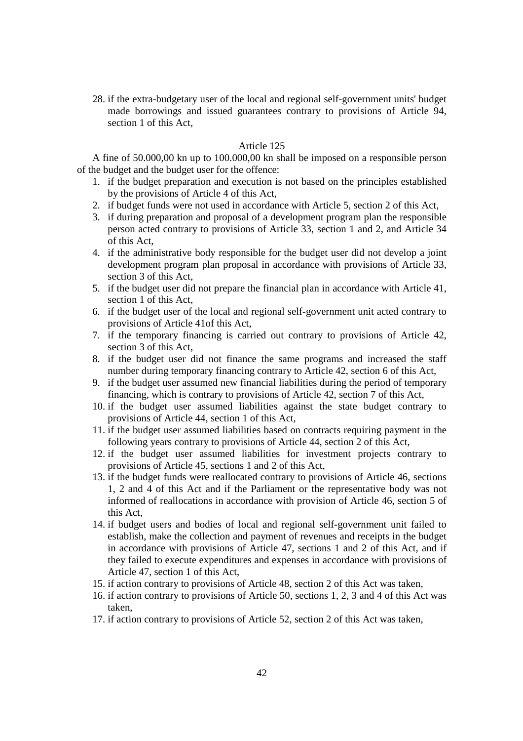28. if the extra-budgetary user of the local and regional self-government units' budget made borrowings and issued guarantees contrary to provisions of Article 94, section 1 of this Act,

Article 125

A fine of 50.000,00 kn up to 100.000,00 kn shall be imposed on a responsible person of the budget and the budget user for the offence:

1. if the budget preparation and execution is not based on the principles established by the provisions of Article 4 of this Act,
2. if budget funds were not used in accordance with Article 5, section 2 of this Act,
3. if during preparation and proposal of a development program plan the responsible person acted contrary to provisions of Article 33, section 1 and 2, and Article 34 of this Act,
4. if the administrative body responsible for the budget user did not develop a joint development program plan proposal in accordance with provisions of Article 33, section 3 of this Act,
5. if the budget user did not prepare the financial plan in accordance with Article 41, section 1 of this Act,
6. if the budget user of the local and regional self-government unit acted contrary to provisions of Article 41of this Act,
7. if the temporary financing is carried out contrary to provisions of Article 42, section 3 of this Act,
8. if the budget user did not finance the same programs and increased the staff number during temporary financing contrary to Article 42, section 6 of this Act,
9. if the budget user assumed new financial liabilities during the period of temporary financing, which is contrary to provisions of Article 42, section 7 of this Act,
10. if the budget user assumed liabilities against the state budget contrary to provisions of Article 44, section 1 of this Act,
11. if the budget user assumed liabilities based on contracts requiring payment in the following years contrary to provisions of Article 44, section 2 of this Act,
12. if the budget user assumed liabilities for investment projects contrary to provisions of Article 45, sections 1 and 2 of this Act,
13. if the budget funds were reallocated contrary to provisions of Article 46, sections 1, 2 and 4 of this Act and if the Parliament or the representative body was not informed of reallocations in accordance with provision of Article 46, section 5 of this Act,
14. if budget users and bodies of local and regional self-government unit failed to establish, make the collection and payment of revenues and receipts in the budget in accordance with provisions of Article 47, sections 1 and 2 of this Act, and if they failed to execute expenditures and expenses in accordance with provisions of Article 47, section 1 of this Act,
15. if action contrary to provisions of Article 48, section 2 of this Act was taken,
16. if action contrary to provisions of Article 50, sections 1, 2, 3 and 4 of this Act was taken,
17. if action contrary to provisions of Article 52, section 2 of this Act was taken,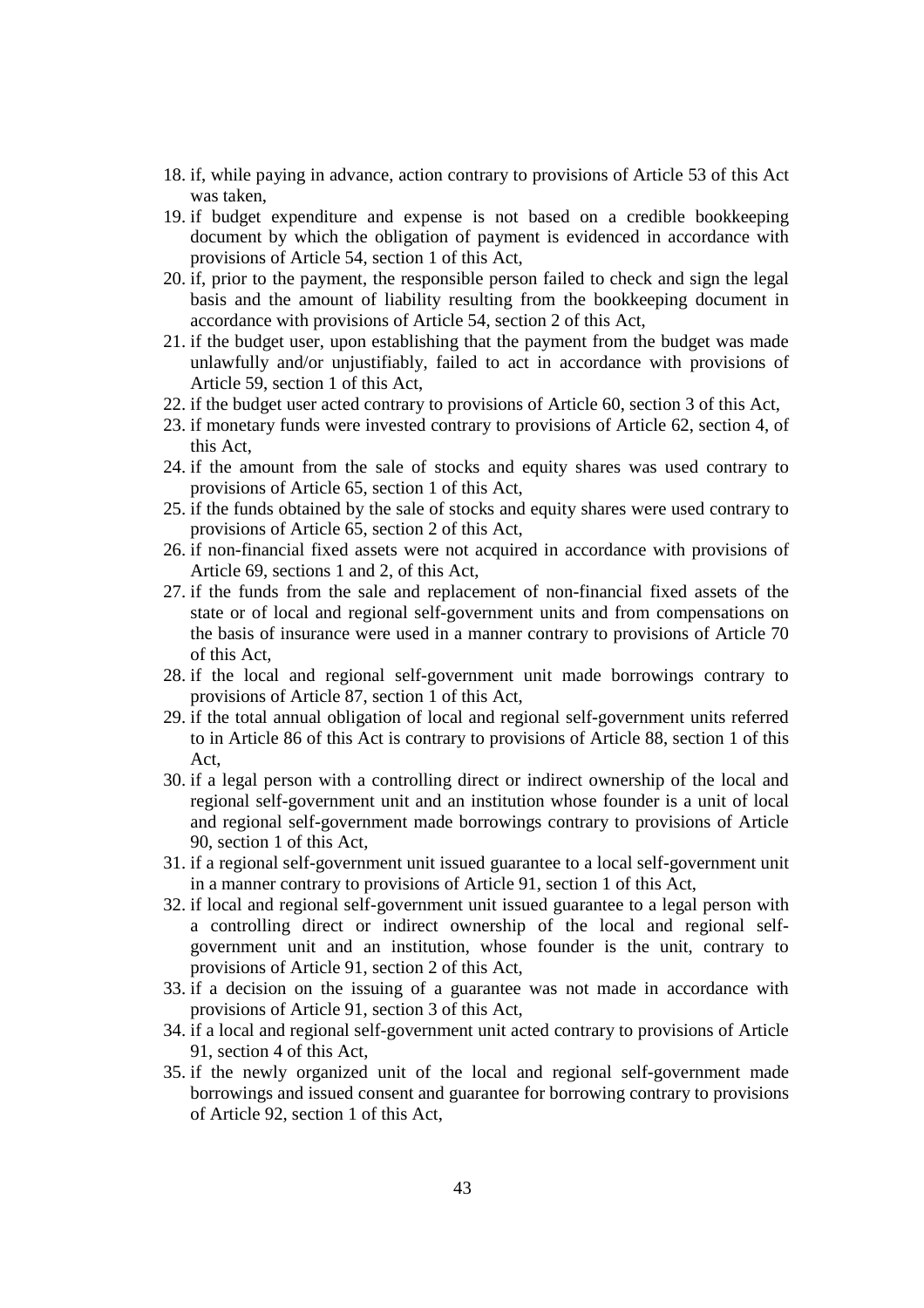18. if, while paying in advance, action contrary to provisions of Article 53 of this Act was taken,
19. if budget expenditure and expense is not based on a credible bookkeeping document by which the obligation of payment is evidenced in accordance with provisions of Article 54, section 1 of this Act,
20. if, prior to the payment, the responsible person failed to check and sign the legal basis and the amount of liability resulting from the bookkeeping document in accordance with provisions of Article 54, section 2 of this Act,
21. if the budget user, upon establishing that the payment from the budget was made unlawfully and/or unjustifiably, failed to act in accordance with provisions of Article 59, section 1 of this Act,
22. if the budget user acted contrary to provisions of Article 60, section 3 of this Act,
23. if monetary funds were invested contrary to provisions of Article 62, section 4, of this Act,
24. if the amount from the sale of stocks and equity shares was used contrary to provisions of Article 65, section 1 of this Act,
25. if the funds obtained by the sale of stocks and equity shares were used contrary to provisions of Article 65, section 2 of this Act,
26. if non-financial fixed assets were not acquired in accordance with provisions of Article 69, sections 1 and 2, of this Act,
27. if the funds from the sale and replacement of non-financial fixed assets of the state or of local and regional self-government units and from compensations on the basis of insurance were used in a manner contrary to provisions of Article 70 of this Act,
28. if the local and regional self-government unit made borrowings contrary to provisions of Article 87, section 1 of this Act,
29. if the total annual obligation of local and regional self-government units referred to in Article 86 of this Act is contrary to provisions of Article 88, section 1 of this Act,
30. if a legal person with a controlling direct or indirect ownership of the local and regional self-government unit and an institution whose founder is a unit of local and regional self-government made borrowings contrary to provisions of Article 90, section 1 of this Act,
31. if a regional self-government unit issued guarantee to a local self-government unit in a manner contrary to provisions of Article 91, section 1 of this Act,
32. if local and regional self-government unit issued guarantee to a legal person with a controlling direct or indirect ownership of the local and regional self-government unit and an institution, whose founder is the unit, contrary to provisions of Article 91, section 2 of this Act,
33. if a decision on the issuing of a guarantee was not made in accordance with provisions of Article 91, section 3 of this Act,
34. if a local and regional self-government unit acted contrary to provisions of Article 91, section 4 of this Act,
35. if the newly organized unit of the local and regional self-government made borrowings and issued consent and guarantee for borrowing contrary to provisions of Article 92, section 1 of this Act,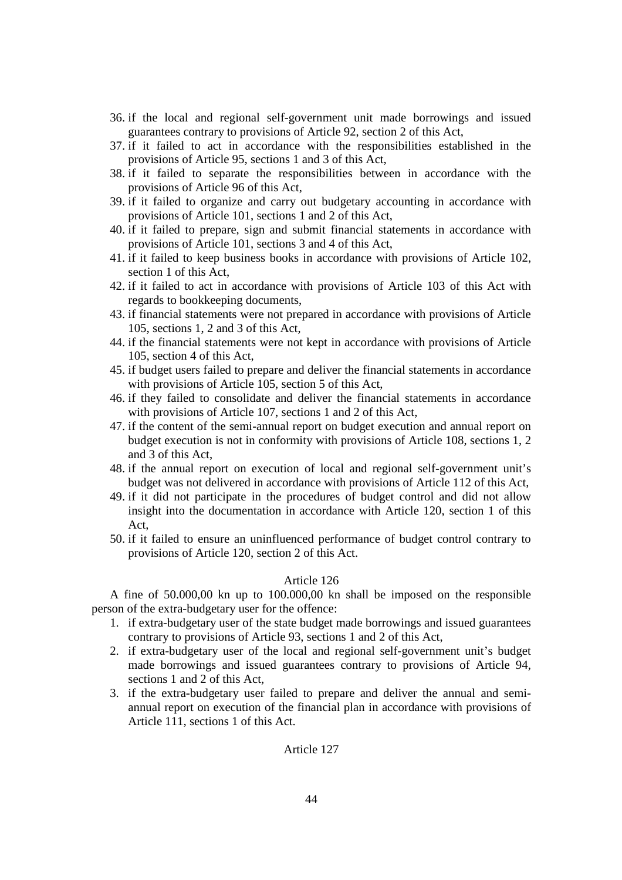36. if the local and regional self-government unit made borrowings and issued guarantees contrary to provisions of Article 92, section 2 of this Act,
37. if it failed to act in accordance with the responsibilities established in the provisions of Article 95, sections 1 and 3 of this Act,
38. if it failed to separate the responsibilities between in accordance with the provisions of Article 96 of this Act,
39. if it failed to organize and carry out budgetary accounting in accordance with provisions of Article 101, sections 1 and 2 of this Act,
40. if it failed to prepare, sign and submit financial statements in accordance with provisions of Article 101, sections 3 and 4 of this Act,
41. if it failed to keep business books in accordance with provisions of Article 102, section 1 of this Act,
42. if it failed to act in accordance with provisions of Article 103 of this Act with regards to bookkeeping documents,
43. if financial statements were not prepared in accordance with provisions of Article 105, sections 1, 2 and 3 of this Act,
44. if the financial statements were not kept in accordance with provisions of Article 105, section 4 of this Act,
45. if budget users failed to prepare and deliver the financial statements in accordance with provisions of Article 105, section 5 of this Act,
46. if they failed to consolidate and deliver the financial statements in accordance with provisions of Article 107, sections 1 and 2 of this Act,
47. if the content of the semi-annual report on budget execution and annual report on budget execution is not in conformity with provisions of Article 108, sections 1, 2 and 3 of this Act,
48. if the annual report on execution of local and regional self-government unit's budget was not delivered in accordance with provisions of Article 112 of this Act,
49. if it did not participate in the procedures of budget control and did not allow insight into the documentation in accordance with Article 120, section 1 of this Act,
50. if it failed to ensure an uninfluenced performance of budget control contrary to provisions of Article 120, section 2 of this Act.

Article 126

A fine of 50.000,00 kn up to 100.000,00 kn shall be imposed on the responsible person of the extra-budgetary user for the offence:

1. if extra-budgetary user of the state budget made borrowings and issued guarantees contrary to provisions of Article 93, sections 1 and 2 of this Act,
2. if extra-budgetary user of the local and regional self-government unit's budget made borrowings and issued guarantees contrary to provisions of Article 94, sections 1 and 2 of this Act,
3. if the extra-budgetary user failed to prepare and deliver the annual and semi-annual report on execution of the financial plan in accordance with provisions of Article 111, sections 1 of this Act.

Article 127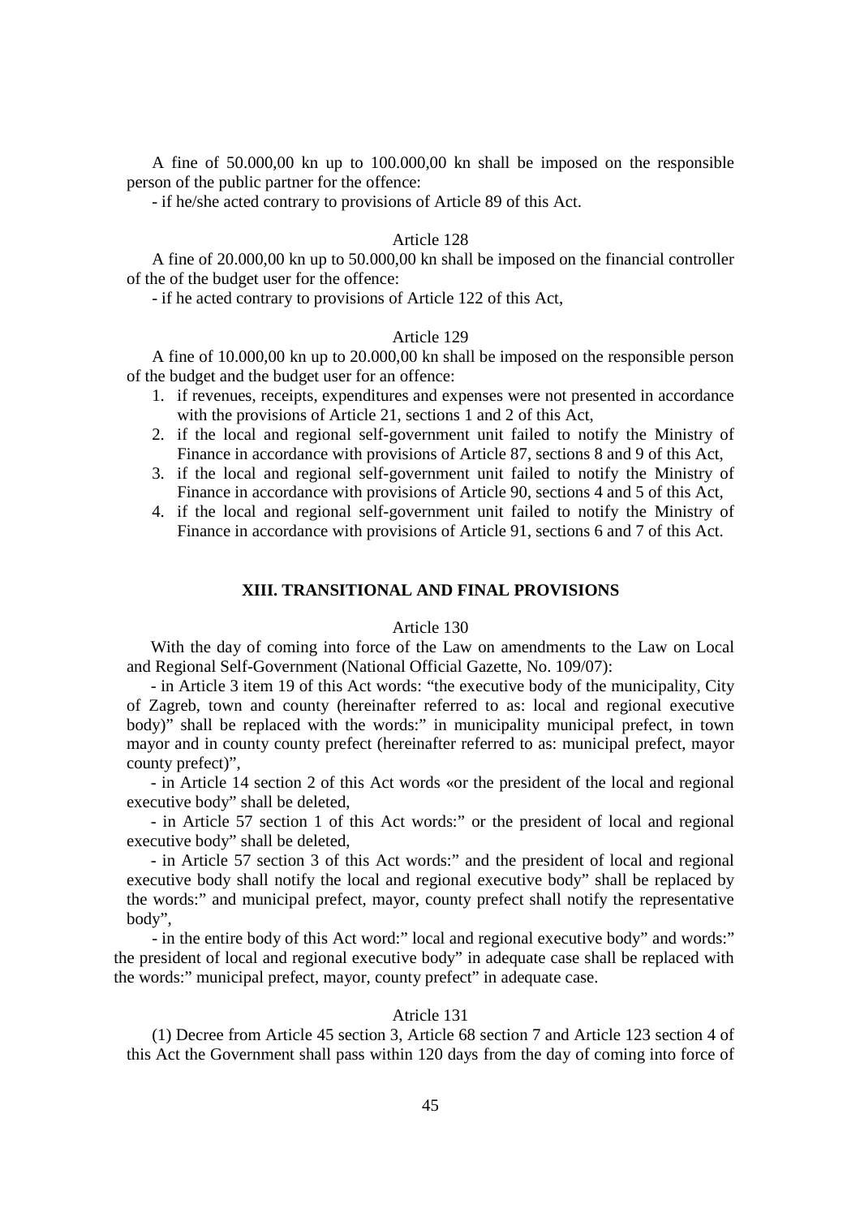A fine of 50.000,00 kn up to 100.000,00 kn shall be imposed on the responsible person of the public partner for the offence:

- if he/she acted contrary to provisions of Article 89 of this Act.

Article 128

A fine of 20.000,00 kn up to 50.000,00 kn shall be imposed on the financial controller of the of the budget user for the offence:

- if he acted contrary to provisions of Article 122 of this Act,

Article 129

A fine of 10.000,00 kn up to 20.000,00 kn shall be imposed on the responsible person of the budget and the budget user for an offence:

1. if revenues, receipts, expenditures and expenses were not presented in accordance with the provisions of Article 21, sections 1 and 2 of this Act,
2. if the local and regional self-government unit failed to notify the Ministry of Finance in accordance with provisions of Article 87, sections 8 and 9 of this Act,
3. if the local and regional self-government unit failed to notify the Ministry of Finance in accordance with provisions of Article 90, sections 4 and 5 of this Act,
4. if the local and regional self-government unit failed to notify the Ministry of Finance in accordance with provisions of Article 91, sections 6 and 7 of this Act.

## XIII. TRANSITIONAL AND FINAL PROVISIONS

Article 130

With the day of coming into force of the Law on amendments to the Law on Local and Regional Self-Government (National Official Gazette, No. 109/07):

- in Article 3 item 19 of this Act words: "the executive body of the municipality, City of Zagreb, town and county (hereinafter referred to as: local and regional executive body)" shall be replaced with the words:" in municipality municipal prefect, in town mayor and in county county prefect (hereinafter referred to as: municipal prefect, mayor county prefect)",

- in Article 14 section 2 of this Act words «or the president of the local and regional executive body" shall be deleted,

- in Article 57 section 1 of this Act words:" or the president of local and regional executive body" shall be deleted,

- in Article 57 section 3 of this Act words:" and the president of local and regional executive body shall notify the local and regional executive body" shall be replaced by the words:" and municipal prefect, mayor, county prefect shall notify the representative body",

- in the entire body of this Act word:" local and regional executive body" and words:" the president of local and regional executive body" in adequate case shall be replaced with the words:" municipal prefect, mayor, county prefect" in adequate case.

Atricle 131

(1) Decree from Article 45 section 3, Article 68 section 7 and Article 123 section 4 of this Act the Government shall pass within 120 days from the day of coming into force of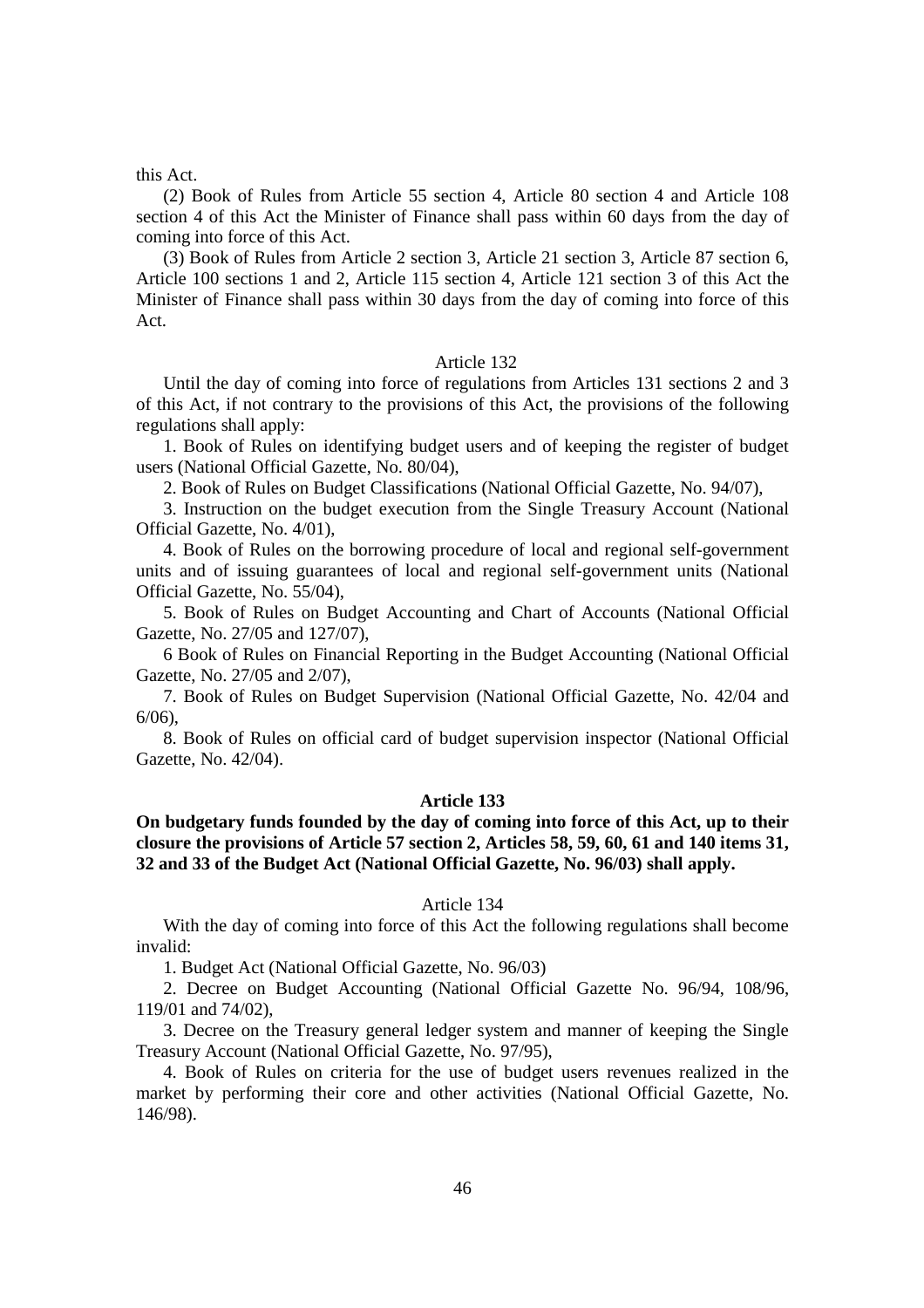this Act.

(2) Book of Rules from Article 55 section 4, Article 80 section 4 and Article 108 section 4 of this Act the Minister of Finance shall pass within 60 days from the day of coming into force of this Act.

(3) Book of Rules from Article 2 section 3, Article 21 section 3, Article 87 section 6, Article 100 sections 1 and 2, Article 115 section 4, Article 121 section 3 of this Act the Minister of Finance shall pass within 30 days from the day of coming into force of this Act.

Article 132

Until the day of coming into force of regulations from Articles 131 sections 2 and 3 of this Act, if not contrary to the provisions of this Act, the provisions of the following regulations shall apply:

1. Book of Rules on identifying budget users and of keeping the register of budget users (National Official Gazette, No. 80/04),

2. Book of Rules on Budget Classifications (National Official Gazette, No. 94/07),

3. Instruction on the budget execution from the Single Treasury Account (National Official Gazette, No. 4/01),

4. Book of Rules on the borrowing procedure of local and regional self-government units and of issuing guarantees of local and regional self-government units (National Official Gazette, No. 55/04),

5. Book of Rules on Budget Accounting and Chart of Accounts (National Official Gazette, No. 27/05 and 127/07),

6 Book of Rules on Financial Reporting in the Budget Accounting (National Official Gazette, No. 27/05 and 2/07),

7. Book of Rules on Budget Supervision (National Official Gazette, No. 42/04 and 6/06),

8. Book of Rules on official card of budget supervision inspector (National Official Gazette, No. 42/04).

**Article 133**

**On budgetary funds founded by the day of coming into force of this Act, up to their closure the provisions of Article 57 section 2, Articles 58, 59, 60, 61 and 140 items 31, 32 and 33 of the Budget Act (National Official Gazette, No. 96/03) shall apply.**

Article 134

With the day of coming into force of this Act the following regulations shall become invalid:

1. Budget Act (National Official Gazette, No. 96/03)

2. Decree on Budget Accounting (National Official Gazette No. 96/94, 108/96, 119/01 and 74/02),

3. Decree on the Treasury general ledger system and manner of keeping the Single Treasury Account (National Official Gazette, No. 97/95),

4. Book of Rules on criteria for the use of budget users revenues realized in the market by performing their core and other activities (National Official Gazette, No. 146/98).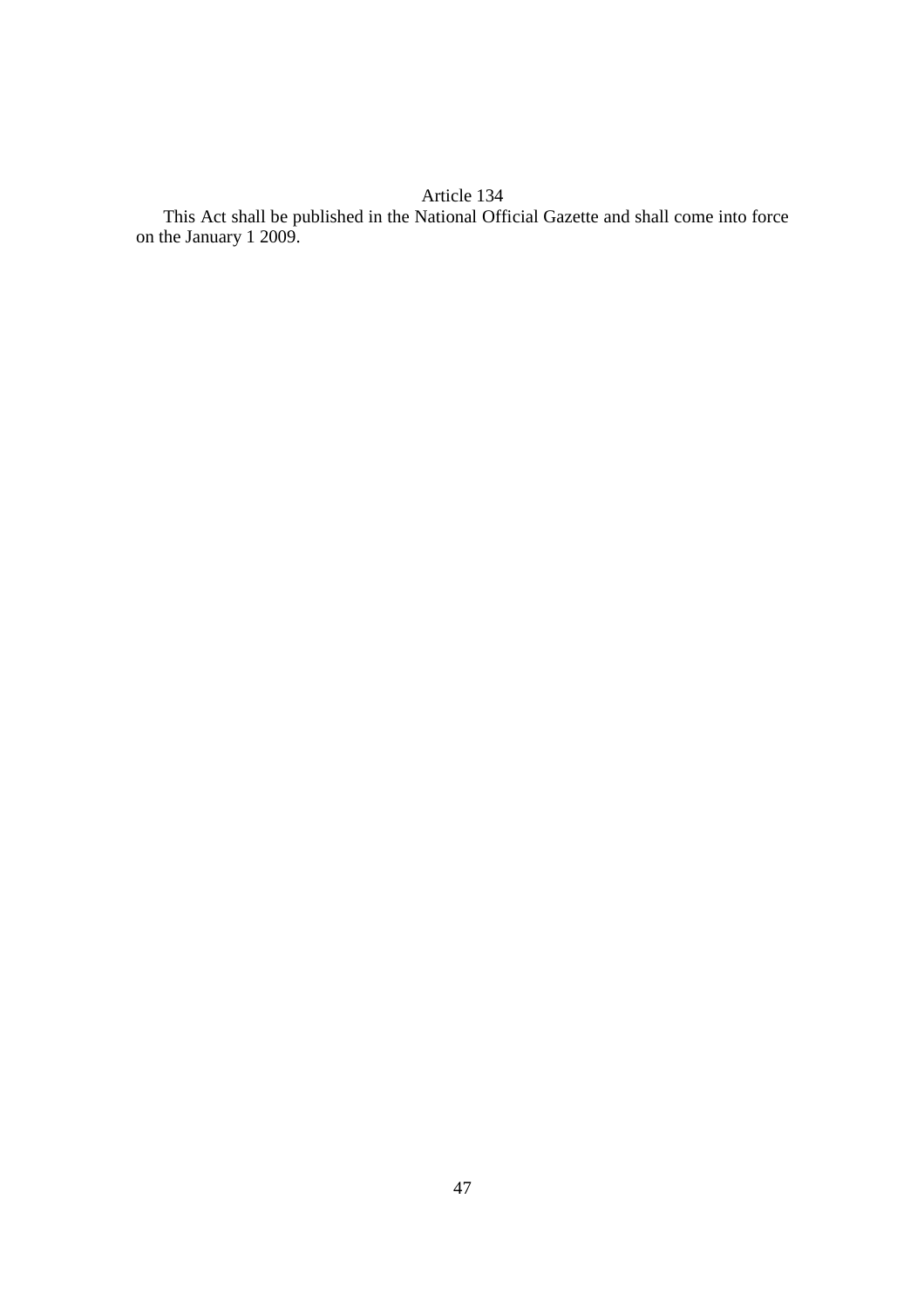Article 134

This Act shall be published in the National Official Gazette and shall come into force on the January 1 2009.